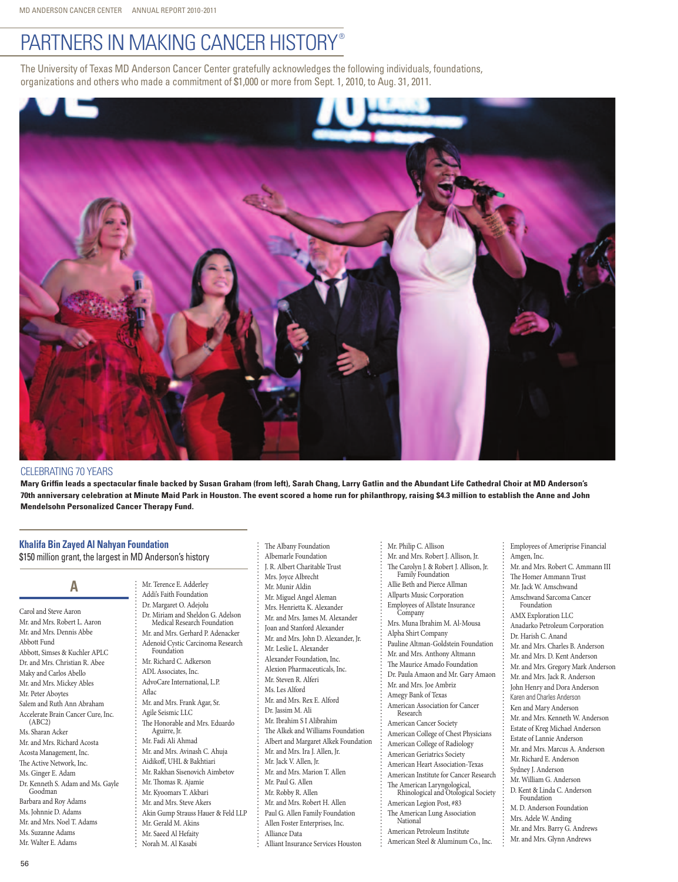# PARTNERS IN MAKING CANCER HISTORY®

The University of Texas MD Anderson Cancer Center gratefully acknowledges the following individuals, foundations, organizations and others who made a commitment of $1,000 or more from Sept. 1, 2010, to Aug. 31, 2011.

CELEBRATING 70 YEARS

**Mary Griffin leads a spectacular finale backed by Susan Graham (from left), Sarah Chang, Larry Gatlin and the Abundant Life Cathedral Choir at MD Anderson's 70th anniversary celebration at Minute Maid Park in Houston. The event scored a home run for philanthropy, raising $4.3 million to establish the Anne and John Mendelsohn Personalized Cancer Therapy Fund.**

**Khalifa Bin Zayed Al Nahyan Foundation**
$150 million grant, the largest in MD Anderson's history

## A

Carol and Steve Aaron
Mr. and Mrs. Robert L. Aaron
Mr. and Mrs. Dennis Abbe
Abbott Fund
Abbott, Simses & Kuchler APLC
Dr. and Mrs. Christian R. Abee
Maky and Carlos Abello
Mr. and Mrs. Mickey Ables
Mr. Peter Aboytes
Salem and Ruth Ann Abraham
Accelerate Brain Cancer Cure, Inc. (ABC2)
Ms. Sharan Acker
Mr. and Mrs. Richard Acosta
Acosta Management, Inc.
The Active Network, Inc.
Ms. Ginger E. Adam
Dr. Kenneth S. Adam and Ms. Gayle Goodman
Barbara and Roy Adams
Ms. Johnnie D. Adams
Mr. and Mrs. Noel T. Adams
Ms. Suzanne Adams
Mr. Walter E. Adams
Mr. Terence E. Adderley
Addi's Faith Foundation
Dr. Margaret O. Adejolu
Dr. Miriam and Sheldon G. Adelson Medical Research Foundation
Mr. and Mrs. Gerhard P. Adenacker
Adenoid Cystic Carcinoma Research Foundation
Mr. Richard C. Adkerson
ADL Associates, Inc.
AdvoCare International, L.P.
Aflac
Mr. and Mrs. Frank Agar, Sr.
Agile Seismic LLC
The Honorable and Mrs. Eduardo Aguirre, Jr.
Mr. Fadi Ali Ahmad
Mr. and Mrs. Avinash C. Ahuja
Aidikoff, UHL & Bakhtiari
Mr. Rakhan Sisenovich Aimbetov
Mr. Thomas R. Ajamie
Mr. Kyoomars T. Akbari
Mr. and Mrs. Steve Akers
Akin Gump Strauss Hauer & Feld LLP
Mr. Gerald M. Akins
Mr. Saeed Al Hefaity
Norah M. Al Kasabi
The Albany Foundation
Albemarle Foundation
J. R. Albert Charitable Trust
Mrs. Joyce Albrecht
Mr. Munir Aldin
Mr. Miguel Angel Aleman
Mrs. Henrietta K. Alexander
Mr. and Mrs. James M. Alexander
Joan and Stanford Alexander
Mr. and Mrs. John D. Alexander, Jr.
Mr. Leslie L. Alexander
Alexander Foundation, Inc.
Alexion Pharmaceuticals, Inc.
Mr. Steven R. Alferi
Ms. Les Alford
Mr. and Mrs. Rex E. Alford
Dr. Jassim M. Ali
Mr. Ibrahim S I Alibrahim
The Alkek and Williams Foundation
Albert and Margaret Alkek Foundation
Mr. and Mrs. Ira J. Allen, Jr.
Mr. Jack V. Allen, Jr.
Mr. and Mrs. Marion T. Allen
Mr. Paul G. Allen
Mr. Robby R. Allen
Mr. and Mrs. Robert H. Allen
Paul G. Allen Family Foundation
Allen Foster Enterprises, Inc.
Alliance Data
Alliant Insurance Services Houston
Mr. Philip C. Allison
Mr. and Mrs. Robert J. Allison, Jr.
The Carolyn J. & Robert J. Allison, Jr. Family Foundation
Allie Beth and Pierce Allman
Allparts Music Corporation
Employees of Allstate Insurance Company
Mrs. Muna Ibrahim M. Al-Mousa
Alpha Shirt Company
Pauline Altman-Goldstein Foundation
Mr. and Mrs. Anthony Altmann
The Maurice Amado Foundation
Dr. Paula Amaon and Mr. Gary Amaon
Mr. and Mrs. Joe Ambriz
Amegy Bank of Texas
American Association for Cancer Research
American Cancer Society
American College of Chest Physicians
American College of Radiology
American Geriatrics Society
American Heart Association-Texas
American Institute for Cancer Research
The American Laryngological, Rhinological and Otological Society
American Legion Post, #83
The American Lung Association National
American Petroleum Institute
American Steel & Aluminum Co., Inc.
Employees of Ameriprise Financial
Amgen, Inc.
Mr. and Mrs. Robert C. Ammann III
The Homer Ammann Trust
Mr. Jack W. Amschwand
Amschwand Sarcoma Cancer Foundation
AMX Exploration LLC
Anadarko Petroleum Corporation
Dr. Harish C. Anand
Mr. and Mrs. Charles B. Anderson
Mr. and Mrs. D. Kent Anderson
Mr. and Mrs. Gregory Mark Anderson
Mr. and Mrs. Jack R. Anderson
John Henry and Dora Anderson
Karen and Charles Anderson
Ken and Mary Anderson
Mr. and Mrs. Kenneth W. Anderson
Estate of Kreg Michael Anderson
Estate of Lannie Anderson
Mr. and Mrs. Marcus A. Anderson
Mr. Richard E. Anderson
Sydney J. Anderson
Mr. William G. Anderson
D. Kent & Linda C. Anderson Foundation
M. D. Anderson Foundation
Mrs. Adele W. Anding
Mr. and Mrs. Barry G. Andrews
Mr. and Mrs. Glynn Andrews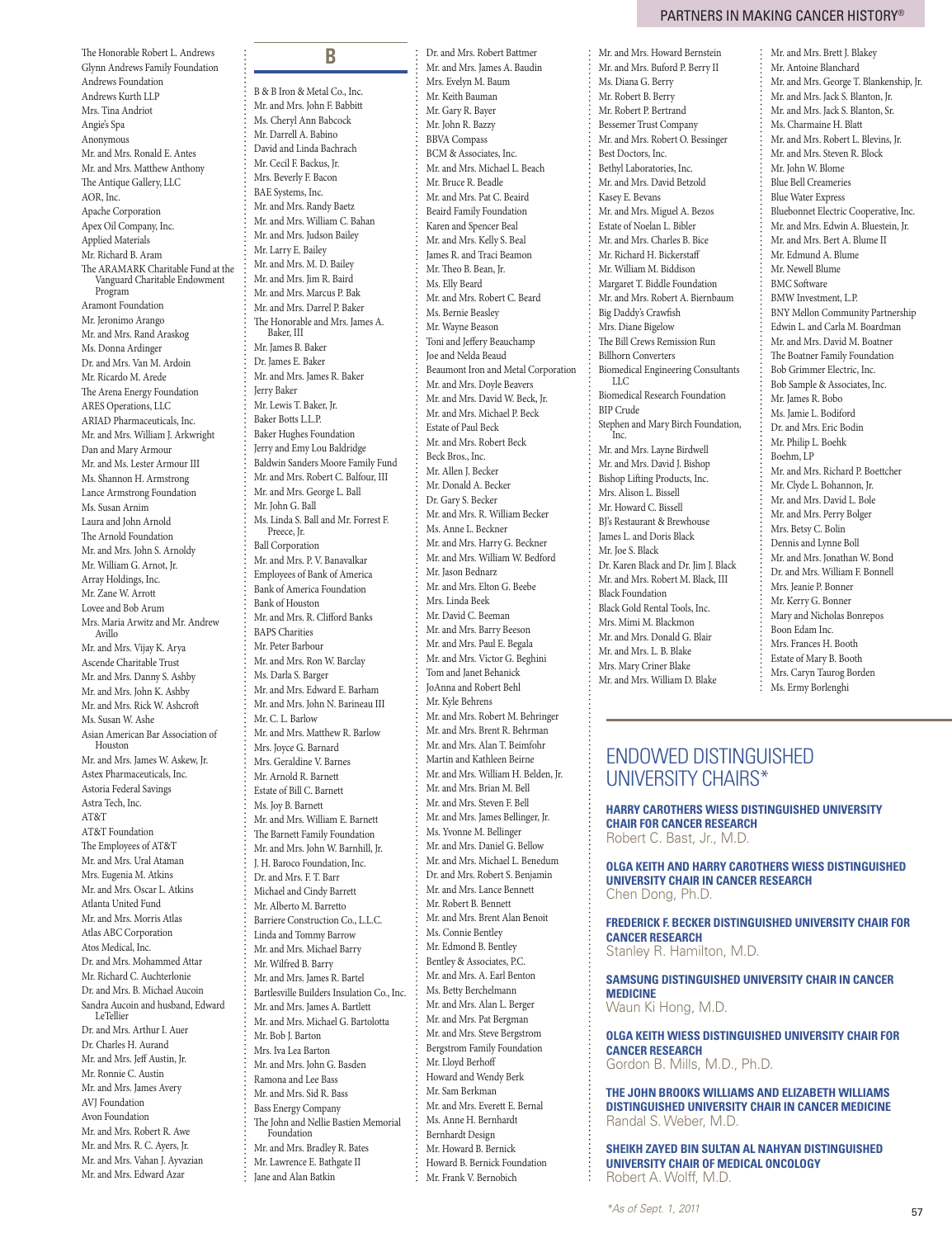The Honorable Robert L. Andrews
Glynn Andrews Family Foundation
Andrews Foundation
Andrews Kurth LLP
Mrs. Tina Andriot
Angie's Spa
Anonymous
Mr. and Mrs. Ronald E. Antes
Mr. and Mrs. Matthew Anthony
The Antique Gallery, LLC
AOR, Inc.
Apache Corporation
Apex Oil Company, Inc.
Applied Materials
Mr. Richard B. Aram
The ARAMARK Charitable Fund at the Vanguard Charitable Endowment Program
Aramont Foundation
Mr. Jeronimo Arango
Mr. and Mrs. Rand Araskog
Ms. Donna Ardinger
Dr. and Mrs. Van M. Ardoin
Mr. Ricardo M. Arede
The Arena Energy Foundation
ARES Operations, LLC
ARIAD Pharmaceuticals, Inc.
Mr. and Mrs. William J. Arkwright
Dan and Mary Armour
Mr. and Ms. Lester Armour III
Ms. Shannon H. Armstrong
Lance Armstrong Foundation
Ms. Susan Arnim
Laura and John Arnold
The Arnold Foundation
Mr. and Mrs. John S. Arnoldy
Mr. William G. Arnot, Jr.
Array Holdings, Inc.
Mr. Zane W. Arrott
Lovee and Bob Arum
Mrs. Maria Arwitz and Mr. Andrew Avillo
Mr. and Mrs. Vijay K. Arya
Ascende Charitable Trust
Mr. and Mrs. Danny S. Ashby
Mr. and Mrs. John K. Ashby
Mr. and Mrs. Rick W. Ashcroft
Ms. Susan W. Ashe
Asian American Bar Association of Houston
Mr. and Mrs. James W. Askew, Jr.
Astex Pharmaceuticals, Inc.
Astoria Federal Savings
Astra Tech, Inc.
AT&T
AT&T Foundation
The Employees of AT&T
Mr. and Mrs. Ural Ataman
Mrs. Eugenia M. Atkins
Mr. and Mrs. Oscar L. Atkins
Atlanta United Fund
Mr. and Mrs. Morris Atlas
Atlas ABC Corporation
Atos Medical, Inc.
Dr. and Mrs. Mohammed Attar
Mr. Richard C. Auchterlonie
Dr. and Mrs. B. Michael Aucoin
Sandra Aucoin and husband, Edward LeTellier
Dr. and Mrs. Arthur I. Auer
Dr. Charles H. Aurand
Mr. and Mrs. Jeff Austin, Jr.
Mr. Ronnie C. Austin
Mr. and Mrs. James Avery
AVJ Foundation
Avon Foundation
Mr. and Mrs. Robert R. Awe
Mr. and Mrs. R. C. Ayers, Jr.
Mr. and Mrs. Vahan J. Ayvazian
Mr. and Mrs. Edward Azar

## B

B & B Iron & Metal Co., Inc.
Mr. and Mrs. John F. Babbitt
Ms. Cheryl Ann Babcock
Mr. Darrell A. Babino
David and Linda Bachrach
Mr. Cecil F. Backus, Jr.
Mrs. Beverly F. Bacon
BAE Systems, Inc.
Mr. and Mrs. Randy Baetz
Mr. and Mrs. William C. Bahan
Mr. and Mrs. Judson Bailey
Mr. Larry E. Bailey
Mr. and Mrs. M. D. Bailey
Mr. and Mrs. Jim R. Baird
Mr. and Mrs. Marcus P. Bak
Mr. and Mrs. Darrel P. Baker
The Honorable and Mrs. James A. Baker, III
Mr. James B. Baker
Dr. James E. Baker
Mr. and Mrs. James R. Baker
Jerry Baker
Mr. Lewis T. Baker, Jr.
Baker Botts L.L.P.
Baker Hughes Foundation
Jerry and Emy Lou Baldridge
Baldwin Sanders Moore Family Fund
Mr. and Mrs. Robert C. Balfour, III
Mr. and Mrs. George L. Ball
Mr. John G. Ball
Ms. Linda S. Ball and Mr. Forrest F. Preece, Jr.
Ball Corporation
Mr. and Mrs. P. V. Banavalkar
Employees of Bank of America
Bank of America Foundation
Bank of Houston
Mr. and Mrs. R. Clifford Banks
BAPS Charities
Mr. Peter Barbour
Mr. and Mrs. Ron W. Barclay
Ms. Darla S. Barger
Mr. and Mrs. Edward C. Barham
Mr. and Mrs. John N. Barineau III
Mr. C. L. Barlow
Mr. and Mrs. Matthew R. Barlow
Mrs. Joyce G. Barnard
Mrs. Geraldine V. Barnes
Mr. Arnold R. Barnett
Estate of Bill C. Barnett
Ms. Joy B. Barnett
Mr. and Mrs. William E. Barnett
The Barnett Family Foundation
Mr. and Mrs. John W. Barnhill, Jr.
J. H. Baroco Foundation, Inc.
Dr. and Mrs. F. T. Barr
Michael and Cindy Barrett
Mr. Alberto M. Barretto
Barriere Construction Co., L.L.C.
Linda and Tommy Barrow
Mr. and Mrs. Michael Barry
Mr. Wilfred B. Barry
Mr. and Mrs. James R. Bartel
Bartlesville Builders Insulation Co., Inc.
Mr. and Mrs. James A. Bartlett
Mr. and Mrs. Michael G. Bartolotta
Mr. Bob J. Barton
Mrs. Iva Lea Barton
Mr. and Mrs. John G. Basden
Ramona and Lee Bass
Mr. and Mrs. Sid R. Bass
Bass Energy Company
The John and Nellie Bastien Memorial Foundation
Mr. and Mrs. Bradley R. Bates
Mr. Lawrence E. Bathgate II
Jane and Alan Batkin
Dr. and Mrs. Robert Battmer
Mr. and Mrs. James A. Baudin
Mrs. Evelyn M. Baum
Mr. Keith Bauman
Mr. Gary R. Bayer
Mr. John R. Bazzy
BBVA Compass
BCM & Associates, Inc.
Mr. and Mrs. Michael L. Beach
Mr. Bruce R. Beadle
Mr. and Mrs. Pat C. Beaird
Beaird Family Foundation
Karen and Spencer Beal
Mr. and Mrs. Kelly S. Beal
James R. and Traci Beamon
Mr. Theo B. Bean, Jr.
Ms. Elly Beard
Mr. and Mrs. Robert C. Beard
Ms. Bernie Beasley
Mr. Wayne Beason
Toni and Jeffery Beauchamp
Joe and Nelda Beaud
Beaumont Iron and Metal Corporation
Mr. and Mrs. Doyle Beavers
Mr. and Mrs. David W. Beck, Jr.
Mr. and Mrs. Michael P. Beck
Estate of Paul Beck
Mr. and Mrs. Robert Beck
Beck Bros., Inc.
Mr. Allen J. Becker
Mr. Donald A. Becker
Dr. Gary S. Becker
Mr. and Mrs. R. William Becker
Ms. Anne L. Beckner
Mr. and Mrs. Harry G. Beckner
Mr. and Mrs. William W. Bedford
Mr. Jason Bednarz
Mr. and Mrs. Elton G. Beebe
Mrs. Linda Beek
Mr. David C. Beeman
Mr. and Mrs. Barry Beeson
Mr. and Mrs. Paul E. Begala
Mr. and Mrs. Victor G. Beghini
Tom and Janet Behrick
JoAnna and Robert Behl
Mr. Kyle Behrens
Mr. and Mrs. Robert M. Behringer
Mr. and Mrs. Brent R. Behrman
Mr. and Mrs. Alan T. Beimfohr
Martin and Kathleen Beirne
Mr. and Mrs. William H. Belden, Jr.
Mr. and Mrs. Brian M. Bell
Mr. and Mrs. Steven F. Bell
Mr. and Mrs. James Bellinger, Jr.
Ms. Yvonne M. Bellinger
Mr. and Mrs. Daniel G. Bellow
Mr. and Mrs. Michael L. Benedum
Dr. and Mrs. Robert S. Benjamin
Mr. and Mrs. Lance Bennett
Mr. Robert B. Bennett
Mr. and Mrs. Brent Alan Benoit
Ms. Connie Bentley
Mr. Edmond B. Bentley
Bentley & Associates, P.C.
Mr. and Mrs. A. Earl Benton
Ms. Betty Berchelmann
Mr. and Mrs. Alan L. Berger
Mr. and Mrs. Pat Bergman
Mr. and Mrs. Steve Bergstrom
Bergstrom Family Foundation
Mr. Lloyd Berhoff
Howard and Wendy Berk
Mr. Sam Berkman
Mr. and Mrs. Everett E. Bernal
Ms. Anne H. Bernhardt
Bernhardt Design
Mr. Howard B. Bernick
Howard B. Bernick Foundation
Mr. Frank V. Bernobich
Mr. and Mrs. Howard Bernstein
Mr. and Mrs. Buford P. Berry II
Ms. Diana G. Berry
Mr. Robert B. Berry
Mr. Robert P. Bertrand
Bessemer Trust Company
Mr. and Mrs. Robert O. Bessinger
Best Doctors, Inc.
Bethyl Laboratories, Inc.
Mr. and Mrs. David Betzold
Kasey E. Bevans
Mr. and Mrs. Miguel A. Bezos
Estate of Noelan L. Bibler
Mr. and Mrs. Charles B. Bice
Mr. Richard H. Bickerstaff
Mr. William M. Biddison
Margaret T. Biddle Foundation
Mr. and Mrs. Robert A. Biernbaum
Big Daddy's Crawfish
Mrs. Diane Bigelow
The Bill Crews Remission Run
Billhorn Converters
Biomedical Engineering Consultants LLC
Biomedical Research Foundation
BIP Crude
Stephen and Mary Birch Foundation, Inc.
Mr. and Mrs. Layne Birdwell
Mr. and Mrs. David J. Bishop
Bishop Lifting Products, Inc.
Mrs. Alison L. Bissell
Mr. Howard C. Bissell
BJ's Restaurant & Brewhouse
James L. and Doris Black
Mr. Joe S. Black
Dr. Karen Black and Dr. Jim J. Black
Mr. and Mrs. Robert M. Black, III
Black Foundation
Black Gold Rental Tools, Inc.
Mrs. Mimi M. Blackmon
Mr. and Mrs. Donald G. Blair
Mr. and Mrs. L. B. Blake
Mrs. Mary Criner Blake
Mr. and Mrs. William D. Blake
Mr. and Mrs. Brett J. Blakey
Mr. Antoine Blanchard
Mr. and Mrs. George T. Blankenship, Jr.
Mr. and Mrs. Jack S. Blanton, Jr.
Mr. and Mrs. Jack S. Blanton, Sr.
Ms. Charmaine H. Blatt
Mr. and Mrs. Robert L. Blevins, Jr.
Mr. and Mrs. Steven R. Block
Mr. John W. Blome
Blue Bell Creameries
Blue Water Express
Bluebonnet Electric Cooperative, Inc.
Mr. and Mrs. Edwin A. Bluestein, Jr.
Mr. and Mrs. Bert A. Blume II
Mr. Edmund A. Blume
Mr. Newell Blume
BMC Software
BMW Investment, L.P.
BNY Mellon Community Partnership
Edwin L. and Carla M. Boardman
Mr. and Mrs. David M. Boatner
The Boatner Family Foundation
Bob Grimmer Electric, Inc.
Bob Sample & Associates, Inc.
Mr. James R. Bobo
Ms. Jamie L. Bodiford
Dr. and Mrs. Eric Bodin
Mr. Philip L. Boehk
Boehm, LP
Mr. and Mrs. Richard P. Boettcher
Mr. Clyde L. Bohannon, Jr.
Mr. and Mrs. David L. Bole
Mr. and Mrs. Perry Bolger
Mrs. Betsy C. Bolin
Dennis and Lynne Boll
Mr. and Mrs. Jonathan W. Bond
Dr. and Mrs. William F. Bonnell
Mrs. Jeanie P. Bonner
Mr. Kerry G. Bonner
Mary and Nicholas Bonrepos
Boon Edam Inc.
Mrs. Frances H. Booth
Estate of Mary B. Booth
Mrs. Caryn Taurog Borden
Ms. Ermy Borlenghi

## ENDOWED DISTINGUISHED UNIVERSITY CHAIRS*

**HARRY CAROTHERS WIESS DISTINGUISHED UNIVERSITY CHAIR FOR CANCER RESEARCH**
Robert C. Bast, Jr., M.D.

**OLGA KEITH AND HARRY CAROTHERS WIESS DISTINGUISHED UNIVERSITY CHAIR IN CANCER RESEARCH**
Chen Dong, Ph.D.

**FREDERICK F. BECKER DISTINGUISHED UNIVERSITY CHAIR FOR CANCER RESEARCH**
Stanley R. Hamilton, M.D.

**SAMSUNG DISTINGUISHED UNIVERSITY CHAIR IN CANCER MEDICINE**
Waun Ki Hong, M.D.

**OLGA KEITH WIESS DISTINGUISHED UNIVERSITY CHAIR FOR CANCER RESEARCH**
Gordon B. Mills, M.D., Ph.D.

**THE JOHN BROOKS WILLIAMS AND ELIZABETH WILLIAMS DISTINGUISHED UNIVERSITY CHAIR IN CANCER MEDICINE**
Randal S. Weber, M.D.

**SHEIKH ZAYED BIN SULTAN AL NAHYAN DISTINGUISHED UNIVERSITY CHAIR OF MEDICAL ONCOLOGY**
Robert A. Wolff, M.D.

*As of Sept. 1, 2011*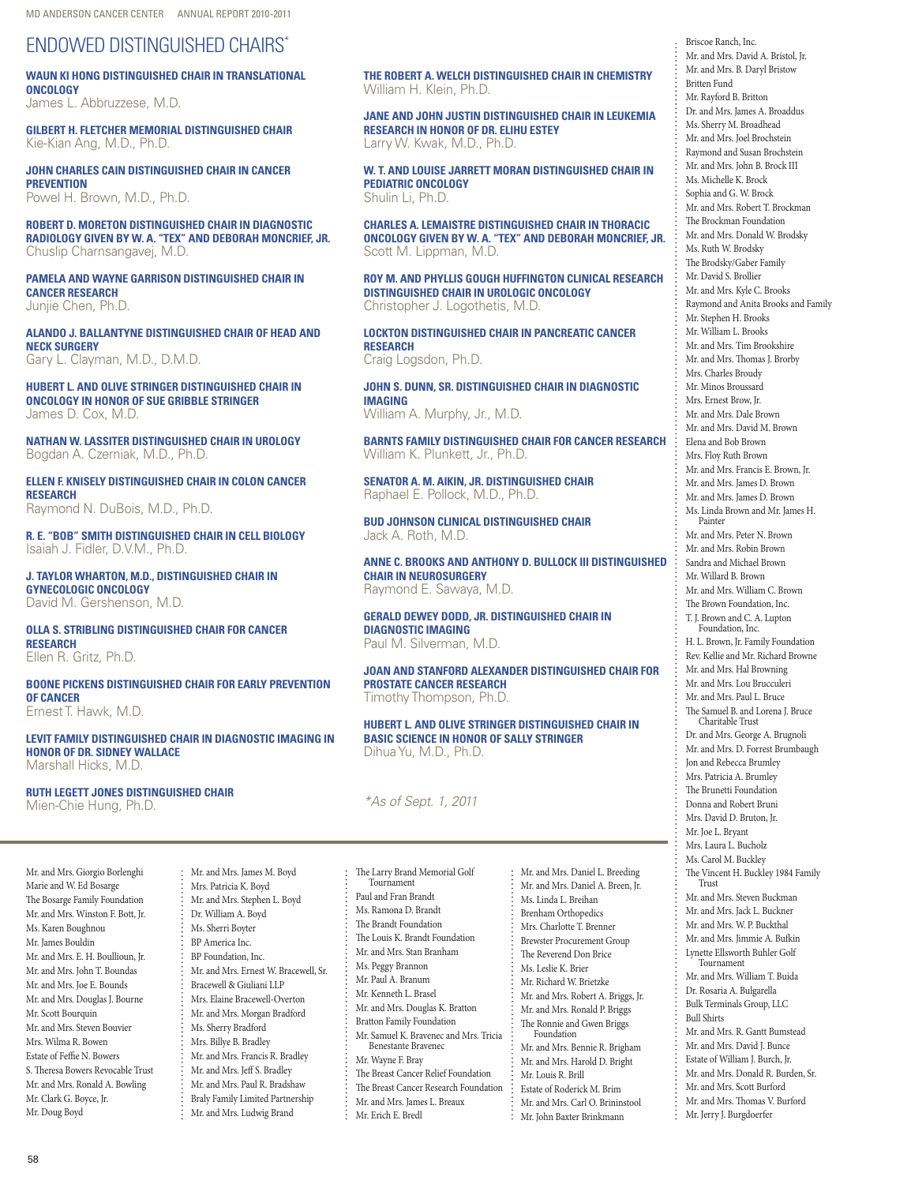# ENDOWED DISTINGUISHED CHAIRS*

**WAUN KI HONG DISTINGUISHED CHAIR IN TRANSLATIONAL ONCOLOGY**
James L. Abbruzzese, M.D.

**GILBERT H. FLETCHER MEMORIAL DISTINGUISHED CHAIR**
Kie-Kian Ang, M.D., Ph.D.

**JOHN CHARLES CAIN DISTINGUISHED CHAIR IN CANCER PREVENTION**
Powel H. Brown, M.D., Ph.D.

**ROBERT D. MORETON DISTINGUISHED CHAIR IN DIAGNOSTIC RADIOLOGY GIVEN BY W. A. "TEX" AND DEBORAH MONCRIEF, JR.**
Chuslip Charnsangavej, M.D.

**PAMELA AND WAYNE GARRISON DISTINGUISHED CHAIR IN CANCER RESEARCH**
Junjie Chen, Ph.D.

**ALANDO J. BALLANTYNE DISTINGUISHED CHAIR OF HEAD AND NECK SURGERY**
Gary L. Clayman, M.D., D.M.D.

**HUBERT L. AND OLIVE STRINGER DISTINGUISHED CHAIR IN ONCOLOGY IN HONOR OF SUE GRIBBLE STRINGER**
James D. Cox, M.D.

**NATHAN W. LASSITER DISTINGUISHED CHAIR IN UROLOGY**
Bogdan A. Czerniak, M.D., Ph.D.

**ELLEN F. KNISELY DISTINGUISHED CHAIR IN COLON CANCER RESEARCH**
Raymond N. DuBois, M.D., Ph.D.

**R. E. "BOB" SMITH DISTINGUISHED CHAIR IN CELL BIOLOGY**
Isaiah J. Fidler, D.V.M., Ph.D.

**J. TAYLOR WHARTON, M.D., DISTINGUISHED CHAIR IN GYNECOLOGIC ONCOLOGY**
David M. Gershenson, M.D.

**OLLA S. STRIBLING DISTINGUISHED CHAIR FOR CANCER RESEARCH**
Ellen R. Gritz, Ph.D.

**BOONE PICKENS DISTINGUISHED CHAIR FOR EARLY PREVENTION OF CANCER**
Ernest T. Hawk, M.D.

**LEVIT FAMILY DISTINGUISHED CHAIR IN DIAGNOSTIC IMAGING IN HONOR OF DR. SIDNEY WALLACE**
Marshall Hicks, M.D.

**RUTH LEGETT JONES DISTINGUISHED CHAIR**
Mien-Chie Hung, Ph.D.

**THE ROBERT A. WELCH DISTINGUISHED CHAIR IN CHEMISTRY**
William H. Klein, Ph.D.

**JANE AND JOHN JUSTIN DISTINGUISHED CHAIR IN LEUKEMIA RESEARCH IN HONOR OF DR. ELIHU ESTEY**
Larry W. Kwak, M.D., Ph.D.

**W. T. AND LOUISE JARRETT MORAN DISTINGUISHED CHAIR IN PEDIATRIC ONCOLOGY**
Shulin Li, Ph.D.

**CHARLES A. LEMAISTRE DISTINGUISHED CHAIR IN THORACIC ONCOLOGY GIVEN BY W. A. "TEX" AND DEBORAH MONCRIEF, JR.**
Scott M. Lippman, M.D.

**ROY M. AND PHYLLIS GOUGH HUFFINGTON CLINICAL RESEARCH DISTINGUISHED CHAIR IN UROLOGIC ONCOLOGY**
Christopher J. Logothetis, M.D.

**LOCKTON DISTINGUISHED CHAIR IN PANCREATIC CANCER RESEARCH**
Craig Logsdon, Ph.D.

**JOHN S. DUNN, SR. DISTINGUISHED CHAIR IN DIAGNOSTIC IMAGING**
William A. Murphy, Jr., M.D.

**BARNTS FAMILY DISTINGUISHED CHAIR FOR CANCER RESEARCH**
William K. Plunkett, Jr., Ph.D.

**SENATOR A. M. AIKIN, JR. DISTINGUISHED CHAIR**
Raphael E. Pollock, M.D., Ph.D.

**BUD JOHNSON CLINICAL DISTINGUISHED CHAIR**
Jack A. Roth, M.D.

**ANNE C. BROOKS AND ANTHONY D. BULLOCK III DISTINGUISHED CHAIR IN NEUROSURGERY**
Raymond E. Sawaya, M.D.

**GERALD DEWEY DODD, JR. DISTINGUISHED CHAIR IN DIAGNOSTIC IMAGING**
Paul M. Silverman, M.D.

**JOAN AND STANFORD ALEXANDER DISTINGUISHED CHAIR FOR PROSTATE CANCER RESEARCH**
Timothy Thompson, Ph.D.

**HUBERT L. AND OLIVE STRINGER DISTINGUISHED CHAIR IN BASIC SCIENCE IN HONOR OF SALLY STRINGER**
Dihua Yu, M.D., Ph.D.

*\*As of Sept. 1, 2011*

Mr. and Mrs. Giorgio Borlenghi
Marie and W. Ed Bosarge
The Bosarge Family Foundation
Mr. and Mrs. Winston F. Bott, Jr.
Ms. Karen Boughnou
Mr. James Bouldin
Mr. and Mrs. E. H. Boullioun, Jr.
Mr. and Mrs. John T. Boundas
Mr. and Mrs. Joe E. Bounds
Mr. and Mrs. Douglas J. Bourne
Mr. Scott Bourquin
Mr. and Mrs. Steven Bouvier
Mrs. Wilma R. Bowen
Estate of Feffie N. Bowers
S. Theresa Bowers Revocable Trust
Mr. and Mrs. Ronald A. Bowling
Mr. Clark G. Boyce, Jr.
Mr. Doug Boyd
Mr. and Mrs. James M. Boyd
Mrs. Patricia K. Boyd
Mr. and Mrs. Stephen L. Boyd
Dr. William A. Boyd
Ms. Sherri Boyter
BP America Inc.
BP Foundation, Inc.
Mr. and Mrs. Ernest W. Bracewell, Sr.
Bracewell & Giuliani LLP
Mrs. Elaine Bracewell-Overton
Mr. and Mrs. Morgan Bradford
Ms. Sherry Bradford
Mrs. Billye B. Bradley
Mr. and Mrs. Francis R. Bradley
Mr. and Mrs. Jeff S. Bradley
Mr. and Mrs. Paul R. Bradshaw
Braly Family Limited Partnership
Mr. and Mrs. Ludwig Brand
The Larry Brand Memorial Golf Tournament
Paul and Fran Brandt
Ms. Ramona D. Brandt
The Brandt Foundation
The Louis K. Brandt Foundation
Mr. and Mrs. Stan Branham
Ms. Peggy Brannon
Mr. Paul A. Branum
Mr. Kenneth L. Brasel
Mr. and Mrs. Douglas K. Bratton
Bratton Family Foundation
Mr. Samuel K. Bravenec and Mrs. Tricia Benestante Bravenec
Mr. Wayne F. Bray
The Breast Cancer Relief Foundation
The Breast Cancer Research Foundation
Mr. and Mrs. James V. Breaux
Mr. Erich E. Bredl
Mr. and Mrs. Daniel L. Breeding
Mr. and Mrs. Daniel A. Breen, Jr.
Ms. Linda L. Breihan
Brenham Orthopedics
Mrs. Charlotte T. Brenner
Brewster Procurement Group
The Reverend Don Brice
Ms. Leslie K. Brier
Mr. Richard W. Brietzke
Mr. and Mrs. Robert A. Briggs, Jr.
Mr. and Mrs. Ronald P. Briggs
The Ronnie and Gwen Briggs Foundation
Mr. and Mrs. Bennie R. Brigham
Mr. and Mrs. Harold D. Bright
Mr. Louis R. Brill
Estate of Roderick M. Brim
Mr. and Mrs. Carl O. Brininstool
Mr. John Baxter Brinkmann
Briscoe Ranch, Inc.
Mr. and Mrs. David A. Bristol, Jr.
Mr. and Mrs. B. Daryl Bristow
Britten Fund
Mr. Rayford B. Britton
Dr. and Mrs. James A. Broaddus
Ms. Sherry M. Broadhead
Mr. and Mrs. Joel Brochstein
Raymond and Susan Brochstein
Mr. and Mrs. John B. Brock III
Ms. Michelle K. Brock
Sophia and G. W. Brock
Mr. and Mrs. Robert T. Brockman
The Brockman Foundation
Mr. and Mrs. Donald W. Brodsky
Ms. Ruth W. Brodsky
The Brodsky/Gaber Family
Mr. David S. Brollier
Mr. and Mrs. Kyle C. Brooks
Raymond and Anita Brooks and Family
Mr. Stephen H. Brooks
Mr. William L. Brooks
Mr. and Mrs. Tim Brookshire
Mr. and Mrs. Thomas J. Brorby
Mrs. Charles Broudy
Mr. Minos Broussard
Mrs. Ernest Brow, Jr.
Mr. and Mrs. Dale Brown
Mr. and Mrs. David M. Brown
Elena and Bob Brown
Mrs. Floy Ruth Brown
Mr. and Mrs. Francis E. Brown, Jr.
Mr. and Mrs. James D. Brown
Mr. and Mrs. James D. Brown
Ms. Linda Brown and Mr. James H. Painter
Mr. and Mrs. Peter N. Brown
Mr. and Mrs. Robin Brown
Sandra and Michael Brown
Mr. Willard B. Brown
Mr. and Mrs. William C. Brown
The Brown Foundation, Inc.
T. J. Brown and C. A. Lupton Foundation, Inc.
H. L. Brown, Jr. Family Foundation
Rev. Kellie and Mr. Richard Browne
Mr. and Mrs. Hal Browning
Mr. and Mrs. Lou Brucculeri
Mr. and Mrs. Paul L. Bruce
The Samuel B. and Lorena J. Bruce Charitable Trust
Dr. and Mrs. George A. Brugnoli
Mr. and Mrs. D. Forrest Brumbaugh
Jon and Rebecca Brumley
Mrs. Patricia A. Brumley
The Brunetti Foundation
Donna and Robert Bruni
Mrs. David D. Bruton, Jr.
Mr. Joe L. Bryant
Mrs. Laura L. Bucholz
Ms. Carol M. Buckley
The Vincent H. Buckley 1984 Family Trust
Mr. and Mrs. Steven Buckman
Mr. and Mrs. Jack L. Buckner
Mr. and Mrs. W. P. Buckthal
Mr. and Mrs. Jimmie A. Bufkin
Lynette Ellsworth Buhler Golf Tournament
Mr. and Mrs. William T. Buida
Dr. Rosaria A. Bulgarella
Bulk Terminals Group, LLC
Bull Shirts
Mr. and Mrs. R. Gantt Bumstead
Mr. and Mrs. David J. Bunce
Estate of William J. Burch, Jr.
Mr. and Mrs. Donald R. Burden, Sr.
Mr. and Mrs. Scott Burford
Mr. and Mrs. Thomas V. Burford
Mr. Jerry J. Burgdoerfer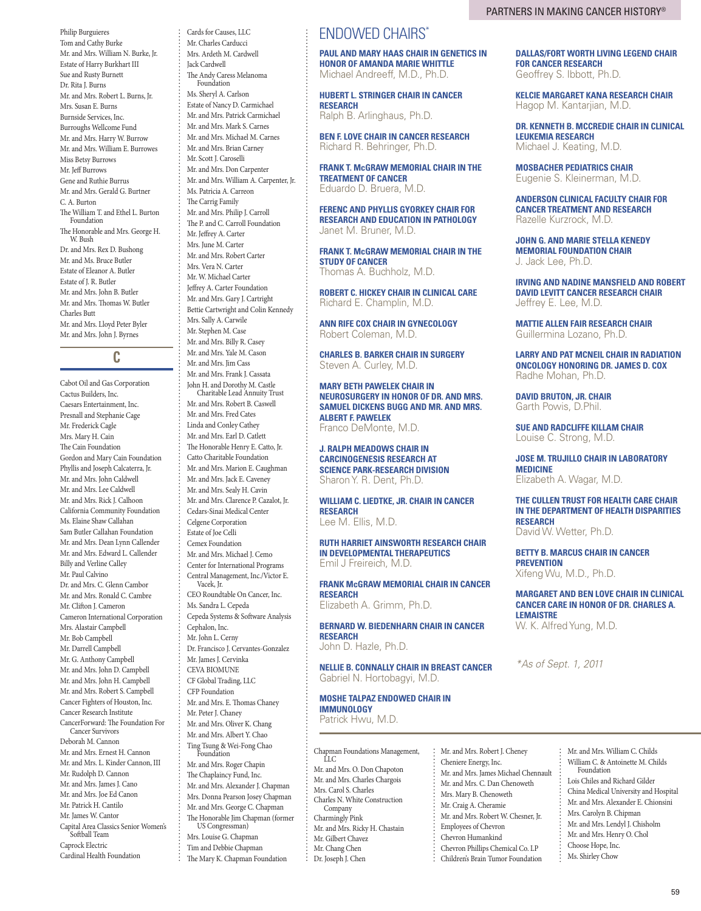Philip Burguieres
Tom and Cathy Burke
Mr. and Mrs. William N. Burke, Jr.
Estate of Harry Burkhart III
Sue and Rusty Burnett
Dr. Rita J. Burns
Mr. and Mrs. Robert L. Burns, Jr.
Mrs. Susan E. Burns
Burnside Services, Inc.
Burroughs Wellcome Fund
Mr. and Mrs. Harry W. Burrow
Mr. and Mrs. William E. Burrowes
Miss Betsy Burrows
Mr. Jeff Burrows
Gene and Ruthie Burrus
Mr. and Mrs. Gerald G. Burtner
C. A. Burton
The William T. and Ethel L. Burton Foundation
The Honorable and Mrs. George H. W. Bush
Dr. and Mrs. Rex D. Bushong
Mr. and Ms. Bruce Butler
Estate of Eleanor A. Butler
Estate of J. R. Butler
Mr. and Mrs. John B. Butler
Mr. and Mrs. Thomas W. Butler
Charles Butt
Mr. and Mrs. Lloyd Peter Byler
Mr. and Mrs. John J. Byrnes

## C

Cabot Oil and Gas Corporation
Cactus Builders, Inc.
Caesars Entertainment, Inc.
Presnall and Stephanie Cage
Mr. Frederick Cagle
Mrs. Mary H. Cain
The Cain Foundation
Gordon and Mary Cain Foundation
Phyllis and Joseph Calcaterra, Jr.
Mr. and Mrs. John Caldwell
Mr. and Mrs. Lee Caldwell
Mr. and Mrs. Rick J. Calhoun
California Community Foundation
Ms. Elaine Shaw Callahan
Sam Butler Callahan Foundation
Mr. and Mrs. Dean Lynn Callender
Mr. and Mrs. Edward L. Callender
Billy and Verline Calley
Mr. Paul Calvino
Dr. and Mrs. C. Glenn Cambor
Mr. and Mrs. Ronald C. Cambre
Mr. Clifton J. Cameron
Cameron International Corporation
Mrs. Alastair Campbell
Mr. Bob Campbell
Mr. Darrell Campbell
Mr. G. Anthony Campbell
Mr. and Mrs. John D. Campbell
Mr. and Mrs. John H. Campbell
Mr. and Mrs. Robert S. Campbell
Cancer Fighters of Houston, Inc.
Cancer Research Institute
CancerForward: The Foundation For Cancer Survivors
Deborah M. Cannon
Mr. and Mrs. Ernest H. Cannon
Mr. and Mrs. L. Kinder Cannon, III
Mr. Rudolph D. Cannon
Mr. and Mrs. James J. Cano
Mr. and Mrs. Joe Ed Canon
Mr. Patrick H. Cantilo
Mr. James W. Cantor
Capital Area Classics Senior Women's Softball Team
Caprock Electric
Cardinal Health Foundation

Cards for Causes, LLC
Mr. Charles Carducci
Mrs. Ardeth M. Cardwell
Jack Cardwell
The Andy Caress Melanoma Foundation
Ms. Sheryl A. Carlson
Estate of Nancy D. Carmichael
Mr. and Mrs. Patrick Carmichael
Mr. and Mrs. Mark S. Carnes
Mr. and Mrs. Michael M. Carnes
Mr. and Mrs. Brian Carney
Mr. Scott J. Caroselli
Mr. and Mrs. Don Carpenter
Mr. and Mrs. William A. Carpenter, Jr.
Ms. Patricia A. Carreon
The Carrig Family
Mr. and Mrs. Philip J. Carroll
The P. and C. Carroll Foundation
Mr. Jeffrey A. Carter
Mrs. June M. Carter
Mr. and Mrs. Robert Carter
Mrs. Vera N. Carter
Mr. W. Michael Carter
Jeffrey A. Carter Foundation
Mr. and Mrs. Gary J. Cartright
Bettie Cartwright and Colin Kennedy
Mrs. Sally A. Carwile
Mr. Stephen M. Case
Mr. and Mrs. Billy R. Casey
Mr. and Mrs. Yale M. Cason
Mr. and Mrs. Jim Cass
Mr. and Mrs. Frank J. Cassata
John H. and Dorothy M. Castle Charitable Lead Annuity Trust
Mr. and Mrs. Robert B. Caswell
Mr. and Mrs. Fred Cates
Linda and Conley Cathey
Mr. and Mrs. Earl D. Catlett
The Honorable Henry E. Catto, Jr.
Catto Charitable Foundation
Mr. and Mrs. Marion E. Caughman
Mr. and Mrs. Jack E. Caveney
Mr. and Mrs. Sealy H. Cavin
Mr. and Mrs. Clarence P. Cazalot, Jr.
Cedars-Sinai Medical Center
Celgene Corporation
Estate of Joe Celli
Cemex Foundation
Mr. and Mrs. Michael J. Cemo
Center for International Programs
Central Management, Inc./Victor E. Vacek, Jr.
CEO Roundtable On Cancer, Inc.
Ms. Sandra L. Cepeda
Cepeda Systems & Software Analysis
Cephalon, Inc.
Mr. John L. Cerny
Dr. Francisco J. Cervantes-Gonzalez
Mr. James J. Cervinka
CEVA BIOMUNE
CF Global Trading, LLC
CFP Foundation
Mr. and Mrs. E. Thomas Chaney
Mr. Peter J. Chaney
Mr. and Mrs. Oliver K. Chang
Mr. and Mrs. Albert Y. Chao
Ting Tsung & Wei-Fong Chao Foundation
Mr. and Mrs. Roger Chapin
The Chaplaincy Fund, Inc.
Mr. and Mrs. Alexander J. Chapman
Mrs. Donna Pearson Josey Chapman
Mr. and Mrs. George C. Chapman
The Honorable Jim Chapman (former US Congressman)
Mrs. Louise G. Chapman
Tim and Debbie Chapman
The Mary K. Chapman Foundation

## ENDOWED CHAIRS*

**PAUL AND MARY HAAS CHAIR IN GENETICS IN HONOR OF AMANDA MARIE WHITTLE**
Michael Andreeff, M.D., Ph.D.

**HUBERT L. STRINGER CHAIR IN CANCER RESEARCH**
Ralph B. Arlinghaus, Ph.D.

**BEN F. LOVE CHAIR IN CANCER RESEARCH**
Richard R. Behringer, Ph.D.

**FRANK T. McGRAW MEMORIAL CHAIR IN THE TREATMENT OF CANCER**
Eduardo D. Bruera, M.D.

**FERENC AND PHYLLIS GYORKEY CHAIR FOR RESEARCH AND EDUCATION IN PATHOLOGY**
Janet M. Bruner, M.D.

**FRANK T. McGRAW MEMORIAL CHAIR IN THE STUDY OF CANCER**
Thomas A. Buchholz, M.D.

**ROBERT C. HICKEY CHAIR IN CLINICAL CARE**
Richard E. Champlin, M.D.

**ANN RIFE COX CHAIR IN GYNECOLOGY**
Robert Coleman, M.D.

**CHARLES B. BARKER CHAIR IN SURGERY**
Steven A. Curley, M.D.

**MARY BETH PAWELEK CHAIR IN NEUROSURGERY IN HONOR OF DR. AND MRS. SAMUEL DICKENS BUGG AND MR. AND MRS. ALBERT F. PAWELEK**
Franco DeMonte, M.D.

**J. RALPH MEADOWS CHAIR IN CARCINOGENESIS RESEARCH AT SCIENCE PARK-RESEARCH DIVISION**
Sharon Y. R. Dent, Ph.D.

**WILLIAM C. LIEDTKE, JR. CHAIR IN CANCER RESEARCH**
Lee M. Ellis, M.D.

**RUTH HARRIET AINSWORTH RESEARCH CHAIR IN DEVELOPMENTAL THERAPEUTICS**
Emil J Freireich, M.D.

**FRANK McGRAW MEMORIAL CHAIR IN CANCER RESEARCH**
Elizabeth A. Grimm, Ph.D.

**BERNARD W. BIEDENHARN CHAIR IN CANCER RESEARCH**
John D. Hazle, Ph.D.

**NELLIE B. CONNALLY CHAIR IN BREAST CANCER**
Gabriel N. Hortobagyi, M.D.

**MOSHE TALPAZ ENDOWED CHAIR IN IMMUNOLOGY**
Patrick Hwu, M.D.

**DALLAS/FORT WORTH LIVING LEGEND CHAIR FOR CANCER RESEARCH**
Geoffrey S. Ibbott, Ph.D.

**KELCIE MARGARET KANA RESEARCH CHAIR**
Hagop M. Kantarjian, M.D.

**DR. KENNETH B. MCCREDIE CHAIR IN CLINICAL LEUKEMIA RESEARCH**
Michael J. Keating, M.D.

**MOSBACHER PEDIATRICS CHAIR**
Eugenie S. Kleinerman, M.D.

**ANDERSON CLINICAL FACULTY CHAIR FOR CANCER TREATMENT AND RESEARCH**
Razelle Kurzrock, M.D.

**JOHN G. AND MARIE STELLA KENEDY MEMORIAL FOUNDATION CHAIR**
J. Jack Lee, Ph.D.

**IRVING AND NADINE MANSFIELD AND ROBERT DAVID LEVITT CANCER RESEARCH CHAIR**
Jeffrey E. Lee, M.D.

**MATTIE ALLEN FAIR RESEARCH CHAIR**
Guillermina Lozano, Ph.D.

**LARRY AND PAT MCNEIL CHAIR IN RADIATION ONCOLOGY HONORING DR. JAMES D. COX**
Radhe Mohan, Ph.D.

**DAVID BRUTON, JR. CHAIR**
Garth Powis, D.Phil.

**SUE AND RADCLIFFE KILLAM CHAIR**
Louise C. Strong, M.D.

**JOSE M. TRUJILLO CHAIR IN LABORATORY MEDICINE**
Elizabeth A. Wagar, M.D.

**THE CULLEN TRUST FOR HEALTH CARE CHAIR IN THE DEPARTMENT OF HEALTH DISPARITIES RESEARCH**
David W. Wetter, Ph.D.

**BETTY B. MARCUS CHAIR IN CANCER PREVENTION**
Xifeng Wu, M.D., Ph.D.

**MARGARET AND BEN LOVE CHAIR IN CLINICAL CANCER CARE IN HONOR OF DR. CHARLES A. LEMAISTRE**
W. K. Alfred Yung, M.D.

*\*As of Sept. 1, 2011*

Chapman Foundations Management, LLC
Mr. and Mrs. O. Don Chapoton
Mr. and Mrs. Charles Chargois
Mrs. Carol S. Charles
Charles N. White Construction Company
Charmingly Pink
Mr. and Mrs. Ricky H. Chastain
Mr. Gilbert Chavez
Mr. Chang Chen
Dr. Joseph J. Chen

Mr. and Mrs. Robert J. Cheney
Cheniere Energy, Inc.
Mr. and Mrs. James Michael Chennault
Mr. and Mrs. C. Dan Chenoweth
Mrs. Mary B. Chenoweth
Mr. Craig A. Cheramie
Mr. and Mrs. Robert W. Chesner, Jr.
Employees of Chevron
Chevron Humankind
Chevron Phillips Chemical Co. LP
Children's Brain Tumor Foundation

Mr. and Mrs. William C. Childs
William C. & Antoinette M. Childs Foundation
Lois Chiles and Richard Gilder
China Medical University and Hospital
Mr. and Mrs. Alexander E. Chionsini
Mrs. Carolyn B. Chipman
Mr. and Mrs. Lendyl J. Chisholm
Mr. and Mrs. Henry O. Chol
Choose Hope, Inc.
Ms. Shirley Chow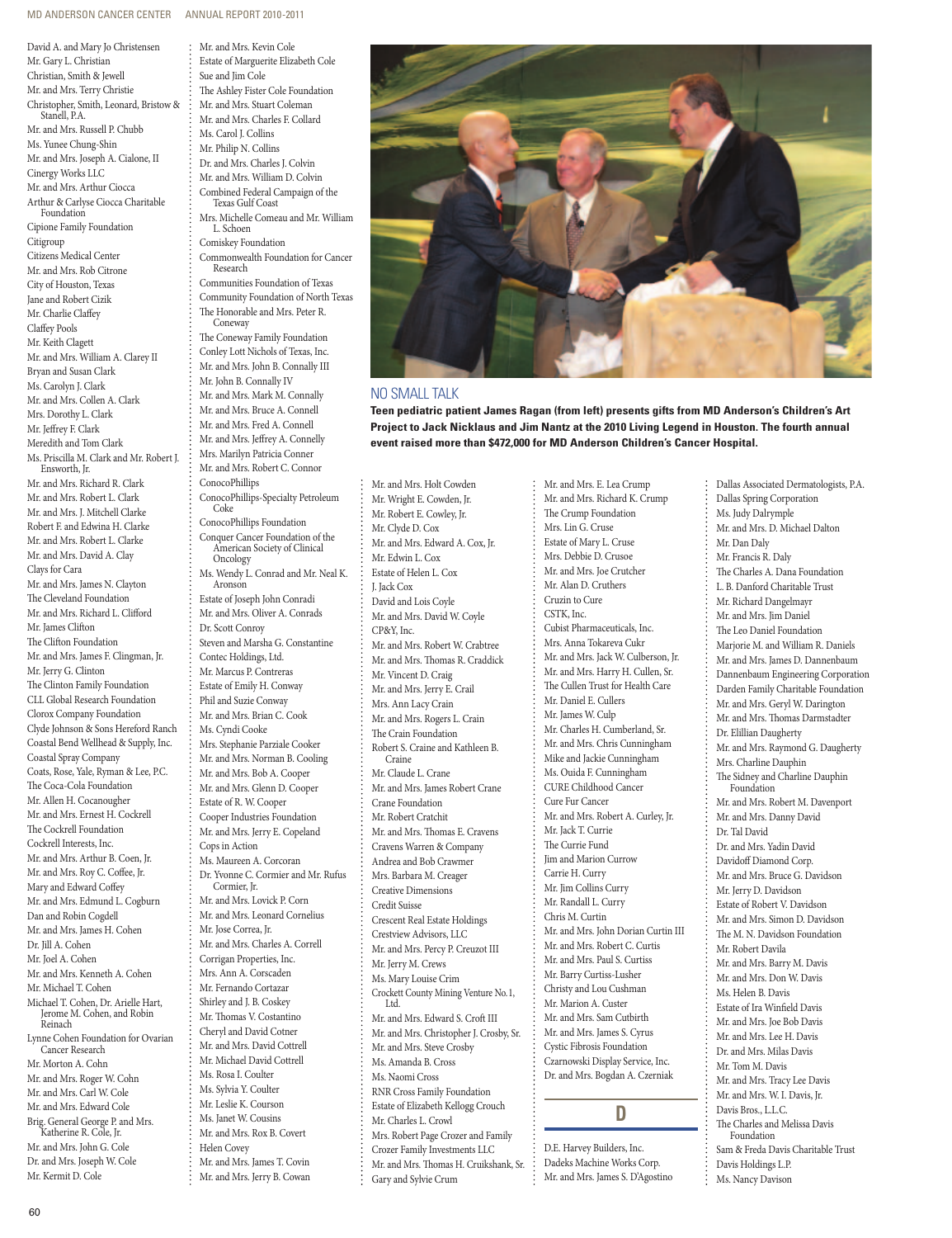David A. and Mary Jo Christensen
Mr. Gary L. Christian
Christian, Smith & Jewell
Mr. and Mrs. Terry Christie
Christopher, Smith, Leonard, Bristow & Stanell, P.A.
Mr. and Mrs. Russell P. Chubb
Ms. Yunee Chung-Shin
Mr. and Mrs. Joseph A. Cialone, II
Cinergy Works LLC
Mr. and Mrs. Arthur Ciocca
Arthur & Carlyse Ciocca Charitable Foundation
Cipione Family Foundation
Citigroup
Citizens Medical Center
Mr. and Mrs. Rob Citrone
City of Houston, Texas
Jane and Robert Cizik
Mr. Charlie Claffey
Claffey Pools
Mr. Keith Clagett
Mr. and Mrs. William A. Clarey II
Bryan and Susan Clark
Ms. Carolyn J. Clark
Mr. and Mrs. Collen A. Clark
Mrs. Dorothy L. Clark
Mr. Jeffrey F. Clark
Meredith and Tom Clark
Ms. Priscilla M. Clark and Mr. Robert J. Ensworth, Jr.
Mr. and Mrs. Richard R. Clark
Mr. and Mrs. Robert L. Clark
Mr. and Mrs. J. Mitchell Clarke
Robert F. and Edwina H. Clarke
Mr. and Mrs. Robert L. Clarke
Mr. and Mrs. David A. Clay
Clays for Cara
Mr. and Mrs. James N. Clayton
The Cleveland Foundation
Mr. and Mrs. Richard L. Clifford
Mr. James Clifton
The Clifton Foundation
Mr. and Mrs. James F. Clingman, Jr.
Mr. Jerry G. Clinton
The Clinton Family Foundation
CLL Global Research Foundation
Clorox Company Foundation
Clyde Johnson & Sons Hereford Ranch
Coastal Bend Wellhead & Supply, Inc.
Coastal Spray Company
Coats, Rose, Yale, Ryman & Lee, P.C.
The Coca-Cola Foundation
Mr. Allen H. Cocanougher
Mr. and Mrs. Ernest H. Cockrell
The Cockrell Foundation
Cockrell Interests, Inc.
Mr. and Mrs. Arthur B. Coen, Jr.
Mr. and Mrs. Roy C. Coffee, Jr.
Mary and Edward Coffey
Mr. and Mrs. Edmund L. Cogburn
Dan and Robin Cogdell
Mr. and Mrs. James H. Cohen
Dr. Jill A. Cohen
Mr. Joel A. Cohen
Mr. and Mrs. Kenneth A. Cohen
Mr. Michael T. Cohen
Michael T. Cohen, Dr. Arielle Hart, Jerome M. Cohen, and Robin Reinach
Lynne Cohen Foundation for Ovarian Cancer Research
Mr. Morton A. Cohn
Mr. and Mrs. Roger W. Cohn
Mr. and Mrs. Carl W. Cole
Mr. and Mrs. Edward Cole
Brig. General George P. and Mrs. Katherine R. Cole, Jr.
Mr. and Mrs. John G. Cole
Dr. and Mrs. Joseph W. Cole
Mr. Kermit D. Cole

Mr. and Mrs. Kevin Cole
Estate of Marguerite Elizabeth Cole
Sue and Jim Cole
The Ashley Fister Cole Foundation
Mr. and Mrs. Stuart Coleman
Mr. and Mrs. Charles F. Collard
Ms. Carol J. Collins
Mr. Philip N. Collins
Dr. and Mrs. Charles J. Colvin
Mr. and Mrs. William D. Colvin
Combined Federal Campaign of the Texas Gulf Coast
Mrs. Michelle Comeau and Mr. William L. Schoen
Comiskey Foundation
Commonwealth Foundation for Cancer Research
Communities Foundation of Texas
Community Foundation of North Texas
The Honorable and Mrs. Peter R. Coneway
The Coneway Family Foundation
Conley Lott Nichols of Texas, Inc.
Mr. and Mrs. John B. Connally III
Mr. John B. Connally IV
Mr. and Mrs. Mark M. Connally
Mr. and Mrs. Bruce A. Connell
Mr. and Mrs. Fred A. Connell
Mr. and Mrs. Jeffrey A. Connelly
Mrs. Marilyn Patricia Conner
Mr. and Mrs. Robert C. Connor
ConocoPhillips
ConocoPhillips-Specialty Petroleum Coke
ConocoPhillips Foundation
Conquer Cancer Foundation of the American Society of Clinical Oncology
Ms. Wendy L. Conrad and Mr. Neal K. Aronson
Estate of Joseph John Conradi
Mr. and Mrs. Oliver A. Conrads
Dr. Scott Conroy
Steven and Marsha G. Constantine
Contec Holdings, Ltd.
Mr. Marcus P. Contreras
Estate of Emily H. Conway
Phil and Suzie Conway
Mr. and Mrs. Brian C. Cook
Ms. Cyndi Cooke
Mrs. Stephanie Parziale Cooker
Mr. and Mrs. Norman B. Cooling
Mr. and Mrs. Bob A. Cooper
Mr. and Mrs. Glenn D. Cooper
Estate of R. W. Cooper
Cooper Industries Foundation
Mr. and Mrs. Jerry E. Copeland
Cops in Action
Ms. Maureen A. Corcoran
Dr. Yvonne C. Cormier and Mr. Rufus Cormier, Jr.
Mr. and Mrs. Lovick P. Corn
Mr. and Mrs. Leonard Cornelius
Mr. Jose Correa, Jr.
Mr. and Mrs. Charles A. Correll
Corrigan Properties, Inc.
Mrs. Ann A. Corscaden
Mr. Fernando Cortazar
Shirley and J. B. Coskey
Mr. Thomas V. Costantino
Cheryl and David Cotner
Mr. and Mrs. David Cottrell
Mr. Michael David Cottrell
Ms. Rosa I. Coulter
Ms. Sylvia Y. Coulter
Mr. Leslie K. Courson
Ms. Janet W. Cousins
Mr. and Mrs. Rox B. Covert
Helen Covey
Mr. and Mrs. James T. Covin
Mr. and Mrs. Jerry B. Cowan

## NO SMALL TALK

**Teen pediatric patient James Ragan (from left) presents gifts from MD Anderson's Children's Art Project to Jack Nicklaus and Jim Nantz at the 2010 Living Legend in Houston. The fourth annual event raised more than $472,000 for MD Anderson Children's Cancer Hospital.**

Mr. and Mrs. Holt Cowden
Mr. Wright E. Cowden, Jr.
Mr. Robert E. Cowley, Jr.
Mr. Clyde D. Cox
Mr. and Mrs. Edward A. Cox, Jr.
Mr. Edwin L. Cox
Estate of Helen L. Cox
J. Jack Cox
David and Lois Coyle
Mr. and Mrs. David W. Coyle
CP&Y, Inc.
Mr. and Mrs. Robert W. Crabtree
Mr. and Mrs. Thomas R. Craddick
Mr. Vincent D. Craig
Mr. and Mrs. Jerry E. Crail
Mrs. Ann Lacy Crain
Mr. and Mrs. Rogers L. Crain
The Crain Foundation
Robert S. Craine and Kathleen B. Craine
Mr. Claude L. Crane
Mr. and Mrs. James Robert Crane
Crane Foundation
Mr. Robert Cratchit
Mr. and Mrs. Thomas E. Cravens
Cravens Warren & Company
Andrea and Bob Crawmer
Mrs. Barbara M. Creager
Creative Dimensions
Credit Suisse
Crescent Real Estate Holdings
Crestview Advisors, LLC
Mr. and Mrs. Percy P. Creuzot III
Mr. Jerry M. Crews
Ms. Mary Louise Crim
Crockett County Mining Venture No. 1, Ltd.
Mr. and Mrs. Edward S. Croft III
Mr. and Mrs. Christopher J. Crosby, Sr.
Mr. and Mrs. Steve Crosby
Ms. Amanda B. Cross
Ms. Naomi Cross
RNR Cross Family Foundation
Estate of Elizabeth Kellogg Crouch
Mr. Charles L. Crowl
Mrs. Robert Page Crozer and Family
Crozer Family Investments LLC
Mr. and Mrs. Thomas H. Cruikshank, Sr.
Gary and Sylvie Crum

Mr. and Mrs. E. Lea Crump
Mr. and Mrs. Richard K. Crump
The Crump Foundation
Mrs. Lin G. Cruse
Estate of Mary L. Cruse
Mrs. Debbie D. Crusoe
Mr. and Mrs. Joe Crutcher
Mr. Alan D. Cruthers
Cruzin to Cure
CSTK, Inc.
Cubist Pharmaceuticals, Inc.
Mrs. Anna Tokareva Cukr
Mr. and Mrs. Jack W. Culberson, Jr.
Mr. and Mrs. Harry H. Cullen, Sr.
The Cullen Trust for Health Care
Mr. Daniel E. Cullers
Mr. James W. Culp
Mr. Charles H. Cumberland, Sr.
Mr. and Mrs. Chris Cunningham
Mike and Jackie Cunningham
Ms. Ouida F. Cunningham
CURE Childhood Cancer
Cure Fur Cancer
Mr. and Mrs. Robert A. Curley, Jr.
Mr. Jack T. Currie
The Currie Fund
Jim and Marion Currow
Carrie H. Curry
Mr. Jim Collins Curry
Mr. Randall L. Curry
Chris M. Curtin
Mr. and Mrs. John Dorian Curtin III
Mr. and Mrs. Robert C. Curtis
Mr. and Mrs. Paul S. Curtiss
Mr. Barry Curtiss-Lusher
Christy and Lou Cushman
Mr. Marion A. Custer
Mr. and Mrs. Sam Cutbirth
Mr. and Mrs. James S. Cyrus
Cystic Fibrosis Foundation
Czarnowski Display Service, Inc.
Dr. and Mrs. Bogdan A. Czerniak

## D

D.E. Harvey Builders, Inc.
Dadeks Machine Works Corp.
Mr. and Mrs. James S. D'Agostino

Dallas Associated Dermatologists, P.A.
Dallas Spring Corporation
Ms. Judy Dalrymple
Mr. and Mrs. D. Michael Dalton
Mr. Dan Daly
Mr. Francis R. Daly
The Charles A. Dana Foundation
L. B. Danford Charitable Trust
Mr. Richard Dangelmayr
Mr. and Mrs. Jim Daniel
The Leo Daniel Foundation
Marjorie M. and William R. Daniels
Mr. and Mrs. James D. Dannenbaum
Dannenbaum Engineering Corporation
Darden Family Charitable Foundation
Mr. and Mrs. Geryl W. Darington
Mr. and Mrs. Thomas Darmstadter
Dr. Elillian Daugherty
Mr. and Mrs. Raymond G. Daugherty
Mrs. Charline Dauphin
The Sidney and Charline Dauphin Foundation
Mr. and Mrs. Robert M. Davenport
Mr. and Mrs. Danny David
Dr. Tal David
Dr. and Mrs. Yadin David
Davidoff Diamond Corp.
Mr. and Mrs. Bruce G. Davidson
Mr. Jerry D. Davidson
Estate of Robert V. Davidson
Mr. and Mrs. Simon D. Davidson
The M. N. Davidson Foundation
Mr. Robert Davila
Mr. and Mrs. Barry M. Davis
Mr. and Mrs. Don W. Davis
Ms. Helen B. Davis
Estate of Ira Winfield Davis
Mr. and Mrs. Joe Bob Davis
Mr. and Mrs. Lee H. Davis
Dr. and Mrs. Milas Davis
Mr. Tom M. Davis
Mr. and Mrs. Tracy Lee Davis
Mr. and Mrs. W. I. Davis, Jr.
Davis Bros., L.L.C.
The Charles and Melissa Davis Foundation
Sam & Freda Davis Charitable Trust
Davis Holdings L.P.
Ms. Nancy Davison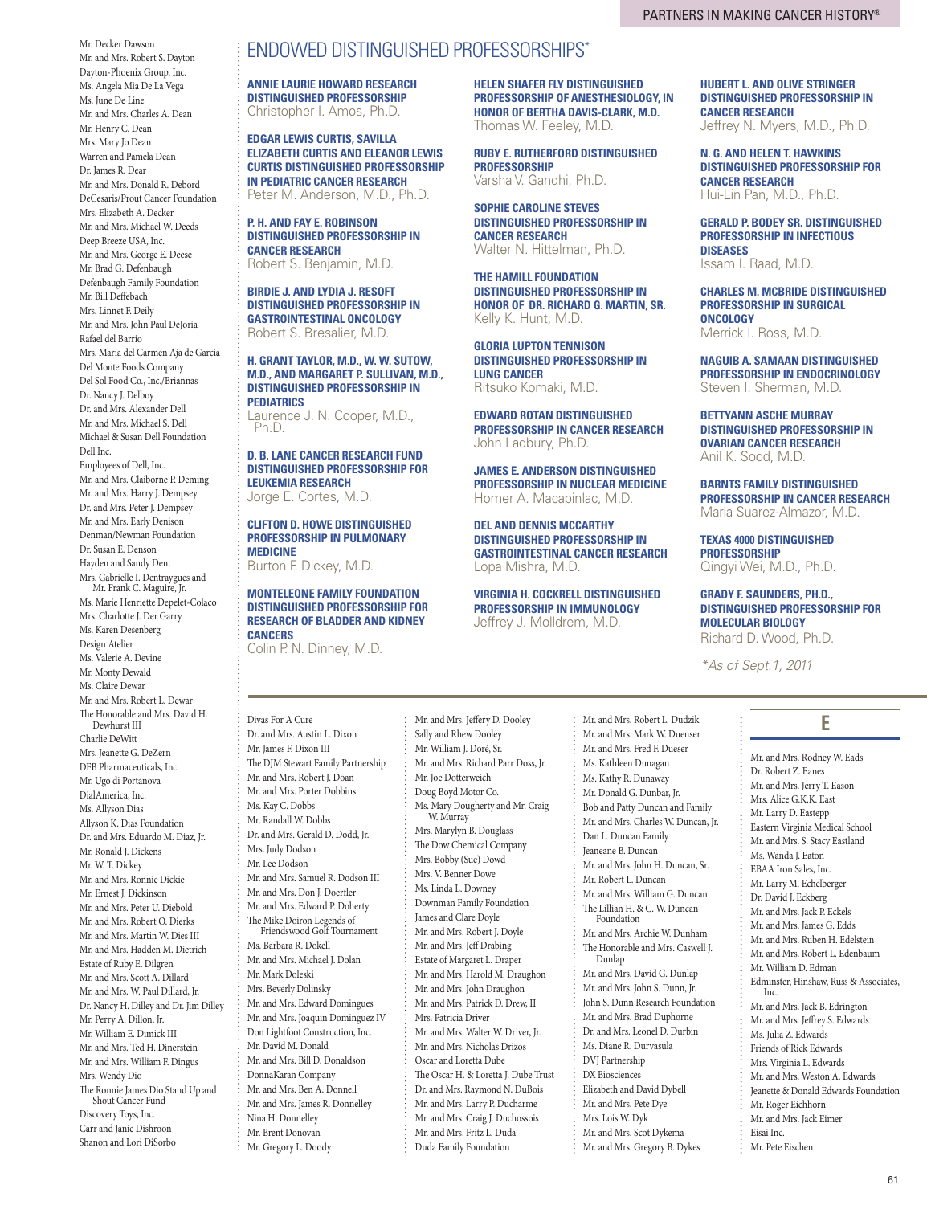Mr. Decker Dawson
Mr. and Mrs. Robert S. Dayton
Dayton-Phoenix Group, Inc.
Ms. Angela Mia De La Vega
Ms. June De Line
Mr. and Mrs. Charles A. Dean
Mr. Henry C. Dean
Mrs. Mary Jo Dean
Warren and Pamela Dean
Dr. James R. Dear
Mr. and Mrs. Donald R. Debord
DeCesaris/Prout Cancer Foundation
Mrs. Elizabeth A. Decker
Mr. and Mrs. Michael W. Deeds
Deep Breeze USA, Inc.
Mr. and Mrs. George E. Deese
Mr. Brad G. Defenbaugh
Defenbaugh Family Foundation
Mr. Bill Deffebach
Mrs. Linnet F. Deily
Mr. and Mrs. John Paul DeJoria
Rafael del Barrio
Mrs. Maria del Carmen Aja de Garcia
Del Monte Foods Company
Del Sol Food Co., Inc./Briannas
Dr. Nancy J. Delboy
Dr. and Mrs. Alexander Dell
Mr. and Mrs. Michael S. Dell
Michael & Susan Dell Foundation
Dell Inc.
Employees of Dell, Inc.
Mr. and Mrs. Claiborne P. Deming
Mr. and Mrs. Harry J. Dempsey
Dr. and Mrs. Peter J. Dempsey
Mr. and Mrs. Early Denison
Denman/Newman Foundation
Dr. Susan E. Denson
Hayden and Sandy Dent
Mrs. Gabrielle I. Dentraygues and Mr. Frank C. Maguire, Jr.
Ms. Marie Henriette Depelet-Colaco
Mrs. Charlotte J. Der Garry
Ms. Karen Desenberg
Design Atelier
Ms. Valerie A. Devine
Mr. Monty Dewald
Ms. Claire Dewar
Mr. and Mrs. Robert L. Dewar
The Honorable and Mrs. David H. Dewhurst III
Charlie DeWitt
Mrs. Jeanette G. DeZern
DFB Pharmaceuticals, Inc.
Mr. Ugo di Portanova
DialAmerica, Inc.
Ms. Allyson Dias
Allyson K. Dias Foundation
Dr. and Mrs. Eduardo M. Diaz, Jr.
Mr. Ronald J. Dickens
Mr. W. T. Dickey
Mr. and Mrs. Ronnie Dickie
Mr. Ernest J. Dickinson
Mr. and Mrs. Peter U. Diebold
Mr. and Mrs. Robert O. Dierks
Mr. and Mrs. Martin W. Dies III
Mr. and Mrs. Hadden M. Dietrich
Estate of Ruby E. Dilgren
Mr. and Mrs. Scott A. Dillard
Mr. and Mrs. W. Paul Dillard, Jr.
Dr. Nancy H. Dilley and Dr. Jim Dilley
Mr. Perry A. Dillon, Jr.
Mr. William E. Dimick III
Mr. and Mrs. Ted H. Dinerstein
Mr. and Mrs. William F. Dingus
Mrs. Wendy Dio
The Ronnie James Dio Stand Up and Shout Cancer Fund
Discovery Toys, Inc.
Carr and Janie Dishroon
Shanon and Lori DiSorbo

## ENDOWED DISTINGUISHED PROFESSORSHIPS*

**ANNIE LAURIE HOWARD RESEARCH DISTINGUISHED PROFESSORSHIP**
Christopher I. Amos, Ph.D.

**EDGAR LEWIS CURTIS, SAVILLA ELIZABETH CURTIS AND ELEANOR LEWIS CURTIS DISTINGUISHED PROFESSORSHIP IN PEDIATRIC CANCER RESEARCH**
Peter M. Anderson, M.D., Ph.D.

**P. H. AND FAY E. ROBINSON DISTINGUISHED PROFESSORSHIP IN CANCER RESEARCH**
Robert S. Benjamin, M.D.

**BIRDIE J. AND LYDIA J. RESOFT DISTINGUISHED PROFESSORSHIP IN GASTROINTESTINAL ONCOLOGY**
Robert S. Bresalier, M.D.

**H. GRANT TAYLOR, M.D., W. W. SUTOW, M.D., AND MARGARET P. SULLIVAN, M.D., DISTINGUISHED PROFESSORSHIP IN PEDIATRICS**
Laurence J. N. Cooper, M.D., Ph.D.

**D. B. LANE CANCER RESEARCH FUND DISTINGUISHED PROFESSORSHIP FOR LEUKEMIA RESEARCH**
Jorge E. Cortes, M.D.

**CLIFTON D. HOWE DISTINGUISHED PROFESSORSHIP IN PULMONARY MEDICINE**
Burton F. Dickey, M.D.

**MONTELEONE FAMILY FOUNDATION DISTINGUISHED PROFESSORSHIP FOR RESEARCH OF BLADDER AND KIDNEY CANCERS**
Colin P. N. Dinney, M.D.

**HELEN SHAFER FLY DISTINGUISHED PROFESSORSHIP OF ANESTHESIOLOGY, IN HONOR OF BERTHA DAVIS-CLARK, M.D.**
Thomas W. Feeley, M.D.

**RUBY E. RUTHERFORD DISTINGUISHED PROFESSORSHIP**
Varsha V. Gandhi, Ph.D.

**SOPHIE CAROLINE STEVES DISTINGUISHED PROFESSORSHIP IN CANCER RESEARCH**
Walter N. Hittelman, Ph.D.

**THE HAMILL FOUNDATION DISTINGUISHED PROFESSORSHIP IN HONOR OF DR. RICHARD G. MARTIN, SR.**
Kelly K. Hunt, M.D.

**GLORIA LUPTON TENNISON DISTINGUISHED PROFESSORSHIP IN LUNG CANCER**
Ritsuko Komaki, M.D.

**EDWARD ROTAN DISTINGUISHED PROFESSORSHIP IN CANCER RESEARCH**
John Ladbury, Ph.D.

**JAMES E. ANDERSON DISTINGUISHED PROFESSORSHIP IN NUCLEAR MEDICINE**
Homer A. Macapinlac, M.D.

**DEL AND DENNIS MCCARTHY DISTINGUISHED PROFESSORSHIP IN GASTROINTESTINAL CANCER RESEARCH**
Lopa Mishra, M.D.

**VIRGINIA H. COCKRELL DISTINGUISHED PROFESSORSHIP IN IMMUNOLOGY**
Jeffrey J. Molldrem, M.D.

**HUBERT L. AND OLIVE STRINGER DISTINGUISHED PROFESSORSHIP IN CANCER RESEARCH**
Jeffrey N. Myers, M.D., Ph.D.

**N. G. AND HELEN T. HAWKINS DISTINGUISHED PROFESSORSHIP FOR CANCER RESEARCH**
Hui-Lin Pan, M.D., Ph.D.

**GERALD P. BODEY SR. DISTINGUISHED PROFESSORSHIP IN INFECTIOUS DISEASES**
Issam I. Raad, M.D.

**CHARLES M. MCBRIDE DISTINGUISHED PROFESSORSHIP IN SURGICAL ONCOLOGY**
Merrick I. Ross, M.D.

**NAGUIB A. SAMAAN DISTINGUISHED PROFESSORSHIP IN ENDOCRINOLOGY**
Steven I. Sherman, M.D.

**BETTYANN ASCHE MURRAY DISTINGUISHED PROFESSORSHIP IN OVARIAN CANCER RESEARCH**
Anil K. Sood, M.D.

**BARNTS FAMILY DISTINGUISHED PROFESSORSHIP IN CANCER RESEARCH**
Maria Suarez-Almazor, M.D.

**TEXAS 4000 DISTINGUISHED PROFESSORSHIP**
Qingyi Wei, M.D., Ph.D.

**GRADY F. SAUNDERS, PH.D., DISTINGUISHED PROFESSORSHIP FOR MOLECULAR BIOLOGY**
Richard D. Wood, Ph.D.

*\*As of Sept. 1, 2011*

Divas For A Cure
Dr. and Mrs. Austin L. Dixon
Mr. James F. Dixon III
The DJM Stewart Family Partnership
Mr. and Mrs. Robert J. Doan
Mr. and Mrs. Porter Dobbins
Ms. Kay C. Dobbs
Mr. Randall W. Dobbs
Dr. and Mrs. Gerald D. Dodd, Jr.
Mrs. Judy Dodson
Mr. Lee Dodson
Mr. and Mrs. Samuel R. Dodson III
Mr. and Mrs. Don J. Doerfler
Mr. and Mrs. Edward P. Doherty
The Mike Doiron Legends of Friendswood Golf Tournament
Ms. Barbara R. Dokell
Mr. and Mrs. Michael J. Dolan
Mr. Mark Doleski
Mrs. Beverly Dolinsky
Mr. and Mrs. Edward Domingues
Mr. and Mrs. Joaquin Dominguez IV
Don Lightfoot Construction, Inc.
Mr. David M. Donald
Mr. and Mrs. Bill D. Donaldson
DonnaKaran Company
Mr. and Mrs. Ben A. Donnell
Mr. and Mrs. James R. Donnelley
Nina H. Donnelley
Mr. Brent Donovan
Mr. Gregory L. Doody
Mr. and Mrs. Jeffery D. Dooley
Sally and Rhew Dooley
Mr. William J. Doré, Sr.
Mr. and Mrs. Richard Parr Doss, Jr.
Mr. Joe Dotterweich
Doug Boyd Motor Co.
Ms. Mary Dougherty and Mr. Craig W. Murray
Mrs. Marylyn B. Douglass
The Dow Chemical Company
Mrs. Bobby (Sue) Dowd
Mrs. V. Benner Dowe
Ms. Linda L. Downey
Downman Family Foundation
James and Clare Doyle
Mr. and Mrs. Robert J. Doyle
Mr. and Mrs. Jeff Drabing
Estate of Margaret L. Draper
Mr. and Mrs. Harold M. Draughon
Mr. and Mrs. John Draughon
Mr. and Mrs. Patrick D. Drew, II
Mrs. Patricia Driver
Mr. and Mrs. Walter W. Driver, Jr.
Mr. and Mrs. Nicholas Drizos
Oscar and Loretta Dube
The Oscar H. & Loretta J. Dube Trust
Dr. and Mrs. Raymond N. DuBois
Mr. and Mrs. Larry P. Ducharme
Mr. and Mrs. Craig J. Duchossois
Mr. and Mrs. Fritz L. Duda
Duda Family Foundation
Mr. and Mrs. Robert L. Dudzik
Mr. and Mrs. Mark W. Duenser
Mr. and Mrs. Fred F. Dueser
Ms. Kathleen Dunagan
Ms. Kathy R. Dunaway
Mr. Donald G. Dunbar, Jr.
Bob and Patty Duncan and Family
Mr. and Mrs. Charles W. Duncan, Jr.
Dan L. Duncan Family
Jeaneane B. Duncan
Mr. and Mrs. John H. Duncan, Sr.
Mr. Robert L. Duncan
Mr. and Mrs. William G. Duncan
The Lillian H. & C. W. Duncan Foundation
Mr. and Mrs. Archie W. Dunham
The Honorable and Mrs. Caswell J. Dunlap
Mr. and Mrs. David G. Dunlap
Mr. and Mrs. John S. Dunn, Jr.
John S. Dunn Research Foundation
Mr. and Mrs. Brad Duphorne
Dr. and Mrs. Leonel D. Durbin
Ms. Diane R. Durvasula
DVJ Partnership
DX Biosciences
Elizabeth and David Dybell
Mr. and Mrs. Pete Dye
Mrs. Lois W. Dyk
Mr. and Mrs. Scot Dykema
Mr. and Mrs. Gregory B. Dykes

## E

Mr. and Mrs. Rodney W. Eads
Dr. Robert Z. Eanes
Mr. and Mrs. Jerry T. Eason
Mrs. Alice G.K.K. East
Mr. Larry D. Eastepp
Eastern Virginia Medical School
Mr. and Mrs. S. Stacy Eastland
Ms. Wanda J. Eaton
EBAA Iron Sales, Inc.
Mr. Larry M. Echelberger
Dr. David J. Eckberg
Mr. and Mrs. Jack P. Eckels
Mr. and Mrs. James G. Edds
Mr. and Mrs. Ruben H. Edelstein
Mr. and Mrs. Robert L. Edenbaum
Mr. William D. Edman
Edminster, Hinshaw, Russ & Associates, Inc.
Mr. and Mrs. Jack B. Edrington
Mr. and Mrs. Jeffrey S. Edwards
Ms. Julia Z. Edwards
Friends of Rick Edwards
Mrs. Virginia L. Edwards
Mr. and Mrs. Weston A. Edwards
Jeanette & Donald Edwards Foundation
Mr. Roger Eichhorn
Mr. and Mrs. Jack Eimer
Eisai Inc.
Mr. Pete Eischen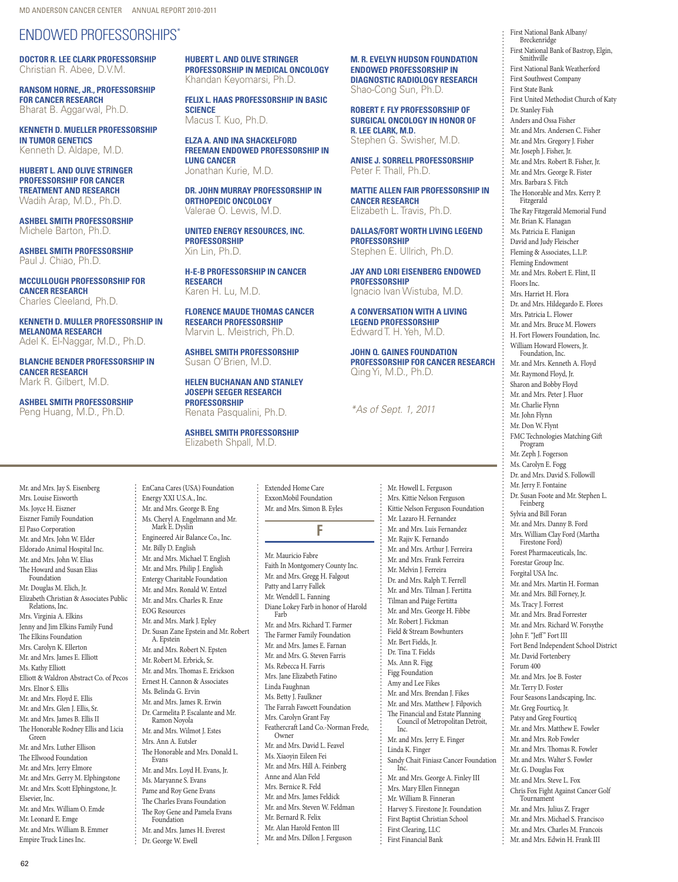# ENDOWED PROFESSORSHIPS*

**DOCTOR R. LEE CLARK PROFESSORSHIP**
Christian R. Abee, D.V.M.

**RANSOM HORNE, JR., PROFESSORSHIP FOR CANCER RESEARCH**
Bharat B. Aggarwal, Ph.D.

**KENNETH D. MUELLER PROFESSORSHIP IN TUMOR GENETICS**
Kenneth D. Aldape, M.D.

**HUBERT L. AND OLIVE STRINGER PROFESSORSHIP FOR CANCER TREATMENT AND RESEARCH**
Wadih Arap, M.D., Ph.D.

**ASHBEL SMITH PROFESSORSHIP**
Michele Barton, Ph.D.

**ASHBEL SMITH PROFESSORSHIP**
Paul J. Chiao, Ph.D.

**MCCULLOUGH PROFESSORSHIP FOR CANCER RESEARCH**
Charles Cleeland, Ph.D.

**KENNETH D. MULLER PROFESSORSHIP IN MELANOMA RESEARCH**
Adel K. El-Naggar, M.D., Ph.D.

**BLANCHE BENDER PROFESSORSHIP IN CANCER RESEARCH**
Mark R. Gilbert, M.D.

**ASHBEL SMITH PROFESSORSHIP**
Peng Huang, M.D., Ph.D.

**HUBERT L. AND OLIVE STRINGER PROFESSORSHIP IN MEDICAL ONCOLOGY**
Khandan Keyomarsi, Ph.D.

**FELIX L. HAAS PROFESSORSHIP IN BASIC SCIENCE**
Macus T. Kuo, Ph.D.

**ELZA A. AND INA SHACKELFORD FREEMAN ENDOWED PROFESSORSHIP IN LUNG CANCER**
Jonathan Kurie, M.D.

**DR. JOHN MURRAY PROFESSORSHIP IN ORTHOPEDIC ONCOLOGY**
Valerae O. Lewis, M.D.

**UNITED ENERGY RESOURCES, INC. PROFESSORSHIP**
Xin Lin, Ph.D.

**H-E-B PROFESSORSHIP IN CANCER RESEARCH**
Karen H. Lu, M.D.

**FLORENCE MAUDE THOMAS CANCER RESEARCH PROFESSORSHIP**
Marvin L. Meistrich, Ph.D.

**ASHBEL SMITH PROFESSORSHIP**
Susan O'Brien, M.D.

**HELEN BUCHANAN AND STANLEY JOSEPH SEEGER RESEARCH PROFESSORSHIP**
Renata Pasqualini, Ph.D.

**ASHBEL SMITH PROFESSORSHIP**
Elizabeth Shpall, M.D.

**M. R. EVELYN HUDSON FOUNDATION ENDOWED PROFESSORSHIP IN DIAGNOSTIC RADIOLOGY RESEARCH**
Shao-Cong Sun, Ph.D.

**ROBERT F. FLY PROFESSORSHIP OF SURGICAL ONCOLOGY IN HONOR OF R. LEE CLARK, M.D.**
Stephen G. Swisher, M.D.

**ANISE J. SORRELL PROFESSORSHIP**
Peter F. Thall, Ph.D.

**MATTIE ALLEN FAIR PROFESSORSHIP IN CANCER RESEARCH**
Elizabeth L. Travis, Ph.D.

**DALLAS/FORT WORTH LIVING LEGEND PROFESSORSHIP**
Stephen E. Ullrich, Ph.D.

**JAY AND LORI EISENBERG ENDOWED PROFESSORSHIP**
Ignacio Ivan Wistuba, M.D.

**A CONVERSATION WITH A LIVING LEGEND PROFESSORSHIP**
Edward T. H. Yeh, M.D.

**JOHN Q. GAINES FOUNDATION PROFESSORSHIP FOR CANCER RESEARCH**
Qing Yi, M.D., Ph.D.

*\*As of Sept. 1, 2011*

Mr. and Mrs. Jay S. Eisenberg
Mrs. Louise Eisworth
Ms. Joyce H. Eiszner
Eiszner Family Foundation
El Paso Corporation
Mr. and Mrs. John W. Elder
Eldorado Animal Hospital Inc.
Mr. and Mrs. John W. Elias
The Howard and Susan Elias Foundation
Mr. Douglas M. Elich, Jr.
Elizabeth Christian & Associates Public Relations, Inc.
Mrs. Virginia A. Elkins
Jenny and Jim Elkins Family Fund
The Elkins Foundation
Mrs. Carolyn K. Ellerton
Mr. and Mrs. James E. Elliott
Ms. Kathy Elliott
Elliott & Waldron Abstract Co. of Pecos
Mrs. Elnor S. Ellis
Mr. and Mrs. Floyd E. Ellis
Mr. and Mrs. Glen J. Ellis, Sr.
Mr. and Mrs. James B. Ellis II
The Honorable Rodney Ellis and Licia Green
Mr. and Mrs. Luther Ellison
The Ellwood Foundation
Mr. and Mrs. Jerry Elmore
Mr. and Mrs. Gerry M. Elphingstone
Mr. and Mrs. Scott Elphingstone, Jr.
Elsevier, Inc.
Mr. and Mrs. William O. Emde
Mr. Leonard E. Emge
Mr. and Mrs. William B. Emmer
Empire Truck Lines Inc.
EnCana Cares (USA) Foundation
Energy XXI U.S.A., Inc.
Mr. and Mrs. George B. Eng
Ms. Cheryl A. Engelmann and Mr. Mark E. Dyslin
Engineered Air Balance Co., Inc.
Mr. Billy D. English
Mr. and Mrs. Michael T. English
Mr. and Mrs. Philip J. English
Entergy Charitable Foundation
Mr. and Mrs. Ronald W. Entzel
Mr. and Mrs. Charles R. Enze
EOG Resources
Mr. and Mrs. Mark J. Epley
Dr. Susan Zane Epstein and Mr. Robert A. Epstein
Mr. and Mrs. Robert N. Epsten
Mr. Robert M. Erbrick, Sr.
Mr. and Mrs. Thomas E. Erickson
Ernest H. Cannon & Associates
Ms. Belinda G. Ervin
Mr. and Mrs. James R. Erwin
Dr. Carmelita P. Escalante and Mr. Ramon Noyola
Mr. and Mrs. Wilmot J. Estes
Mrs. Ann A. Eutsler
The Honorable and Mrs. Donald L. Evans
Mr. and Mrs. Loyd H. Evans, Jr.
Ms. Maryanne S. Evans
Pame and Roy Gene Evans
The Charles Evans Foundation
The Roy Gene and Pamela Evans Foundation
Mr. and Mrs. James H. Everest
Dr. George W. Ewell
Extended Home Care
ExxonMobil Foundation
Mr. and Mrs. Simon B. Eyles

## F

Mr. Mauricio Fabre
Faith In Montgomery County Inc.
Mr. and Mrs. Gregg H. Falgout
Patty and Larry Fallek
Mr. Wendell L. Fanning
Diane Lokey Farb in honor of Harold Farb
Mr. and Mrs. Richard T. Farmer
The Farmer Family Foundation
Mr. and Mrs. James E. Farnan
Mr. and Mrs. G. Steven Farris
Ms. Rebecca H. Farris
Mrs. Jane Elizabeth Fatino
Linda Faughnan
Ms. Betty J. Faulkner
The Farrah Fawcett Foundation
Mrs. Carolyn Grant Fay
Feathercraft Land Co.-Norman Frede, Owner
Mr. and Mrs. David L. Feavel
Ms. Xiaoyin Eileen Fei
Mr. and Mrs. Hill A. Feinberg
Anne and Alan Feld
Mrs. Bernice R. Feld
Mr. and Mrs. James Feldick
Mr. and Mrs. Steven W. Feldman
Mr. Bernard R. Felix
Mr. Alan Harold Fenton III
Mr. and Mrs. Dillon J. Ferguson
Mr. Howell L. Ferguson
Mrs. Kittie Nelson Ferguson
Kittie Nelson Ferguson Foundation
Mr. Lazaro H. Fernandez
Mr. and Mrs. Luis Fernandez
Mr. Rajiv K. Fernando
Mr. and Mrs. Arthur J. Ferreira
Mr. and Mrs. Frank Ferreira
Mr. Melvin J. Ferreira
Dr. and Mrs. Ralph T. Ferrell
Mr. and Mrs. Tilman J. Fertitta
Tilman and Paige Fertitta
Mr. and Mrs. George H. Fibbe
Mr. Robert J. Fickman
Field & Stream Bowhunters
Mr. Bert Fields, Jr.
Dr. Tina T. Fields
Ms. Ann R. Figg
Figg Foundation
Amy and Lee Fikes
Mr. and Mrs. Brendan J. Fikes
Mr. and Mrs. Matthew J. Filpovich
The Financial and Estate Planning Council of Metropolitan Detroit, Inc.
Mr. and Mrs. Jerry E. Finger
Linda K. Finger
Sandy Chait Finiasz Cancer Foundation Inc.
Mr. and Mrs. George A. Finley III
Mrs. Mary Ellen Finnegan
Mr. William B. Finneran
Harvey S. Firestone Jr. Foundation
First Baptist Christian School
First Clearing, LLC
First Financial Bank
First National Bank Albany/ Breckenridge
First National Bank of Bastrop, Elgin, Smithville
First National Bank Weatherford
First Southwest Company
First State Bank
First United Methodist Church of Katy
Dr. Stanley Fish
Anders and Ossa Fisher
Mr. and Mrs. Andersen C. Fisher
Mr. and Mrs. Gregory J. Fisher
Mr. Joseph J. Fisher, Jr.
Mr. and Mrs. Robert B. Fisher, Jr.
Mr. and Mrs. George R. Fister
Mrs. Barbara S. Fitch
The Honorable and Mrs. Kerry P. Fitzgerald
The Ray Fitzgerald Memorial Fund
Mr. Brian K. Flanagan
Ms. Patricia E. Flanigan
David and Judy Fleischer
Fleming & Associates, L.L.P.
Fleming Endowment
Mr. and Mrs. Robert E. Flint, II
Floors Inc.
Mrs. Harriet H. Flora
Dr. and Mrs. Hildegardo E. Flores
Mrs. Patricia L. Flower
Mr. and Mrs. Bruce M. Flowers
H. Fort Flowers Foundation, Inc.
William Howard Flowers, Jr. Foundation, Inc.
Mr. and Mrs. Kenneth A. Floyd
Mr. Raymond Floyd, Jr.
Sharon and Bobby Floyd
Mr. and Mrs. Peter J. Fluor
Mr. Charlie Flynn
Mr. John Flynn
Mr. Don W. Flynt
FMC Technologies Matching Gift Program
Mr. Zeph J. Fogerson
Ms. Carolyn E. Fogg
Dr. and Mrs. David S. Followill
Mr. Jerry F. Fontaine
Dr. Susan Foote and Mr. Stephen L. Feinberg
Sylvia and Bill Foran
Mr. and Mrs. Danny B. Ford
Mrs. William Clay Ford (Martha Firestone Ford)
Forest Pharmaceuticals, Inc.
Forestar Group Inc.
Forgital USA Inc.
Mr. and Mrs. Martin H. Forman
Mr. and Mrs. Bill Forney, Jr.
Ms. Tracy J. Forrest
Mr. and Mrs. Brad Forrester
Mr. and Mrs. Richard W. Forsythe
John F. "Jeff" Fort III
Fort Bend Independent School District
Mr. David Fortenbery
Forum 400
Mr. and Mrs. Joe B. Foster
Mr. Terry D. Foster
Four Seasons Landscaping, Inc.
Mr. Greg Fourticq, Jr.
Patsy and Greg Fourticq
Mr. and Mrs. Matthew E. Fowler
Mr. and Mrs. Rob Fowler
Mr. and Mrs. Thomas R. Fowler
Mr. and Mrs. Walter S. Fowler
Mr. G. Douglas Fox
Mr. and Mrs. Steve L. Fox
Chris Fox Fight Against Cancer Golf Tournament
Mr. and Mrs. Julius Z. Frager
Mr. and Mrs. Michael S. Francisco
Mr. and Mrs. Charles M. Francois
Mr. and Mrs. Edwin H. Frank III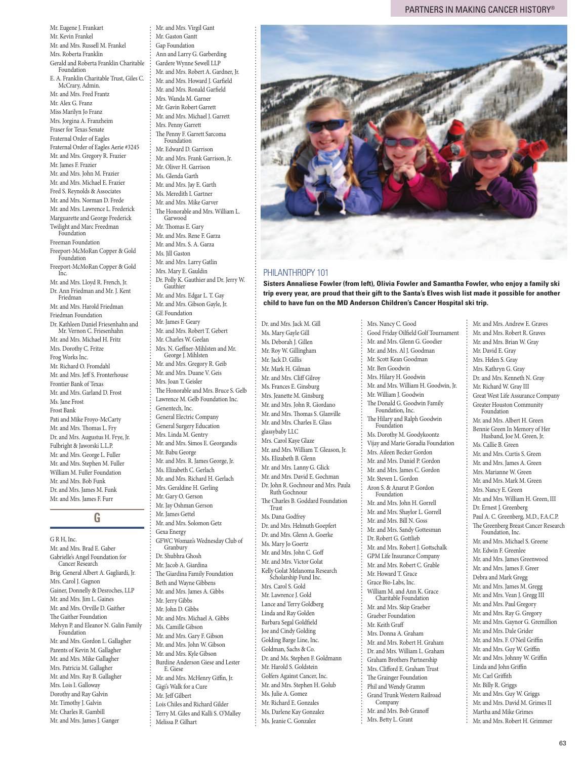Mr. Eugene J. Frankart
Mr. Kevin Frankel
Mr. and Mrs. Russell M. Frankel
Mrs. Roberta Franklin
Gerald and Roberta Franklin Charitable Foundation
E. A. Franklin Charitable Trust, Giles C. McCrary, Admin.
Mr. and Mrs. Fred Frantz
Mr. Alex G. Franz
Miss Marilyn Jo Franz
Mrs. Jorgina A. Franzheim
Fraser for Texas Senate
Fraternal Order of Eagles
Fraternal Order of Eagles Aerie #3245
Mr. and Mrs. Gregory R. Frazier
Mr. James F. Frazier
Mr. and Mrs. John M. Frazier
Mr. and Mrs. Michael E. Frazier
Fred S. Reynolds & Associates
Mr. and Mrs. Norman D. Frede
Mr. and Mrs. Lawrence L. Frederick
Marguarette and George Frederick
Twilight and Marc Freedman Foundation
Freeman Foundation
Freeport-McMoRan Copper & Gold Foundation
Freeport-McMoRan Copper & Gold Inc.
Mr. and Mrs. Lloyd R. French, Jr.
Dr. Ann Friedman and Mr. J. Kent Friedman
Mr. and Mrs. Harold Friedman
Friedman Foundation
Dr. Kathleen Daniel Friesenhahn and Mr. Vernon C. Friesenhahn
Mr. and Mrs. Michael H. Fritz
Mrs. Dorothy C. Fritze
Frog Works Inc.
Mr. Richard O. Fromdahl
Mr. and Mrs. Jeff S. Fronterhouse
Frontier Bank of Texas
Mr. and Mrs. Garland D. Frost
Ms. Jane Frost
Frost Bank
Pati and Mike Froyo-McCarty
Mr. and Mrs. Thomas L. Fry
Dr. and Mrs. Augustus H. Frye, Jr.
Fulbright & Jaworski L.L.P.
Mr. and Mrs. George L. Fuller
Mr. and Mrs. Stephen M. Fuller
William M. Fuller Foundation
Mr. and Mrs. Bob Funk
Dr. and Mrs. James M. Funk
Mr. and Mrs. James F. Furr

## G

G R H, Inc.
Mr. and Mrs. Brad E. Gaber
Gabrielle's Angel Foundation for Cancer Research
Brig. General Albert A. Gagliardi, Jr.
Mrs. Carol J. Gagnon
Gainer, Donnelly & Desroches, LLP
Mr. and Mrs. Jim L. Gaines
Mr. and Mrs. Orville D. Gaither
The Gaither Foundation
Melvyn P. and Eleanor N. Galin Family Foundation
Mr. and Mrs. Gordon L. Gallagher
Parents of Kevin M. Gallagher
Mr. and Mrs. Mike Gallagher
Mrs. Patricia M. Gallagher
Mr. and Mrs. Ray B. Gallagher
Mrs. Lois I. Galloway
Dorothy and Ray Galvin
Mr. Timothy J. Galvin
Mr. Charles R. Gambill
Mr. and Mrs. James J. Ganger
Mr. and Mrs. Virgil Gant
Mr. Gaston Gantt
Gap Foundation
Ann and Larry G. Garberding
Gardere Wynne Sewell LLP
Mr. and Mrs. Robert A. Gardner, Jr.
Mr. and Mrs. Howard J. Garfield
Mr. and Mrs. Ronald Garfield
Mrs. Wanda M. Garner
Mr. Gavin Robert Garrett
Mr. and Mrs. Michael J. Garrett
Mrs. Penny Garrett
The Penny F. Garrett Sarcoma Foundation
Mr. Edward D. Garrison
Mr. and Mrs. Frank Garrison, Jr.
Mr. Oliver H. Garrison
Ms. Glenda Garth
Mr. and Mrs. Jay E. Garth
Ms. Meredith I. Gartner
Mr. and Mrs. Mike Garver
The Honorable and Mrs. William L. Garwood
Mr. Thomas E. Gary
Mr. and Mrs. Rene F. Garza
Mr. and Mrs. S. A. Garza
Ms. Jill Gaston
Mr. and Mrs. Larry Gatlin
Mrs. Mary E. Gauldin
Dr. Polly K. Gauthier and Dr. Jerry W. Gauthier
Mr. and Mrs. Edgar L. T. Gay
Mr. and Mrs. Gibson Gayle, Jr.
GE Foundation
Mr. James F. Geary
Mr. and Mrs. Robert T. Gebert
Mr. Charles W. Geelan
Mrs. N. Geffner-Mihlsten and Mr. George J. Mihlsten
Mr. and Mrs. Gregory R. Geib
Mr. and Mrs. Duane V. Geis
Mrs. Joan T. Geisler
The Honorable and Mrs. Bruce S. Gelb
Lawrence M. Gelb Foundation Inc.
Genentech, Inc.
General Electric Company
General Surgery Education
Mrs. Linda M. Gentry
Mr. and Mrs. Simos E. Georgandis
Mr. Babu George
Mr. and Mrs. R. James George, Jr.
Ms. Elizabeth C. Gerlach
Mr. and Mrs. Richard H. Gerlach
Mrs. Geraldine H. Gerling
Mr. Gary O. Gerson
Mr. Jay Oshman Gerson
Mr. James Gettel
Mr. and Mrs. Solomon Getz
Gexa Energy
GFWC Woman's Wednesday Club of Granbury
Dr. Shubhra Ghosh
Mr. Jacob A. Giardina
The Giardina Family Foundation
Beth and Wayne Gibbens
Mr. and Mrs. James A. Gibbs
Mr. Jerry Gibbs
Mr. John D. Gibbs
Mr. and Mrs. Michael A. Gibbs
Ms. Camille Gibson
Mr. and Mrs. Gary F. Gibson
Mr. and Mrs. John W. Gibson
Mr. and Mrs. Kyle Gibson
Burdine Anderson Giese and Lester E. Giese
Mr. and Mrs. McHenry Giffin, Jr.
Gigi's Walk for a Cure
Mr. Jeff Gilbert
Lois Chiles and Richard Gilder
Terry M. Giles and Kalli S. O'Malley
Melissa P. Gilhart

## PHILANTHROPY 101

**Sisters Annaliese Fowler (from left), Olivia Fowler and Samantha Fowler, who enjoy a family ski trip every year, are proud that their gift to the Santa's Elves wish list made it possible for another child to have fun on the MD Anderson Children's Cancer Hospital ski trip.**

Dr. and Mrs. Jack M. Gill
Ms. Mary Gayle Gill
Ms. Deborah J. Gillen
Mr. Roy W. Gillingham
Mr. Jack D. Gillis
Mr. Mark H. Gilman
Mr. and Mrs. Cliff Gilroy
Ms. Frances E. Ginsburg
Mrs. Jeanette M. Ginsburg
Mr. and Mrs. John R. Giordano
Mr. and Mrs. Thomas S. Glanville
Mr. and Mrs. Charles E. Glass
glassybaby LLC
Mrs. Carol Kaye Glaze
Mr. and Mrs. William T. Gleason, Jr.
Ms. Elizabeth B. Glenn
Mr. and Mrs. Lanny G. Glick
Mr. and Mrs. David E. Gochman
Dr. John R. Gochnour and Mrs. Paula Ruth Gochnour
The Charles B. Goddard Foundation Trust
Ms. Dana Godfrey
Dr. and Mrs. Helmuth Goepfert
Dr. and Mrs. Glenn A. Goerke
Ms. Mary Jo Goertz
Mr. and Mrs. John C. Goff
Mr. and Mrs. Victor Golat
Kelly Golat Melanoma Research Scholarship Fund Inc.
Mrs. Carol S. Gold
Mr. Lawrence J. Gold
Lance and Terry Goldberg
Linda and Ray Golden
Barbara Segal Goldfield
Joe and Cindy Golding
Golding Barge Line, Inc.
Goldman, Sachs & Co.
Dr. and Ms. Stephen F. Goldmann
Mr. Harold S. Goldstein
Golfers Against Cancer, Inc.
Mr. and Mrs. Stephen H. Golub
Ms. Julie A. Gomez
Mr. Richard E. Gonzales
Ms. Darlene Kay Gonzalez
Ms. Jeanie C. Gonzalez
Mrs. Nancy C. Good
Good Friday Oilfield Golf Tournament
Mr. and Mrs. Glenn G. Goodier
Mr. and Mrs. Al J. Goodman
Mr. Scott Kean Goodman
Mr. Ben Goodwin
Mrs. Hilary H. Goodwin
Mr. and Mrs. William H. Goodwin, Jr.
Mr. William J. Goodwin
The Donald G. Goodwin Family Foundation, Inc.
The Hilary and Ralph Goodwin Foundation
Ms. Dorothy M. Goodykoontz
Vijay and Marie Goradia Foundation
Mrs. Aileen Becker Gordon
Mr. and Mrs. Daniel P. Gordon
Mr. and Mrs. James C. Gordon
Mr. Steven L. Gordon
Aron S. & Anarut P. Gordon Foundation
Mr. and Mrs. John H. Gorrell
Mr. and Mrs. Shaylor L. Gorrell
Mr. and Mrs. Bill N. Goss
Mr. and Mrs. Sandy Gottesman
Dr. Robert G. Gottlieb
Mr. and Mrs. Robert J. Gottschalk
GPM Life Insurance Company
Mr. and Mrs. Robert C. Grable
Mr. Howard T. Grace
Grace Bio-Labs, Inc.
William M. and Ann K. Grace Charitable Foundation
Mr. and Mrs. Skip Graeber
Graeber Foundation
Mr. Keith Graff
Mrs. Donna A. Graham
Mr. and Mrs. Robert H. Graham
Dr. and Mrs. William L. Graham
Graham Brothers Partnership
Mrs. Clifford E. Graham Trust
The Grainger Foundation
Phil and Wendy Gramm
Grand Trunk Western Railroad Company
Mr. and Mrs. Bob Granoff
Mrs. Betty L. Grant
Mr. and Mrs. Andrew E. Graves
Mr. and Mrs. Robert R. Graves
Mr. and Mrs. Brian W. Gray
Mr. David E. Gray
Mrs. Helen S. Gray
Mrs. Kathryn G. Gray
Dr. and Mrs. Kenneth N. Gray
Mr. Richard W. Gray III
Great West Life Assurance Company
Greater Houston Community Foundation
Mr. and Mrs. Albert H. Green
Bennie Green In Memory of Her Husband, Joe M. Green, Jr.
Ms. Callie B. Green
Mr. and Mrs. Curtis S. Green
Mr. and Mrs. James A. Green
Mrs. Marianne W. Green
Mr. and Mrs. Mark M. Green
Mrs. Nancy E. Green
Mr. and Mrs. William H. Green, III
Dr. Ernest J. Greenberg
Paul A. C. Greenberg, M.D., F.A.C.P.
The Greenberg Breast Cancer Research Foundation, Inc.
Mr. and Mrs. Michael S. Greene
Mr. Edwin F. Greenlee
Mr. and Mrs. James Greenwood
Mr. and Mrs. James F. Greer
Debra and Mark Gregg
Mr. and Mrs. James M. Gregg
Mr. and Mrs. Vean J. Gregg III
Mr. and Mrs. Paul Gregory
Mr. and Mrs. Ray G. Gregory
Mr. and Mrs. Gaynor G. Gremillion
Mr. and Mrs. Dale Grider
Mr. and Mrs. F. O'Neil Griffin
Mr. and Mrs. Guy W. Griffin
Mr. and Mrs. Johnny W. Griffin
Linda and John Griffin
Mr. Carl Griffith
Mr. Billy R. Griggs
Mr. and Mrs. Guy W. Griggs
Mr. and Mrs. David M. Grimes II
Martha and Mike Grimes
Mr. and Mrs. Robert H. Grimmer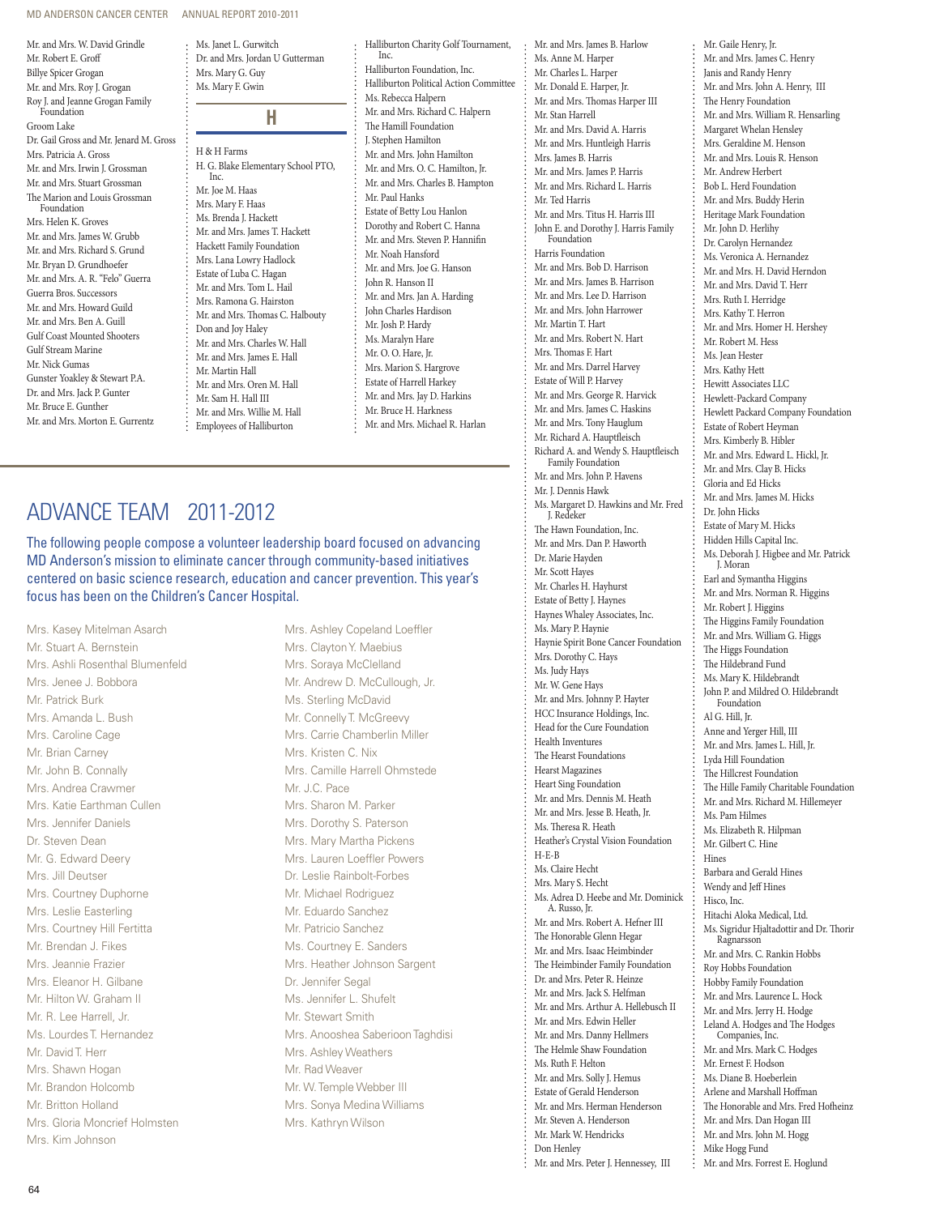Mr. and Mrs. W. David Grindle
Mr. Robert E. Groff
Billye Spicer Grogan
Mr. and Mrs. Roy J. Grogan
Roy J. and Jeanne Grogan Family Foundation
Groom Lake
Dr. Gail Gross and Mr. Jenard M. Gross
Mrs. Patricia A. Gross
Mr. and Mrs. Irwin J. Grossman
Mr. and Mrs. Stuart Grossman
The Marion and Louis Grossman Foundation
Mrs. Helen K. Groves
Mr. and Mrs. James W. Grubb
Mr. and Mrs. Richard S. Grund
Mr. Bryan D. Grundhoefer
Mr. and Mrs. A. R. "Felo" Guerra
Guerra Bros. Successors
Mr. and Mrs. Howard Guild
Mr. and Mrs. Ben A. Guill
Gulf Coast Mounted Shooters
Gulf Stream Marine
Mr. Nick Gumas
Gunster Yoakley & Stewart P.A.
Dr. and Mrs. Jack P. Gunter
Mr. Bruce E. Gunther
Mr. and Mrs. Morton E. Gurrentz
Ms. Janet L. Gurwitch
Dr. and Mrs. Jordan U Gutterman
Mrs. Mary G. Guy
Ms. Mary F. Gwin

## H

H & H Farms
H. G. Blake Elementary School PTO, Inc.
Mr. Joe M. Haas
Mrs. Mary F. Haas
Ms. Brenda J. Hackett
Mr. and Mrs. James T. Hackett
Hackett Family Foundation
Mrs. Lana Lowry Hadlock
Estate of Luba C. Hagan
Mr. and Mrs. Tom L. Hail
Mrs. Ramona G. Hairston
Mr. and Mrs. Thomas C. Halbouty
Don and Joy Haley
Mr. and Mrs. Charles W. Hall
Mr. and Mrs. James E. Hall
Mr. Martin Hall
Mr. and Mrs. Oren M. Hall
Mr. Sam H. Hall III
Mr. and Mrs. Willie M. Hall
Employees of Halliburton
Halliburton Charity Golf Tournament, Inc.
Halliburton Foundation, Inc.
Halliburton Political Action Committee
Ms. Rebecca Halpern
Mr. and Mrs. Richard C. Halpern
The Hamill Foundation
J. Stephen Hamilton
Mr. and Mrs. John Hamilton
Mr. and Mrs. O. C. Hamilton, Jr.
Mr. and Mrs. Charles B. Hampton
Mr. Paul Hanks
Estate of Betty Lou Hanlon
Dorothy and Robert C. Hanna
Mr. and Mrs. Steven P. Hannifin
Mr. Noah Hansford
Mr. and Mrs. Joe G. Hanson
John R. Hanson II
Mr. and Mrs. Jan A. Harding
John Charles Hardison
Mr. Josh P. Hardy
Ms. Maralyn Hare
Mr. O. O. Hare, Jr.
Mrs. Marion S. Hargrove
Estate of Harrell Harkey
Mr. and Mrs. Jay D. Harkins
Mr. Bruce H. Harkness
Mr. and Mrs. Michael R. Harlan
Mr. and Mrs. James B. Harlow
Ms. Anne M. Harper
Mr. Charles L. Harper
Mr. Donald E. Harper, Jr.
Mr. and Mrs. Thomas Harper III
Mr. Stan Harrell
Mr. and Mrs. David A. Harris
Mr. and Mrs. Huntleigh Harris
Mrs. James B. Harris
Mr. and Mrs. James P. Harris
Mr. and Mrs. Richard L. Harris
Mr. Ted Harris
Mr. and Mrs. Titus H. Harris III
John E. and Dorothy J. Harris Family Foundation
Harris Foundation
Mr. and Mrs. Bob D. Harrison
Mr. and Mrs. James B. Harrison
Mr. and Mrs. Lee D. Harrison
Mr. and Mrs. John Harrower
Mr. Martin T. Hart
Mr. and Mrs. Robert N. Hart
Mrs. Thomas F. Hart
Mr. and Mrs. Darrel Harvey
Estate of Will P. Harvey
Mr. and Mrs. George R. Harvick
Mr. and Mrs. James C. Haskins
Mr. and Mrs. Tony Hauglum
Mr. Richard A. Hauptfleisch
Richard A. and Wendy S. Hauptfleisch Family Foundation
Mr. and Mrs. John P. Havens
Mr. J. Dennis Hawk
Ms. Margaret D. Hawkins and Mr. Fred J. Redeker
The Hawn Foundation, Inc.
Mr. and Mrs. Dan P. Haworth
Dr. Marie Hayden
Mr. Scott Hayes
Mr. Charles H. Hayhurst
Estate of Betty J. Haynes
Haynes Whaley Associates, Inc.
Mrs. Mary P. Haynie
Haynie Spirit Bone Cancer Foundation
Mrs. Dorothy C. Hays
Ms. Judy Hays
Mr. W. Gene Hays
Mr. and Mrs. Johnny P. Hayter
HCC Insurance Holdings, Inc.
Head for the Cure Foundation
Health Inventures
The Hearst Foundations
Hearst Magazines
Heart Sing Foundation
Mr. and Mrs. Dennis M. Heath
Mr. and Mrs. Jesse B. Heath, Jr.
Ms. Theresa R. Heath
Heather's Crystal Vision Foundation
H-E-B
Ms. Claire Hecht
Mrs. Mary S. Hecht
Ms. Adrea D. Heebe and Mr. Dominick A. Russo, Jr.
Mr. and Mrs. Robert A. Hefner III
The Honorable Glenn Hegar
Mr. and Mrs. Isaac Heimbinder
The Heimbinder Family Foundation
Dr. and Mrs. Peter R. Heinze
Mr. and Mrs. Jack S. Helfman
Mr. and Mrs. Arthur A. Hellebusch II
Mr. and Mrs. Edwin Heller
Mr. and Mrs. Danny Hellmers
The Helmle Shaw Foundation
Ms. Ruth F. Helton
Mr. and Mrs. Solly J. Hemus
Estate of Gerald Henderson
Mr. and Mrs. Herman Henderson
Mr. Steven A. Henderson
Mr. Mark W. Hendricks
Don Henley
Mr. and Mrs. Peter J. Hennessey, III
Mr. Gaile Henry, Jr.
Mr. and Mrs. James C. Henry
Janis and Randy Henry
Mr. and Mrs. John A. Henry, III
The Henry Foundation
Mr. and Mrs. William R. Hensarling
Margaret Whelan Hensley
Mrs. Geraldine M. Henson
Mr. and Mrs. Louis R. Henson
Mr. Andrew Herbert
Bob L. Herd Foundation
Mr. and Mrs. Buddy Herin
Heritage Mark Foundation
Mr. John D. Herlihy
Dr. Carolyn Hernandez
Ms. Veronica A. Hernandez
Mr. and Mrs. H. David Herndon
Mr. and Mrs. David T. Herr
Mrs. Ruth I. Herridge
Mrs. Kathy T. Herron
Mr. and Mrs. Homer H. Hershey
Mr. Robert M. Hess
Ms. Jean Hester
Mrs. Kathy Hett
Hewitt Associates LLC
Hewlett-Packard Company
Hewlett Packard Company Foundation
Estate of Robert Heyman
Mrs. Kimberly B. Hibler
Mr. and Mrs. Edward L. Hickl, Jr.
Mr. and Mrs. Clay B. Hicks
Gloria and Ed Hicks
Mr. and Mrs. James M. Hicks
Dr. John Hicks
Estate of Mary M. Hicks
Hidden Hills Capital Inc.
Ms. Deborah J. Higbee and Mr. Patrick J. Moran
Earl and Symantha Higgins
Mr. and Mrs. Norman R. Higgins
Mr. Robert J. Higgins
The Higgins Family Foundation
Mr. and Mrs. William G. Higgs
The Higgs Foundation
The Hildebrand Fund
Ms. Mary K. Hildebrandt
John P. and Mildred O. Hildebrandt Foundation
Al G. Hill, Jr.
Anne and Yerger Hill, III
Mr. and Mrs. James L. Hill, Jr.
Lyda Hill Foundation
The Hillcrest Foundation
The Hille Family Charitable Foundation
Mr. and Mrs. Richard M. Hillemeyer
Ms. Pam Hilmes
Ms. Elizabeth R. Hilpman
Mr. Gilbert C. Hine
Hines
Barbara and Gerald Hines
Wendy and Jeff Hines
Hisco, Inc.
Hitachi Aloka Medical, Ltd.
Ms. Sigridur Hjaltadottir and Dr. Thorir Ragnarsson
Mr. and Mrs. C. Rankin Hobbs
Roy Hobbs Foundation
Hobby Family Foundation
Mr. and Mrs. Laurence L. Hock
Mr. and Mrs. Jerry H. Hodge
Leland A. Hodges and The Hodges Companies, Inc.
Mr. and Mrs. Mark C. Hodges
Mr. Ernest F. Hodson
Ms. Diane B. Hoeberlein
Arlene and Marshall Hoffman
The Honorable and Mrs. Fred Hofheinz
Mr. and Mrs. Dan Hogan III
Mr. and Mrs. John M. Hogg
Mike Hogg Fund
Mr. and Mrs. Forrest E. Hoglund

# ADVANCE TEAM 2011-2012

The following people compose a volunteer leadership board focused on advancing MD Anderson's mission to eliminate cancer through community-based initiatives centered on basic science research, education and cancer prevention. This year's focus has been on the Children's Cancer Hospital.

Mrs. Kasey Mitelman Asarch
Mr. Stuart A. Bernstein
Mrs. Ashli Rosenthal Blumenfeld
Mrs. Jenee J. Bobbora
Mr. Patrick Burk
Mrs. Amanda L. Bush
Mrs. Caroline Cage
Mr. Brian Carney
Mr. John B. Connally
Mrs. Andrea Crawmer
Mrs. Katie Earthman Cullen
Mrs. Jennifer Daniels
Dr. Steven Dean
Mr. G. Edward Deery
Mrs. Jill Deutser
Mrs. Courtney Duphorne
Mrs. Leslie Easterling
Mrs. Courtney Hill Fertitta
Mr. Brendan J. Fikes
Mrs. Jeannie Frazier
Mrs. Eleanor H. Gilbane
Mr. Hilton W. Graham II
Mr. R. Lee Harrell, Jr.
Ms. Lourdes T. Hernandez
Mr. David T. Herr
Mrs. Shawn Hogan
Mr. Brandon Holcomb
Mr. Britton Holland
Mrs. Gloria Moncrief Holmsten
Mrs. Kim Johnson
Mrs. Ashley Copeland Loeffler
Mrs. Clayton Y. Maebius
Mrs. Soraya McClelland
Mr. Andrew D. McCullough, Jr.
Ms. Sterling McDavid
Mr. Connelly T. McGreevy
Mrs. Carrie Chamberlin Miller
Mrs. Kristen C. Nix
Mrs. Camille Harrell Ohmstede
Mr. J.C. Pace
Mrs. Sharon M. Parker
Mrs. Dorothy S. Paterson
Mrs. Mary Martha Pickens
Mrs. Lauren Loeffler Powers
Dr. Leslie Rainbolt-Forbes
Mr. Michael Rodriguez
Mr. Eduardo Sanchez
Mr. Patricio Sanchez
Ms. Courtney E. Sanders
Mrs. Heather Johnson Sargent
Dr. Jennifer Segal
Ms. Jennifer L. Shufelt
Mr. Stewart Smith
Mrs. Anooshea Saberioon Taghdisi
Mrs. Ashley Weathers
Mr. Rad Weaver
Mr. W. Temple Webber III
Mrs. Sonya Medina Williams
Mrs. Kathryn Wilson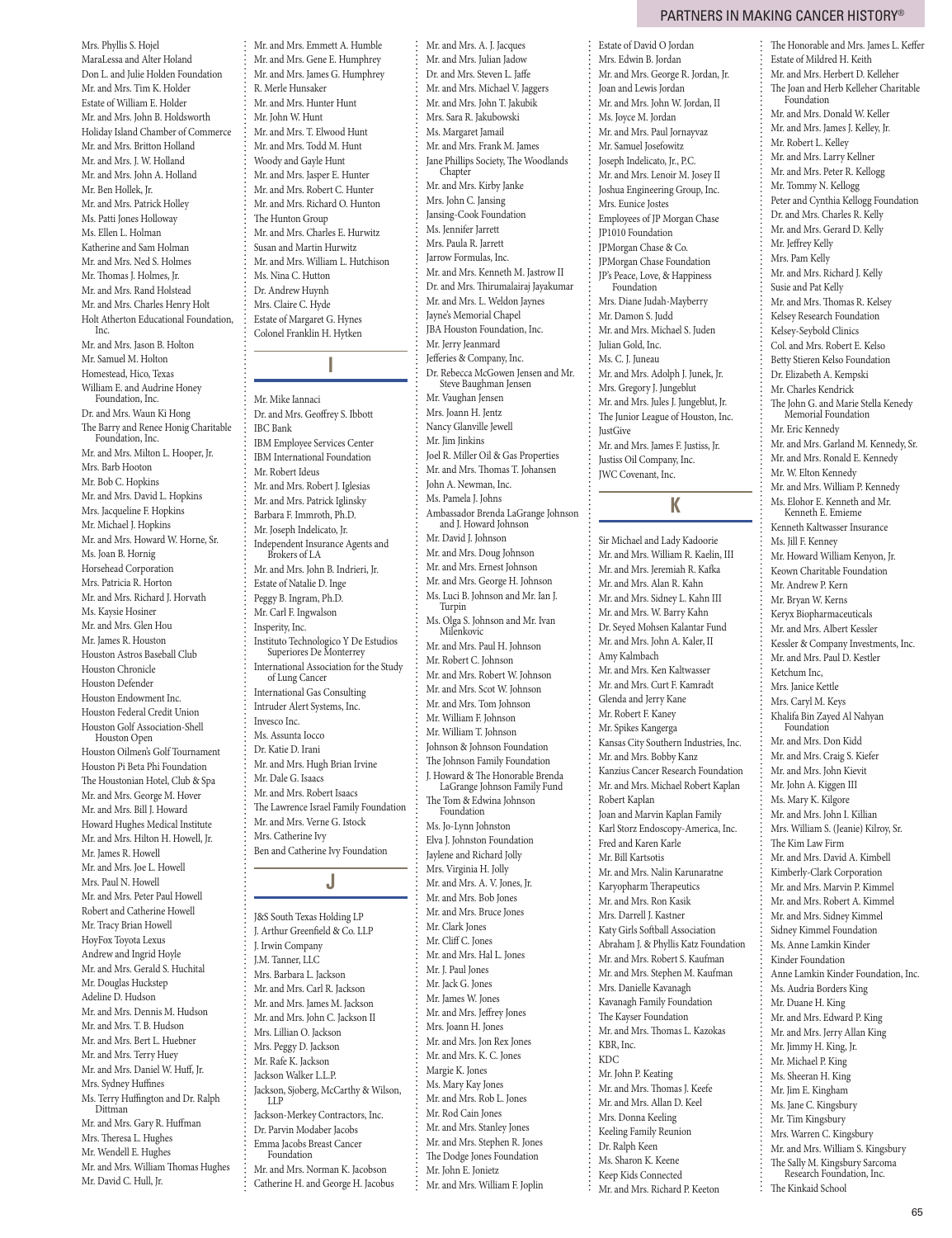Mrs. Phyllis S. Hojel
MaraLessa and Alter Holand
Don L. and Julie Holden Foundation
Mr. and Mrs. Tim K. Holder
Estate of William E. Holder
Mr. and Mrs. John B. Holdsworth
Holiday Island Chamber of Commerce
Mr. and Mrs. Britton Holland
Mr. and Mrs. J. W. Holland
Mr. and Mrs. John A. Holland
Mr. Ben Hollek, Jr.
Mr. and Mrs. Patrick Holley
Ms. Patti Jones Holloway
Ms. Ellen L. Holman
Katherine and Sam Holman
Mr. and Mrs. Ned S. Holmes
Mr. Thomas J. Holmes, Jr.
Mr. and Mrs. Rand Holstead
Mr. and Mrs. Charles Henry Holt
Holt Atherton Educational Foundation, Inc.
Mr. and Mrs. Jason B. Holton
Mr. Samuel M. Holton
Homestead, Hico, Texas
William E. and Audrine Honey Foundation, Inc.
Dr. and Mrs. Waun Ki Hong
The Barry and Renee Honig Charitable Foundation, Inc.
Mr. and Mrs. Milton L. Hooper, Jr.
Mrs. Barb Hooton
Mr. Bob C. Hopkins
Mr. and Mrs. David L. Hopkins
Mrs. Jacqueline F. Hopkins
Mr. Michael J. Hopkins
Mr. and Mrs. Howard W. Horne, Sr.
Ms. Joan B. Hornig
Horsehead Corporation
Mrs. Patricia R. Horton
Mr. and Mrs. Richard J. Horvath
Ms. Kaysie Hosiner
Mr. and Mrs. Glen Hou
Mr. James R. Houston
Houston Astros Baseball Club
Houston Chronicle
Houston Defender
Houston Endowment Inc.
Houston Federal Credit Union
Houston Golf Association-Shell Houston Open
Houston Oilmen's Golf Tournament
Houston Pi Beta Phi Foundation
The Houstonian Hotel, Club & Spa
Mr. and Mrs. George M. Hover
Mr. and Mrs. Bill J. Howard
Howard Hughes Medical Institute
Mr. and Mrs. Hilton H. Howell, Jr.
Mr. James R. Howell
Mr. and Mrs. Joe L. Howell
Mrs. Paul N. Howell
Mr. and Mrs. Peter Paul Howell
Robert and Catherine Howell
Mr. Tracy Brian Howell
HoyFox Toyota Lexus
Andrew and Ingrid Hoyle
Mr. and Mrs. Gerald S. Huchital
Mr. Douglas Huckstep
Adeline D. Hudson
Mr. and Mrs. Dennis M. Hudson
Mr. and Mrs. T. B. Hudson
Mr. and Mrs. Bert L. Huebner
Mr. and Mrs. Terry Huey
Mr. and Mrs. Daniel W. Huff, Jr.
Mrs. Sydney Huffines
Ms. Terry Huffington and Dr. Ralph Dittman
Mr. and Mrs. Gary R. Huffman
Mrs. Theresa L. Hughes
Mr. Wendell E. Hughes
Mr. and Mrs. William Thomas Hughes
Mr. David C. Hull, Jr.
Mr. and Mrs. Emmett A. Humble
Mr. and Mrs. Gene E. Humphrey
Mr. and Mrs. James G. Humphrey
R. Merle Hunsaker
Mr. and Mrs. Hunter Hunt
Mr. John W. Hunt
Mr. and Mrs. T. Elwood Hunt
Mr. and Mrs. Todd M. Hunt
Woody and Gayle Hunt
Mr. and Mrs. Jasper E. Hunter
Mr. and Mrs. Robert C. Hunter
Mr. and Mrs. Richard O. Hunton
The Hunton Group
Mr. and Mrs. Charles E. Hurwitz
Susan and Martin Hurwitz
Mr. and Mrs. William L. Hutchison
Ms. Nina C. Hutton
Dr. Andrew Huynh
Mrs. Claire C. Hyde
Estate of Margaret G. Hynes
Colonel Franklin H. Hytken

## I

Mr. Mike Iannaci
Dr. and Mrs. Geoffrey S. Ibbott
IBC Bank
IBM Employee Services Center
IBM International Foundation
Mr. Robert Ideus
Mr. and Mrs. Robert J. Iglesias
Mr. and Mrs. Patrick Iglinsky
Barbara F. Immroth, Ph.D.
Mr. Joseph Indelicato, Jr.
Independent Insurance Agents and Brokers of LA
Mr. and Mrs. John B. Indrieri, Jr.
Estate of Natalie D. Inge
Peggy B. Ingram, Ph.D.
Mr. Carl F. Ingwalson
Insperity, Inc.
Instituto Technologico Y De Estudios Superiores De Monterrey
International Association for the Study of Lung Cancer
International Gas Consulting
Intruder Alert Systems, Inc.
Invesco Inc.
Ms. Assunta Iocco
Dr. Katie D. Irani
Mr. and Mrs. Hugh Brian Irvine
Mr. Dale G. Isaacs
Mr. and Mrs. Robert Isaacs
The Lawrence Israel Family Foundation
Mr. and Mrs. Verne G. Istock
Mrs. Catherine Ivy
Ben and Catherine Ivy Foundation

## J

J&S South Texas Holding LP
J. Arthur Greenfield & Co. LLP
J. Irwin Company
J.M. Tanner, LLC
Mrs. Barbara L. Jackson
Mr. and Mrs. Carl R. Jackson
Mr. and Mrs. James M. Jackson
Mr. and Mrs. John C. Jackson II
Mrs. Lillian O. Jackson
Mrs. Peggy D. Jackson
Mr. Rafe K. Jackson
Jackson Walker L.L.P.
Jackson, Sjoberg, McCarthy & Wilson, LLP
Jackson-Merkey Contractors, Inc.
Dr. Parvin Modaber Jacobs
Emma Jacobs Breast Cancer Foundation
Mr. and Mrs. Norman K. Jacobson
Catherine H. and George H. Jacobus
Mr. and Mrs. A. J. Jacques
Mr. and Mrs. Julian Jadow
Dr. and Mrs. Steven L. Jaffe
Mr. and Mrs. Michael V. Jaggers
Mr. and Mrs. John T. Jakubik
Mrs. Sara R. Jakubowski
Ms. Margaret Jamail
Mr. and Mrs. Frank M. James
Jane Phillips Society, The Woodlands Chapter
Mr. and Mrs. Kirby Janke
Mrs. John C. Jansing
Jansing-Cook Foundation
Ms. Jennifer Jarrett
Mrs. Paula R. Jarrett
Jarrow Formulas, Inc.
Mr. and Mrs. Kenneth M. Jastrow II
Dr. and Mrs. Thirumalairaj Jayakumar
Mr. and Mrs. L. Weldon Jaynes
Jayne's Memorial Chapel
JBA Houston Foundation, Inc.
Mr. Jerry Jeanmard
Jefferies & Company, Inc.
Dr. Rebecca McGowen Jensen and Mr. Steve Baughman Jensen
Mr. Vaughan Jensen
Mrs. Joann H. Jentz
Nancy Glanville Jewell
Mr. Jim Jinkins
Joel R. Miller Oil & Gas Properties
Mr. and Mrs. Thomas T. Johansen
John A. Newman, Inc.
Ms. Pamela J. Johns
Ambassador Brenda LaGrange Johnson and J. Howard Johnson
Mr. David J. Johnson
Mr. and Mrs. Doug Johnson
Mr. and Mrs. Ernest Johnson
Mr. and Mrs. George H. Johnson
Ms. Luci B. Johnson and Mr. Ian J. Turpin
Ms. Olga S. Johnson and Mr. Ivan Milenkovic
Mr. and Mrs. Paul H. Johnson
Mr. Robert C. Johnson
Mr. and Mrs. Robert W. Johnson
Mr. and Mrs. Scot W. Johnson
Mr. and Mrs. Tom Johnson
Mr. William F. Johnson
Mr. William T. Johnson
Johnson & Johnson Foundation
The Johnson Family Foundation
J. Howard & The Honorable Brenda LaGrange Johnson Family Fund
The Tom & Edwina Johnson Foundation
Ms. Jo-Lynn Johnston
Elva J. Johnston Foundation
Jaylene and Richard Jolly
Mrs. Virginia H. Jolly
Mr. and Mrs. A. V. Jones, Jr.
Mr. and Mrs. Bob Jones
Mr. and Mrs. Bruce Jones
Mr. Clark Jones
Mr. Cliff C. Jones
Mr. and Mrs. Hal L. Jones
Mr. J. Paul Jones
Mr. Jack G. Jones
Mr. James W. Jones
Mr. and Mrs. Jeffrey Jones
Mrs. Joann H. Jones
Mr. and Mrs. Jon Rex Jones
Mr. and Mrs. K. C. Jones
Margie K. Jones
Ms. Mary Kay Jones
Mr. and Mrs. Rob L. Jones
Mr. Rod Cain Jones
Mr. and Mrs. Stanley Jones
Mr. and Mrs. Stephen R. Jones
The Dodge Jones Foundation
Mr. John E. Jonietz
Mr. and Mrs. William F. Joplin
Estate of David O Jordan
Mrs. Edwin B. Jordan
Mr. and Mrs. George R. Jordan, Jr.
Joan and Lewis Jordan
Mr. and Mrs. John W. Jordan, II
Ms. Joyce M. Jordan
Mr. and Mrs. Paul Jornayvaz
Mr. Samuel Josefowitz
Joseph Indelicato, Jr., P.C.
Mr. and Mrs. Lenoir M. Josey II
Joshua Engineering Group, Inc.
Mrs. Eunice Jostes
Employees of JP Morgan Chase
JP1010 Foundation
JPMorgan Chase & Co.
JPMorgan Chase Foundation
JP's Peace, Love, & Happiness Foundation
Mrs. Diane Judah-Mayberry
Mr. Damon S. Judd
Mr. and Mrs. Michael S. Juden
Julian Gold, Inc.
Ms. C. J. Juneau
Mr. and Mrs. Adolph J. Junek, Jr.
Mrs. Gregory J. Jungeblut
Mr. and Mrs. Jules J. Jungeblut, Jr.
The Junior League of Houston, Inc.
JustGive
Mr. and Mrs. James F. Justiss, Jr.
Justiss Oil Company, Inc.
JWC Covenant, Inc.

## K

Sir Michael and Lady Kadoorie
Mr. and Mrs. William R. Kaelin, III
Mr. and Mrs. Jeremiah R. Kafka
Mr. and Mrs. Alan R. Kahn
Mr. and Mrs. Sidney L. Kahn III
Mr. and Mrs. W. Barry Kahn
Dr. Seyed Mohsen Kalantar Fund
Mr. and Mrs. John A. Kaler, II
Amy Kalmbach
Mr. and Mrs. Ken Kaltwasser
Mr. and Mrs. Curt F. Kamradt
Glenda and Jerry Kane
Mr. Robert F. Kaney
Mr. Spikes Kangerga
Kansas City Southern Industries, Inc.
Mr. and Mrs. Bobby Kanz
Kanzius Cancer Research Foundation
Mr. and Mrs. Michael Robert Kaplan
Robert Kaplan
Joan and Marvin Kaplan Family
Karl Storz Endoscopy-America, Inc.
Fred and Karen Karle
Mr. Bill Kartsotis
Mr. and Mrs. Nalin Karunaratne
Karyopharm Therapeutics
Mr. and Mrs. Ron Kasik
Mrs. Darrell J. Kastner
Katy Girls Softball Association
Abraham J. & Phyllis Katz Foundation
Mr. and Mrs. Robert S. Kaufman
Mr. and Mrs. Stephen M. Kaufman
Mrs. Danielle Kavanagh
Kavanagh Family Foundation
The Kayser Foundation
Mr. and Mrs. Thomas L. Kazokas
KBR, Inc.
KDC
Mr. John P. Keating
Mr. and Mrs. Thomas J. Keefe
Mr. and Mrs. Allan D. Keel
Mrs. Donna Keeling
Keeling Family Reunion
Dr. Ralph Keen
Ms. Sharon K. Keene
Keep Kids Connected
Mr. and Mrs. Richard P. Keeton
The Honorable and Mrs. James L. Keffer
Estate of Mildred H. Keith
Mr. and Mrs. Herbert D. Kelleher
The Joan and Herb Kelleher Charitable Foundation
Mr. and Mrs. Donald W. Keller
Mr. and Mrs. James J. Kelley, Jr.
Mr. Robert L. Kelley
Mr. and Mrs. Larry Kellner
Mr. and Mrs. Peter R. Kellogg
Mr. Tommy N. Kellogg
Peter and Cynthia Kellogg Foundation
Dr. and Mrs. Charles R. Kelly
Mr. and Mrs. Gerard D. Kelly
Mr. Jeffrey Kelly
Mrs. Pam Kelly
Mr. and Mrs. Richard J. Kelly
Susie and Pat Kelly
Mr. and Mrs. Thomas R. Kelsey
Kelsey Research Foundation
Kelsey-Seybold Clinics
Col. and Mrs. Robert E. Kelso
Betty Stieren Kelso Foundation
Dr. Elizabeth A. Kempski
Mr. Charles Kendrick
The John G. and Marie Stella Kenedy Memorial Foundation
Mr. Eric Kennedy
Mr. and Mrs. Garland M. Kennedy, Sr.
Mr. and Mrs. Ronald E. Kennedy
Mr. W. Elton Kennedy
Mr. and Mrs. William P. Kennedy
Ms. Elohor E. Kenneth and Mr. Kenneth E. Emieme
Kenneth Kaltwasser Insurance
Ms. Jill F. Kenney
Mr. Howard William Kenyon, Jr.
Keown Charitable Foundation
Mr. Andrew P. Kern
Mr. Bryan W. Kerns
Keryx Biopharmaceuticals
Mr. and Mrs. Albert Kessler
Kessler & Company Investments, Inc.
Mr. and Mrs. Paul D. Kestler
Ketchum Inc,
Mrs. Janice Kettle
Mrs. Caryl M. Keys
Khalifa Bin Zayed Al Nahyan Foundation
Mr. and Mrs. Don Kidd
Mr. and Mrs. Craig S. Kiefer
Mr. and Mrs. John Kievit
Mr. John A. Kiggen III
Ms. Mary K. Kilgore
Mr. and Mrs. John I. Killian
Mrs. William S. (Jeanie) Kilroy, Sr.
The Kim Law Firm
Mr. and Mrs. David A. Kimbell
Kimberly-Clark Corporation
Mr. and Mrs. Marvin P. Kimmel
Mr. and Mrs. Robert A. Kimmel
Mr. and Mrs. Sidney Kimmel
Sidney Kimmel Foundation
Ms. Anne Lamkin Kinder
Kinder Foundation
Anne Lamkin Kinder Foundation, Inc.
Ms. Audria Borders King
Mr. Duane H. King
Mr. and Mrs. Edward P. King
Mr. and Mrs. Jerry Allan King
Mr. Jimmy H. King, Jr.
Mr. Michael P. King
Ms. Sheeran H. King
Mr. Jim E. Kingham
Ms. Jane C. Kingsbury
Mr. Tim Kingsbury
Mrs. Warren C. Kingsbury
Mr. and Mrs. William S. Kingsbury
The Sally M. Kingsbury Sarcoma Research Foundation, Inc.
The Kinkaid School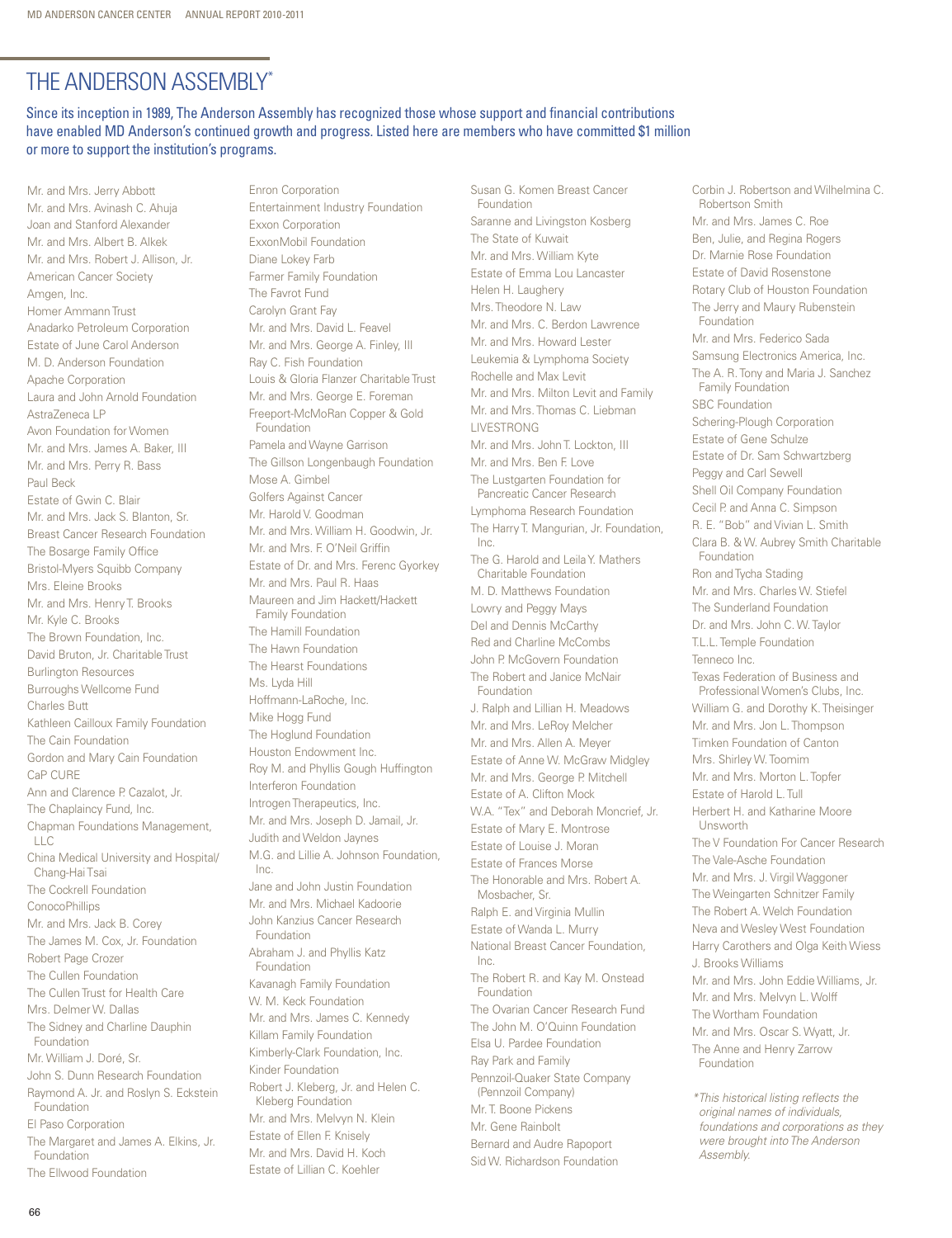# THE ANDERSON ASSEMBLY*

Since its inception in 1989, The Anderson Assembly has recognized those whose support and financial contributions have enabled MD Anderson's continued growth and progress. Listed here are members who have committed $1 million or more to support the institution's programs.

Mr. and Mrs. Jerry Abbott
Mr. and Mrs. Avinash C. Ahuja
Joan and Stanford Alexander
Mr. and Mrs. Albert B. Alkek
Mr. and Mrs. Robert J. Allison, Jr.
American Cancer Society
Amgen, Inc.
Homer Ammann Trust
Anadarko Petroleum Corporation
Estate of June Carol Anderson
M. D. Anderson Foundation
Apache Corporation
Laura and John Arnold Foundation
AstraZeneca LP
Avon Foundation for Women
Mr. and Mrs. James A. Baker, III
Mr. and Mrs. Perry R. Bass
Paul Beck
Estate of Gwin C. Blair
Mr. and Mrs. Jack S. Blanton, Sr.
Breast Cancer Research Foundation
The Bosarge Family Office
Bristol-Myers Squibb Company
Mrs. Eleine Brooks
Mr. and Mrs. Henry T. Brooks
Mr. Kyle C. Brooks
The Brown Foundation, Inc.
David Bruton, Jr. Charitable Trust
Burlington Resources
Burroughs Wellcome Fund
Charles Butt
Kathleen Cailloux Family Foundation
The Cain Foundation
Gordon and Mary Cain Foundation
CaP CURE
Ann and Clarence P. Cazalot, Jr.
The Chaplaincy Fund, Inc.
Chapman Foundations Management, LLC
China Medical University and Hospital/Chang-Hai Tsai
The Cockrell Foundation
ConocoPhillips
Mr. and Mrs. Jack B. Corey
The James M. Cox, Jr. Foundation
Robert Page Crozer
The Cullen Foundation
The Cullen Trust for Health Care
Mrs. Delmer W. Dallas
The Sidney and Charline Dauphin Foundation
Mr. William J. Doré, Sr.
John S. Dunn Research Foundation
Raymond A. Jr. and Roslyn S. Eckstein Foundation
El Paso Corporation
The Margaret and James A. Elkins, Jr. Foundation
The Ellwood Foundation
Enron Corporation
Entertainment Industry Foundation
Exxon Corporation
ExxonMobil Foundation
Diane Lokey Farb
Farmer Family Foundation
The Favrot Fund
Carolyn Grant Fay
Mr. and Mrs. David L. Feavel
Mr. and Mrs. George A. Finley, III
Ray C. Fish Foundation
Louis & Gloria Flanzer Charitable Trust
Mr. and Mrs. George E. Foreman
Freeport-McMoRan Copper & Gold Foundation
Pamela and Wayne Garrison
The Gillson Longenbaugh Foundation
Mose A. Gimbel
Golfers Against Cancer
Mr. Harold V. Goodman
Mr. and Mrs. William H. Goodwin, Jr.
Mr. and Mrs. F. O'Neil Griffin
Estate of Dr. and Mrs. Ferenc Gyorkey
Mr. and Mrs. Paul R. Haas
Maureen and Jim Hackett/Hackett Family Foundation
The Hamill Foundation
The Hawn Foundation
The Hearst Foundations
Ms. Lyda Hill
Hoffmann-LaRoche, Inc.
Mike Hogg Fund
The Hoglund Foundation
Houston Endowment Inc.
Roy M. and Phyllis Gough Huffington
Interferon Foundation
Introgen Therapeutics, Inc.
Mr. and Mrs. Joseph D. Jamail, Jr.
Judith and Weldon Jaynes
M.G. and Lillie A. Johnson Foundation, Inc.
Jane and John Justin Foundation
Mr. and Mrs. Michael Kadoorie
John Kanzius Cancer Research Foundation
Abraham J. and Phyllis Katz Foundation
Kavanagh Family Foundation
W. M. Keck Foundation
Mr. and Mrs. James C. Kennedy
Killam Family Foundation
Kimberly-Clark Foundation, Inc.
Kinder Foundation
Robert J. Kleberg, Jr. and Helen C. Kleberg Foundation
Mr. and Mrs. Melvyn N. Klein
Estate of Ellen F. Knisely
Mr. and Mrs. David H. Koch
Estate of Lillian C. Koehler
Susan G. Komen Breast Cancer Foundation
Saranne and Livingston Kosberg
The State of Kuwait
Mr. and Mrs. William Kyte
Estate of Emma Lou Lancaster
Helen H. Laughery
Mrs. Theodore N. Law
Mr. and Mrs. C. Berdon Lawrence
Mr. and Mrs. Howard Lester
Leukemia & Lymphoma Society
Rochelle and Max Levit
Mr. and Mrs. Milton Levit and Family
Mr. and Mrs. Thomas C. Liebman
LIVESTRONG
Mr. and Mrs. John T. Lockton, III
Mr. and Mrs. Ben F. Love
The Lustgarten Foundation for Pancreatic Cancer Research
Lymphoma Research Foundation
The Harry T. Mangurian, Jr. Foundation, Inc.
The G. Harold and Leila Y. Mathers Charitable Foundation
M. D. Matthews Foundation
Lowry and Peggy Mays
Del and Dennis McCarthy
Red and Charline McCombs
John P. McGovern Foundation
The Robert and Janice McNair Foundation
J. Ralph and Lillian H. Meadows
Mr. and Mrs. LeRoy Melcher
Mr. and Mrs. Allen A. Meyer
Estate of Anne W. McGraw Midgley
Mr. and Mrs. George P. Mitchell
Estate of A. Clifton Mock
W.A. "Tex" and Deborah Moncrief, Jr.
Estate of Mary E. Montrose
Estate of Louise J. Moran
Estate of Frances Morse
The Honorable and Mrs. Robert A. Mosbacher, Sr.
Ralph E. and Virginia Mullin
Estate of Wanda L. Murry
National Breast Cancer Foundation, Inc.
The Robert R. and Kay M. Onstead Foundation
The Ovarian Cancer Research Fund
The John M. O'Quinn Foundation
Elsa U. Pardee Foundation
Ray Park and Family
Pennzoil-Quaker State Company (Pennzoil Company)
Mr. T. Boone Pickens
Mr. Gene Rainbolt
Bernard and Audre Rapoport
Sid W. Richardson Foundation
Corbin J. Robertson and Wilhelmina C. Robertson Smith
Mr. and Mrs. James C. Roe
Ben, Julie, and Regina Rogers
Dr. Marnie Rose Foundation
Estate of David Rosenstone
Rotary Club of Houston Foundation
The Jerry and Maury Rubenstein Foundation
Mr. and Mrs. Federico Sada
Samsung Electronics America, Inc.
The A. R. Tony and Maria J. Sanchez Family Foundation
SBC Foundation
Schering-Plough Corporation
Estate of Gene Schulze
Estate of Dr. Sam Schwartzberg
Peggy and Carl Sewell
Shell Oil Company Foundation
Cecil P. and Anna C. Simpson
R. E. "Bob" and Vivian L. Smith
Clara B. & W. Aubrey Smith Charitable Foundation
Ron and Tycha Stading
Mr. and Mrs. Charles W. Stiefel
The Sunderland Foundation
Dr. and Mrs. John C. W. Taylor
T.L.L. Temple Foundation
Tenneco Inc.
Texas Federation of Business and Professional Women's Clubs, Inc.
William G. and Dorothy K. Theisinger
Mr. and Mrs. Jon L. Thompson
Timken Foundation of Canton
Mrs. Shirley W. Toomim
Mr. and Mrs. Morton L. Topfer
Estate of Harold L. Tull
Herbert H. and Katharine Moore Unsworth
The V Foundation For Cancer Research
The Vale-Asche Foundation
Mr. and Mrs. J. Virgil Waggoner
The Weingarten Schnitzer Family
The Robert A. Welch Foundation
Neva and Wesley West Foundation
Harry Carothers and Olga Keith Wiess
J. Brooks Williams
Mr. and Mrs. John Eddie Williams, Jr.
Mr. and Mrs. Melvyn L. Wolff
The Wortham Foundation
Mr. and Mrs. Oscar S. Wyatt, Jr.
The Anne and Henry Zarrow Foundation

*This historical listing reflects the original names of individuals, foundations and corporations as they were brought into The Anderson Assembly.*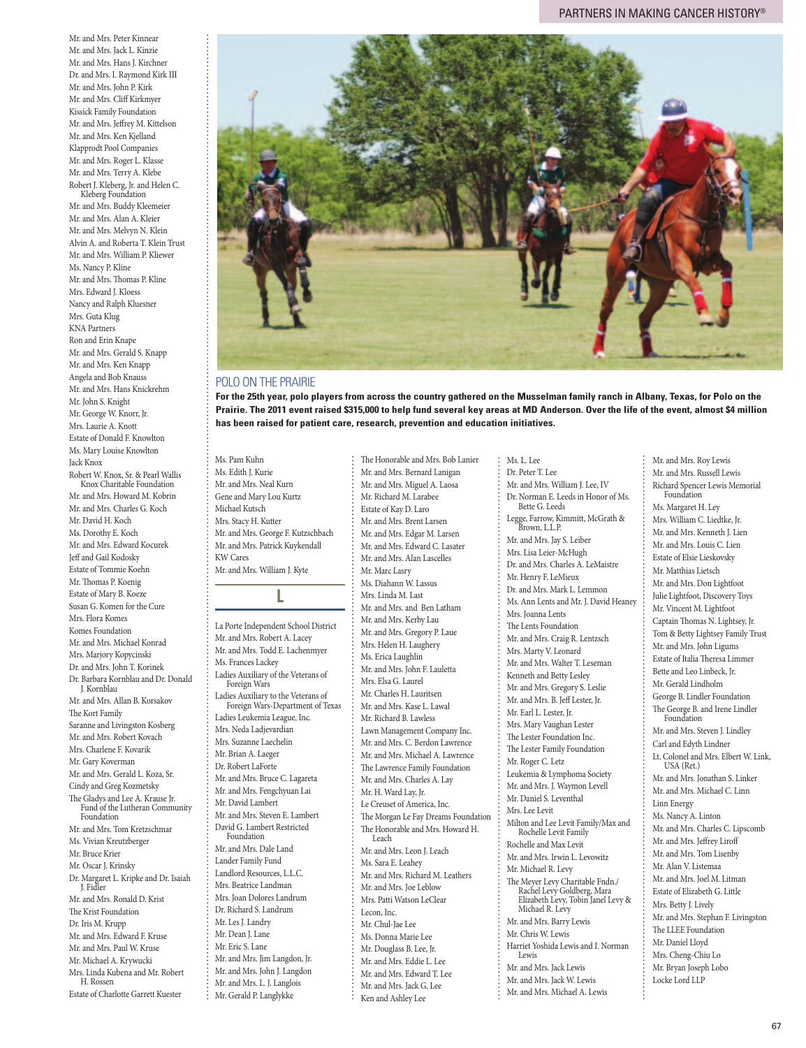Mr. and Mrs. Peter Kinnear
Mr. and Mrs. Jack L. Kinzie
Mr. and Mrs. Hans J. Kirchner
Dr. and Mrs. I. Raymond Kirk III
Mr. and Mrs. John P. Kirk
Mr. and Mrs. Cliff Kirkmyer
Kissick Family Foundation
Mr. and Mrs. Jeffrey M. Kittelson
Mr. and Mrs. Ken Kjelland
Klapprodt Pool Companies
Mr. and Mrs. Roger L. Klasse
Mr. and Mrs. Terry A. Klebe
Robert J. Kleberg, Jr. and Helen C. Kleberg Foundation
Mr. and Mrs. Buddy Kleemeier
Mr. and Mrs. Alan A. Kleier
Mr. and Mrs. Melvyn N. Klein
Alvin A. and Roberta T. Klein Trust
Mr. and Mrs. William P. Kliewer
Ms. Nancy P. Kline
Mr. and Mrs. Thomas P. Kline
Mrs. Edward J. Kloess
Nancy and Ralph Kluesner
Mrs. Guta Klug
KNA Partners
Ron and Erin Knape
Mr. and Mrs. Gerald S. Knapp
Mr. and Mrs. Ken Knapp
Angela and Bob Knauss
Mr. and Mrs. Hans Knickrehm
Mr. John S. Knight
Mr. George W. Knorr, Jr.
Ms. Laurie A. Knott
Estate of Donald F. Knowlton
Ms. Mary Louise Knowlton
Jack Knox
Robert W. Knox, Sr. & Pearl Wallis Knox Charitable Foundation
Mr. and Mrs. Howard M. Kobrin
Mr. and Mrs. Charles G. Koch
Mr. David H. Koch
Ms. Dorothy E. Koch
Mr. and Mrs. Edward Kocurek
Jeff and Gail Kodosky
Estate of Tommie Koehn
Mr. Thomas P. Koenig
Estate of Mary B. Koeze
Susan G. Komen for the Cure
Mrs. Flora Komes
Komes Foundation
Mr. and Mrs. Michael Konrad
Mrs. Marjory Kopycinski
Dr. and Mrs. John T. Korinek
Dr. Barbara Kornblau and Dr. Donald J. Kornblau
Mr. and Mrs. Allan B. Korsakov
The Kort Family
Saranne and Livingston Kosberg
Mr. and Mrs. Robert Kovach
Mrs. Charlene F. Kovarik
Mr. Gary Koverman
Mr. and Mrs. Gerald L. Koza, Sr.
Cindy and Greg Kozmetsky
The Gladys and Lee A. Krause Jr. Fund of the Lutheran Community Foundation
Mr. and Mrs. Tom Kretzschmar
Ms. Vivian Kreutzberger
Mr. Bruce Krier
Mr. Oscar J. Krinsky
Dr. Margaret L. Kripke and Dr. Isaiah J. Fidler
Mr. and Mrs. Ronald D. Krist
The Krist Foundation
Dr. Iris M. Krupp
Mr. and Mrs. Edward F. Kruse
Mr. and Mrs. Paul W. Kruse
Mr. Michael A. Krywucki
Mrs. Linda Kubena and Mr. Robert H. Rossen
Estate of Charlotte Garrett Kuester

## POLO ON THE PRAIRIE

**For the 25th year, polo players from across the country gathered on the Musselman family ranch in Albany, Texas, for Polo on the Prairie. The 2011 event raised $315,000 to help fund several key areas at MD Anderson. Over the life of the event, almost $4 million has been raised for patient care, research, prevention and education initiatives.**

Ms. Pam Kuhn
Ms. Edith J. Kurie
Mr. and Mrs. Neal Kurn
Gene and Mary Lou Kurtz
Michael Kutsch
Mrs. Stacy H. Kutter
Mr. and Mrs. George F. Kutzschbach
Mr. and Mrs. Patrick Kuykendall
KW Cares
Mr. and Mrs. William J. Kyte

## L

La Porte Independent School District
Mr. and Mrs. Robert A. Lacey
Mr. and Mrs. Todd E. Lachenmyer
Ms. Frances Lackey
Ladies Auxiliary of the Veterans of Foreign Wars
Ladies Auxiliary to the Veterans of Foreign Wars-Department of Texas
Ladies Leukemia League, Inc.
Mrs. Neda Ladjevardian
Mrs. Suzanne Laechelin
Mr. Brian A. Laeger
Dr. Robert LaForte
Mr. and Mrs. Bruce C. Lagareta
Mr. and Mrs. Fengchyuan Lai
Mr. David Lambert
Mr. and Mrs. Steven E. Lambert
David G. Lambert Restricted Foundation
Mr. and Mrs. Dale Land
Lander Family Fund
Landlord Resources, L.L.C.
Mrs. Beatrice Landman
Mrs. Joan Dolores Landrum
Dr. Richard S. Landrum
Mr. Les J. Landry
Mr. Dean J. Lane
Mr. Eric S. Lane
Mr. and Mrs. Jim Langdon, Jr.
Mr. and Mrs. John J. Langdon
Mr. and Mrs. L. J. Langlois
Mr. Gerald P. Langlykke

The Honorable and Mrs. Bob Lanier
Mr. and Mrs. Bernard Lanigan
Mr. and Mrs. Miguel A. Laosa
Mr. Richard M. Larabee
Estate of Kay D. Laro
Mr. and Mrs. Brent Larsen
Mr. and Mrs. Edgar M. Larsen
Mr. and Mrs. Edward C. Lasater
Mr. and Mrs. Alan Lascelles
Mr. Marc Lasry
Mrs. Diahann W. Lassus
Mrs. Linda M. Last
Mr. and Mrs. and Ben Latham
Mr. and Mrs. Kerby Lau
Mr. and Mrs. Gregory P. Laue
Mrs. Helen H. Laughery
Ms. Erica Laughlin
Mr. and Mrs. John F. Lauletta
Mrs. Elsa G. Laurel
Mr. Charles H. Lauritsen
Mr. and Mrs. Kase L. Lawal
Mr. Richard B. Lawless
Lawn Management Company Inc.
Mr. and Mrs. C. Berdon Lawrence
Mr. and Mrs. Michael A. Lawrence
The Lawrence Family Foundation
Mr. and Mrs. Charles A. Lay
Mr. H. Ward Lay, Jr.
Le Creuset of America, Inc.
The Morgan Le Fay Dreams Foundation
The Honorable and Mrs. Howard H. Leach
Mr. and Mrs. Leon J. Leach
Ms. Sara E. Leahey
Mr. and Mrs. Richard M. Leathers
Mr. and Mrs. Joe Leblow
Mrs. Patti Watson LeClear
Lecon, Inc.
Mr. Chul-Jae Lee
Ms. Donna Marie Lee
Mr. Douglass B. Lee, Jr.
Mr. and Mrs. Eddie L. Lee
Mr. and Mrs. Edward T. Lee
Mr. and Mrs. Jack G. Lee
Ken and Ashley Lee

Ms. L. Lee
Dr. Peter T. Lee
Mr. and Mrs. William J. Lee, IV
Dr. Norman E. Leeds in Honor of Ms. Bette G. Leeds
Legge, Farrow, Kimmitt, McGrath & Brown, L.L.P.
Mr. and Mrs. Jay S. Leiber
Mrs. Lisa Leier-McHugh
Dr. and Mrs. Charles A. LeMaistre
Mr. Henry F. LeMieux
Dr. and Mrs. Mark L. Lemmon
Ms. Ann Lents and Mr. J. David Heaney
Mrs. Joanna Lents
The Lents Foundation
Mr. and Mrs. Craig R. Lentzsch
Mrs. Marty V. Leonard
Mr. and Mrs. Walter T. Leseman
Kenneth and Betty Lesley
Mr. and Mrs. Gregory S. Leslie
Mr. and Mrs. B. Jeff Lester, Jr.
Mr. Earl L. Lester, Jr.
Mrs. Mary Vaughan Lester
The Lester Foundation Inc.
The Lester Family Foundation
Mr. Roger C. Letz
Leukemia & Lymphoma Society
Mr. and Mrs. J. Waymon Levell
Mr. Daniel S. Leventhal
Mrs. Lee Levit
Milton and Lee Levit Family/Max and Rochelle Levit Family
Rochelle and Max Levit
Mr. and Mrs. Irwin L. Levowitz
Mr. Michael R. Levy
The Meyer Levy Charitable Fndn./ Rachel Levy Goldberg, Mara Elizabeth Levy, Tobin Janel Levy & Michael R. Levy
Mr. and Mrs. Barry Lewis
Mr. Chris W. Lewis
Harriet Yoshida Lewis and I. Norman Lewis
Mr. and Mrs. Jack Lewis
Mr. and Mrs. Jack W. Lewis
Mr. and Mrs. Michael A. Lewis

Mr. and Mrs. Roy Lewis
Mr. and Mrs. Russell Lewis
Richard Spencer Lewis Memorial Foundation
Ms. Margaret H. Ley
Mrs. William C. Liedtke, Jr.
Mr. and Mrs. Kenneth J. Lien
Mr. and Mrs. Louis C. Lien
Estate of Elsie Lieskovsky
Mr. Matthias Lietsch
Mr. and Mrs. Don Lightfoot
Julie Lightfoot, Discovery Toys
Mr. Vincent M. Lightfoot
Captain Thomas N. Lightsey, Jr.
Tom & Betty Lightsey Family Trust
Mr. and Mrs. John Ligums
Estate of Italia Theresa Limmer
Bette and Leo Linbeck, Jr.
Mr. Gerald Lindholm
George B. Lindler Foundation
The George B. and Irene Lindler Foundation
Mr. and Mrs. Steven J. Lindley
Carl and Edyth Lindner
Lt. Colonel and Mrs. Elbert W. Link, USA (Ret.)
Mr. and Mrs. Jonathan S. Linker
Mr. and Mrs. Michael C. Linn
Linn Energy
Ms. Nancy A. Linton
Mr. and Mrs. Charles C. Lipscomb
Mr. and Mrs. Jeffrey Liroff
Mr. and Mrs. Tom Lisenby
Mr. Alan V. Listemaa
Mr. and Mrs. Joel M. Litman
Estate of Elizabeth G. Little
Mrs. Betty J. Lively
Mr. and Mrs. Stephan F. Livingston
The LLEE Foundation
Mr. Daniel Lloyd
Mrs. Cheng-Chiu Lo
Mr. Bryan Joseph Lobo
Locke Lord LLP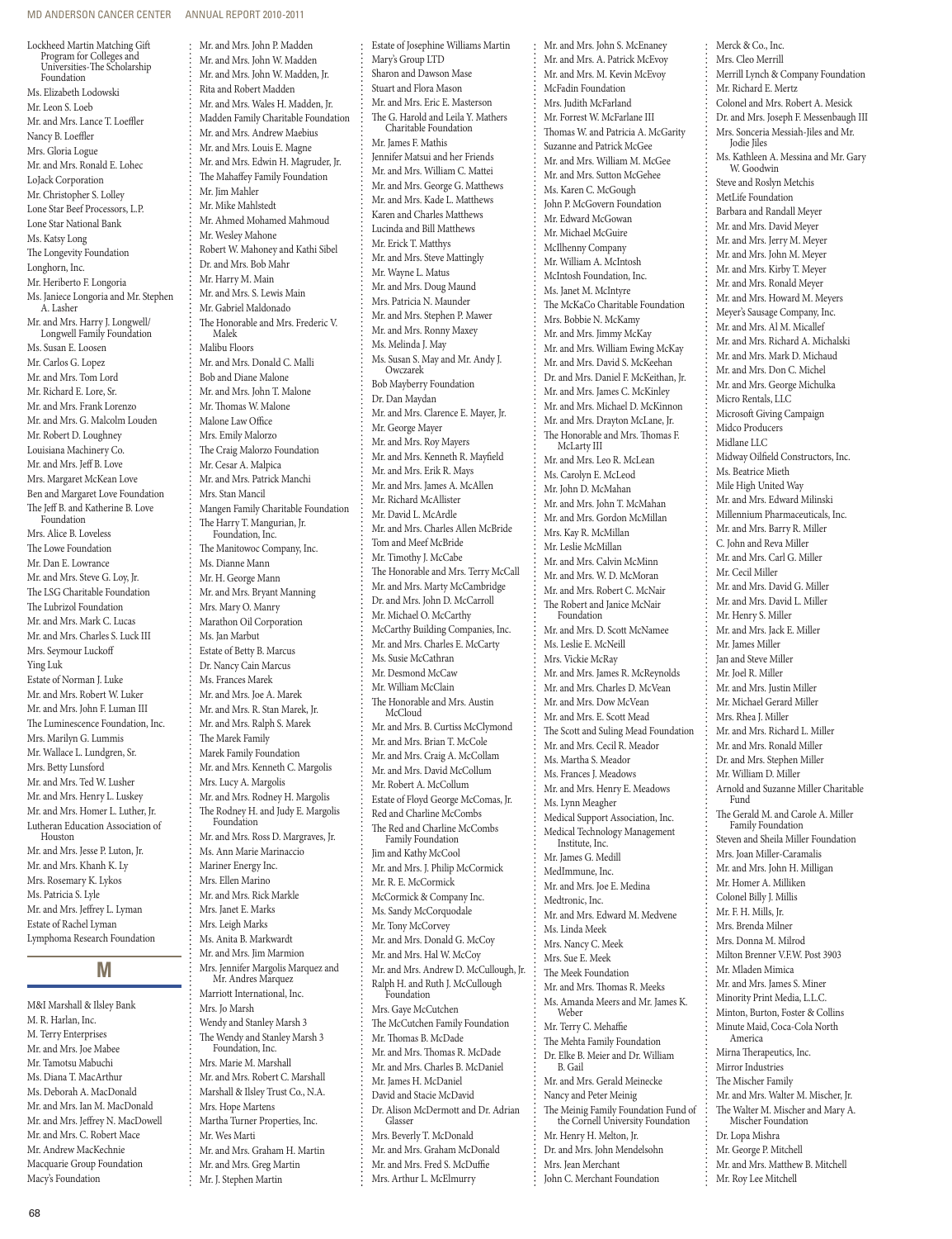Lockheed Martin Matching Gift Program for Colleges and Universities-The Scholarship Foundation
Ms. Elizabeth Lodowski
Mr. Leon S. Loeb
Mr. and Mrs. Lance T. Loeffler
Nancy B. Loeffler
Mrs. Gloria Logue
Mr. and Mrs. Ronald E. Lohec
LoJack Corporation
Mr. Christopher S. Lolley
Lone Star Beef Processors, L.P.
Lone Star National Bank
Ms. Katsy Long
The Longevity Foundation
Longhorn, Inc.
Mr. Heriberto F. Longoria
Ms. Janiece Longoria and Mr. Stephen A. Lasher
Mr. and Mrs. Harry J. Longwell/ Longwell Family Foundation
Ms. Susan E. Loosen
Mr. Carlos G. Lopez
Mr. and Mrs. Tom Lord
Mr. Richard E. Lore, Sr.
Mr. and Mrs. Frank Lorenzo
Mr. and Mrs. G. Malcolm Louden
Mr. Robert D. Loughney
Louisiana Machinery Co.
Mr. and Mrs. Jeff B. Love
Mrs. Margaret McKean Love
Ben and Margaret Love Foundation
The Jeff B. and Katherine B. Love Foundation
Mrs. Alice B. Loveless
The Lowe Foundation
Mr. Dan E. Lowrance
Mr. and Mrs. Steve G. Loy, Jr.
The LSG Charitable Foundation
The Lubrizol Foundation
Mr. and Mrs. Mark C. Lucas
Mr. and Mrs. Charles S. Luck III
Mrs. Seymour Luckoff
Ying Luk
Estate of Norman J. Luke
Mr. and Mrs. Robert W. Luker
Mr. and Mrs. John F. Luman III
The Luminescence Foundation, Inc.
Mrs. Marilyn G. Lummis
Mr. Wallace L. Lundgren, Sr.
Mrs. Betty Lunsford
Mr. and Mrs. Ted W. Lusher
Mr. and Mrs. Henry L. Luskey
Mr. and Mrs. Homer L. Luther, Jr.
Lutheran Education Association of Houston
Mr. and Mrs. Jesse P. Luton, Jr.
Mr. and Mrs. Khanh K. Ly
Mrs. Rosemary K. Lykos
Ms. Patricia S. Lyle
Mr. and Mrs. Jeffrey L. Lyman
Estate of Rachel Lyman
Lymphoma Research Foundation

## M

M&I Marshall & Ilsley Bank
M. R. Harlan, Inc.
M. Terry Enterprises
Mr. and Mrs. Joe Mabee
Mr. Tamotsu Mabuchi
Ms. Diana T. MacArthur
Ms. Deborah A. MacDonald
Mr. and Mrs. Ian M. MacDonald
Mr. and Mrs. Jeffrey N. MacDowell
Mr. and Mrs. C. Robert Mace
Mr. Andrew MacKechnie
Macquarie Group Foundation
Macy's Foundation
Mr. and Mrs. John P. Madden
Mr. and Mrs. John W. Madden
Mr. and Mrs. John W. Madden, Jr.
Rita and Robert Madden
Mr. and Mrs. Wales H. Madden, Jr.
Madden Family Charitable Foundation
Mr. and Mrs. Andrew Maebius
Mr. and Mrs. Louis E. Magne
Mr. and Mrs. Edwin H. Magruder, Jr.
The Mahaffey Family Foundation
Mr. Jim Mahler
Mr. Mike Mahlstedt
Mr. Ahmed Mohamed Mahmoud
Mr. Wesley Mahone
Robert W. Mahoney and Kathi Sibel
Dr. and Mrs. Bob Mahr
Mr. Harry M. Main
Mr. and Mrs. S. Lewis Main
Mr. Gabriel Maldonado
The Honorable and Mrs. Frederic V. Malek
Malibu Floors
Mr. and Mrs. Donald C. Malli
Bob and Diane Malone
Mr. and Mrs. John T. Malone
Mr. Thomas W. Malone
Malone Law Office
Mrs. Emily Malorzo
The Craig Malorzo Foundation
Mr. Cesar A. Malpica
Mr. and Mrs. Patrick Manchi
Mrs. Stan Mancil
Mangen Family Charitable Foundation
The Harry T. Mangurian, Jr. Foundation, Inc.
The Manitowoc Company, Inc.
Ms. Dianne Mann
Mr. H. George Mann
Mr. and Mrs. Bryant Manning
Mrs. Mary O. Manry
Marathon Oil Corporation
Ms. Jan Marbut
Estate of Betty B. Marcus
Dr. Nancy Cain Marcus
Ms. Frances Marek
Mr. and Mrs. Joe A. Marek
Mr. and Mrs. R. Stan Marek, Jr.
Mr. and Mrs. Ralph S. Marek
The Marek Family
Marek Family Foundation
Mr. and Mrs. Kenneth C. Margolis
Mrs. Lucy A. Margolis
Mr. and Mrs. Rodney H. Margolis
The Rodney H. and Judy E. Margolis Foundation
Mr. and Mrs. Ross D. Margraves, Jr.
Ms. Ann Marie Marinaccio
Mariner Energy Inc.
Mrs. Ellen Marino
Mr. and Mrs. Rick Markle
Mrs. Janet E. Marks
Mrs. Leigh Marks
Ms. Anita B. Markwardt
Mr. and Mrs. Jim Marmion
Mrs. Jennifer Margolis Marquez and Mr. Andres Marquez
Marriott International, Inc.
Mrs. Jo Marsh
Wendy and Stanley Marsh 3
The Wendy and Stanley Marsh 3 Foundation, Inc.
Mrs. Marie M. Marshall
Mr. and Mrs. Robert C. Marshall
Marshall & Ilsley Trust Co., N.A.
Mrs. Hope Martens
Martha Turner Properties, Inc.
Mr. Wes Marti
Mr. and Mrs. Graham H. Martin
Mr. and Mrs. Greg Martin
Mr. J. Stephen Martin
Estate of Josephine Williams Martin
Mary's Group LTD
Sharon and Dawson Mase
Stuart and Flora Mason
Mr. and Mrs. Eric E. Masterson
The G. Harold and Leila Y. Mathers Charitable Foundation
Mr. James F. Mathis
Jennifer Matsui and her Friends
Mr. and Mrs. William C. Mattei
Mr. and Mrs. George G. Matthews
Mr. and Mrs. Kade L. Matthews
Karen and Charles Matthews
Lucinda and Bill Matthews
Mr. Erick T. Matthys
Mr. and Mrs. Steve Mattingly
Mr. Wayne L. Matus
Mr. and Mrs. Doug Maund
Mrs. Patricia N. Maunder
Mr. and Mrs. Stephen P. Mawer
Mr. and Mrs. Ronny Maxey
Ms. Melinda J. May
Ms. Susan S. May and Mr. Andy J. Owczarek
Bob Mayberry Foundation
Dr. Dan Maydan
Mr. and Mrs. Clarence E. Mayer, Jr.
Mr. George Mayer
Mr. and Mrs. Roy Mayers
Mr. and Mrs. Kenneth R. Mayfield
Mr. and Mrs. Erik R. Mays
Mr. and Mrs. James A. McAllen
Mr. Richard McAllister
Mr. David L. McArdle
Mr. and Mrs. Charles Allen McBride
Tom and Meef McBride
Mr. Timothy J. McCabe
The Honorable and Mrs. Terry McCall
Mr. and Mrs. Marty McCambridge
Dr. and Mrs. John D. McCarroll
Mr. Michael O. McCarthy
McCarthy Building Companies, Inc.
Mr. and Mrs. Charles E. McCarty
Ms. Susie McCathran
Mr. Desmond McCaw
Mr. William McClain
The Honorable and Mrs. Austin McCloud
Mr. and Mrs. B. Curtiss McClymond
Mr. and Mrs. Brian T. McCole
Mr. and Mrs. Craig A. McCollam
Mr. and Mrs. David McCollum
Mr. Robert A. McCollum
Estate of Floyd George McComas, Jr.
Red and Charline McCombs
The Red and Charline McCombs Family Foundation
Jim and Kathy McCool
Mr. and Mrs. J. Philip McCormick
Mr. R. E. McCormick
McCormick & Company Inc.
Ms. Sandy McCorquodale
Mr. Tony McCorvey
Mr. and Mrs. Donald G. McCoy
Mr. and Mrs. Hal W. McCoy
Mr. and Mrs. Andrew D. McCullough, Jr.
Ralph H. and Ruth J. McCullough Foundation
Mrs. Gaye McCutchen
The McCutchen Family Foundation
Mr. Thomas B. McDade
Mr. and Mrs. Thomas R. McDade
Mr. and Mrs. Charles B. McDaniel
Mr. James H. McDaniel
David and Stacie McDavid
Dr. Alison McDermott and Dr. Adrian Glasser
Mrs. Beverly T. McDonald
Mr. and Mrs. Graham McDonald
Mr. and Mrs. Fred S. McDuffie
Mrs. Arthur L. McElmurry
Mr. and Mrs. John S. McEnaney
Mr. and Mrs. A. Patrick McEvoy
Mr. and Mrs. M. Kevin McEvoy
McFadin Foundation
Mrs. Judith McFarland
Mr. Forrest W. McFarlane III
Thomas W. and Patricia A. McGarity
Suzanne and Patrick McGee
Mr. and Mrs. William M. McGee
Mr. and Mrs. Sutton McGehee
Ms. Karen C. McGough
John P. McGovern Foundation
Mr. Edward McGowan
Mr. Michael McGuire
McIlhenny Company
Mr. William A. McIntosh
McIntosh Foundation, Inc.
Ms. Janet M. McIntyre
The McKaCo Charitable Foundation
Mrs. Bobbie N. McKamy
Mr. and Mrs. Jimmy McKay
Mr. and Mrs. William Ewing McKay
Mr. and Mrs. David S. McKeehan
Dr. and Mrs. Daniel F. McKeithan, Jr.
Mr. and Mrs. James C. McKinley
Mr. and Mrs. Michael D. McKinnon
Mr. and Mrs. Drayton McLane, Jr.
The Honorable and Mrs. Thomas F. McLarty III
Mr. and Mrs. Leo R. McLean
Ms. Carolyn E. McLeod
Mr. John D. McMahan
Mr. and Mrs. John T. McMahan
Mr. and Mrs. Gordon McMillan
Mrs. Kay R. McMillan
Mr. Leslie McMillan
Mr. and Mrs. Calvin McMinn
Mr. and Mrs. W. D. McMoran
Mr. and Mrs. Robert C. McNair
The Robert and Janice McNair Foundation
Mr. and Mrs. D. Scott McNamee
Ms. Leslie E. McNeill
Mrs. Vickie McRay
Mr. and Mrs. James R. McReynolds
Mr. and Mrs. Charles D. McVean
Mr. and Mrs. Dow McVean
Mr. and Mrs. E. Scott Mead
The Scott and Suling Mead Foundation
Mr. and Mrs. Cecil R. Meador
Ms. Martha S. Meador
Ms. Frances J. Meadows
Mr. and Mrs. Henry E. Meadows
Ms. Lynn Meagher
Medical Support Association, Inc.
Medical Technology Management Institute, Inc.
Mr. James G. Medill
MedImmune, Inc.
Mr. and Mrs. Joe E. Medina
Medtronic, Inc.
Mr. and Mrs. Edward M. Medvene
Ms. Linda Meek
Mrs. Nancy C. Meek
Mrs. Sue E. Meek
The Meek Foundation
Mr. and Mrs. Thomas R. Meeks
Ms. Amanda Meers and Mr. James K. Weber
Mr. Terry C. Mehaffie
The Mehta Family Foundation
Dr. Elke B. Meier and Dr. William B. Gail
Mr. and Mrs. Gerald Meinecke
Nancy and Peter Meinig
The Meinig Family Foundation Fund of the Cornell University Foundation
Mr. Henry H. Melton, Jr.
Dr. and Mrs. John Mendelsohn
Mrs. Jean Merchant
John C. Merchant Foundation
Merck & Co., Inc.
Mrs. Cleo Merrill
Merrill Lynch & Company Foundation
Mr. Richard E. Mertz
Colonel and Mrs. Robert A. Mesick
Dr. and Mrs. Joseph F. Messenbaugh III
Mrs. Sonceria Messiah-Jiles and Mr. Jodie Jiles
Ms. Kathleen A. Messina and Mr. Gary W. Goodwin
Steve and Roslyn Metchis
MetLife Foundation
Barbara and Randall Meyer
Mr. and Mrs. David Meyer
Mr. and Mrs. Jerry M. Meyer
Mr. and Mrs. John M. Meyer
Mr. and Mrs. Kirby T. Meyer
Mr. and Mrs. Ronald Meyer
Mr. and Mrs. Howard M. Meyers
Meyer's Sausage Company, Inc.
Mr. and Mrs. Al M. Micallef
Mr. and Mrs. Richard A. Michalski
Mr. and Mrs. Mark D. Michaud
Mr. and Mrs. Don C. Michel
Mr. and Mrs. George Michulka
Micro Rentals, LLC
Microsoft Giving Campaign
Midco Producers
Midlane LLC
Midway Oilfield Constructors, Inc.
Ms. Beatrice Mieth
Mile High United Way
Mr. and Mrs. Edward Milinski
Millennium Pharmaceuticals, Inc.
Mr. and Mrs. Barry R. Miller
C. John and Reva Miller
Mr. and Mrs. Carl G. Miller
Mr. Cecil Miller
Mr. and Mrs. David G. Miller
Mr. and Mrs. David L. Miller
Mr. Henry S. Miller
Mr. and Mrs. Jack E. Miller
Mr. James Miller
Jan and Steve Miller
Mr. Joel R. Miller
Mr. and Mrs. Justin Miller
Mr. Michael Gerard Miller
Mrs. Rhea J. Miller
Mr. and Mrs. Richard L. Miller
Mr. and Mrs. Ronald Miller
Dr. and Mrs. Stephen Miller
Mr. William D. Miller
Arnold and Suzanne Miller Charitable Fund
The Gerald M. and Carole A. Miller Family Foundation
Steven and Sheila Miller Foundation
Mrs. Joan Miller-Caramalis
Mr. and Mrs. John H. Milligan
Mr. Homer A. Milliken
Colonel Billy J. Millis
Mr. F. H. Mills, Jr.
Mrs. Brenda Milner
Mrs. Donna M. Milrod
Milton Brenner V.F.W. Post 3903
Mr. Mladen Mimica
Mr. and Mrs. James S. Miner
Minority Print Media, L.L.C.
Minton, Burton, Foster & Collins
Minute Maid, Coca-Cola North America
Mirna Therapeutics, Inc.
Mirror Industries
The Mischer Family
Mr. and Mrs. Walter M. Mischer, Jr.
The Walter M. Mischer and Mary A. Mischer Foundation
Dr. Lopa Mishra
Mr. George P. Mitchell
Mr. and Mrs. Matthew B. Mitchell
Mr. Roy Lee Mitchell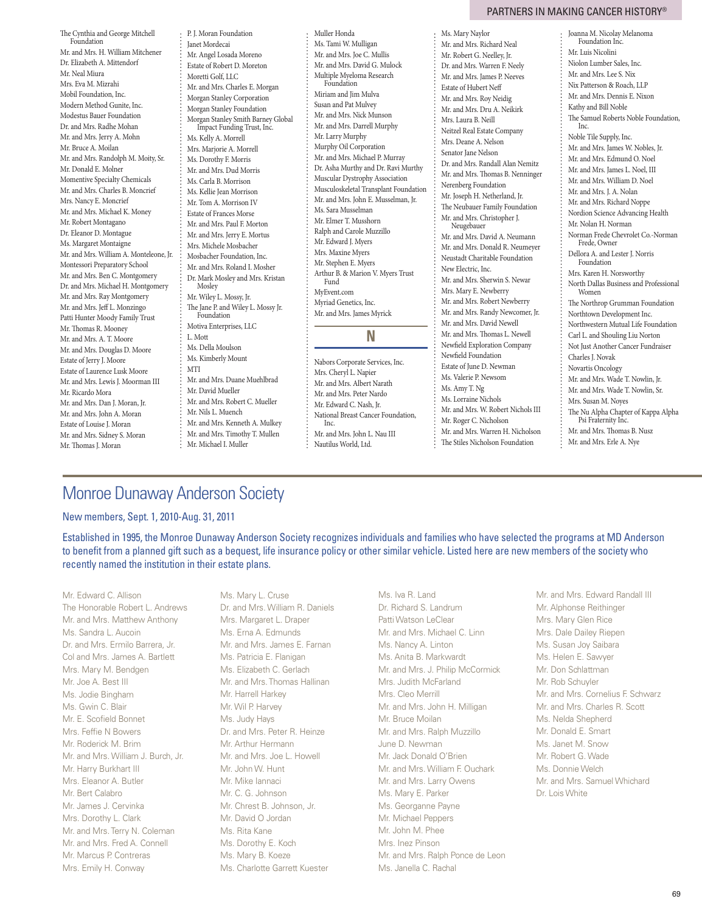The Cynthia and George Mitchell Foundation
Mr. and Mrs. H. William Mitchener
Dr. Elizabeth A. Mittendorf
Mr. Neal Miura
Mrs. Eva M. Mizrahi
Mobil Foundation, Inc.
Modern Method Gunite, Inc.
Modestus Bauer Foundation
Dr. and Mrs. Radhe Mohan
Mr. and Mrs. Jerry A. Mohn
Mr. Bruce A. Moilan
Mr. and Mrs. Randolph M. Moity, Sr.
Mr. Donald E. Molner
Momentive Specialty Chemicals
Mr. and Mrs. Charles B. Moncrief
Mrs. Nancy E. Moncrief
Mr. and Mrs. Michael K. Money
Mr. Robert Montagano
Dr. Eleanor D. Montague
Ms. Margaret Montaigne
Mr. and Mrs. William A. Monteleone, Jr.
Montessori Preparatory School
Mr. and Mrs. Ben C. Montgomery
Dr. and Mrs. Michael H. Montgomery
Mr. and Mrs. Ray Montgomery
Mr. and Mrs. Jeff L. Monzingo
Patti Hunter Moody Family Trust
Mr. Thomas R. Mooney
Mr. and Mrs. A. T. Moore
Mr. and Mrs. Douglas D. Moore
Estate of Jerry J. Moore
Estate of Laurence Lusk Moore
Mr. and Mrs. Lewis J. Moorman III
Mr. Ricardo Mora
Mr. and Mrs. Dan J. Moran, Jr.
Mr. and Mrs. John A. Moran
Estate of Louise J. Moran
Mr. and Mrs. Sidney S. Moran
Mr. Thomas J. Moran
P. J. Moran Foundation
Janet Mordecai
Mr. Angel Losada Moreno
Estate of Robert D. Moreton
Moretti Golf, LLC
Mr. and Mrs. Charles E. Morgan
Morgan Stanley Corporation
Morgan Stanley Foundation
Morgan Stanley Smith Barney Global Impact Funding Trust, Inc.
Ms. Kelly A. Morrell
Mrs. Marjorie A. Morrell
Ms. Dorothy F. Morris
Mr. and Mrs. Dud Morris
Ms. Carla B. Morrison
Ms. Kellie Jean Morrison
Mr. Tom A. Morrison IV
Estate of Frances Morse
Mr. and Mrs. Paul F. Morton
Mr. and Mrs. Jerry E. Mortus
Mrs. Michele Mosbacher
Mosbacher Foundation, Inc.
Mr. and Mrs. Roland I. Mosher
Dr. Mark Mosley and Mrs. Kristan Mosley
Mr. Wiley L. Mossy, Jr.
The Jane P. and Wiley L. Mossy Jr. Foundation
Motiva Enterprises, LLC
L. Mott
Ms. Della Moulson
Ms. Kimberly Mount
MTI
Mr. and Mrs. Duane Muehlbrad
Mr. David Mueller
Mr. and Mrs. Robert C. Mueller
Mr. Nils L. Muench
Mr. and Mrs. Kenneth A. Mulkey
Mr. and Mrs. Timothy T. Mullen
Mr. Michael I. Muller
Muller Honda
Ms. Tami W. Mulligan
Mr. and Mrs. Joe C. Mullis
Mr. and Mrs. David G. Mulock
Multiple Myeloma Research Foundation
Miriam and Jim Mulva
Susan and Pat Mulvey
Mr. and Mrs. Nick Munson
Mr. and Mrs. Darrell Murphy
Mr. Larry Murphy
Murphy Oil Corporation
Mr. and Mrs. Michael P. Murray
Dr. Asha Murthy and Dr. Ravi Murthy
Muscular Dystrophy Association
Musculoskeletal Transplant Foundation
Mr. and Mrs. John E. Musselman, Jr.
Ms. Sara Musselman
Mr. Elmer T. Musshorn
Ralph and Carole Muzzillo
Mr. Edward J. Myers
Mrs. Maxine Myers
Mr. Stephen E. Myers
Arthur B. & Marion V. Myers Trust Fund
MyEvent.com
Myriad Genetics, Inc.
Mr. and Mrs. James Myrick

## N

Nabors Corporate Services, Inc.
Mrs. Cheryl L. Napier
Mr. and Mrs. Albert Narath
Mr. and Mrs. Peter Nardo
Mr. Edward C. Nash, Jr.
National Breast Cancer Foundation, Inc.
Mr. and Mrs. John L. Nau III
Nautilus World, Ltd.
Ms. Mary Naylor
Mr. and Mrs. Richard Neal
Mr. Robert G. Neelley, Jr.
Dr. and Mrs. Warren F. Neely
Mr. and Mrs. James P. Neeves
Estate of Hubert Neff
Mr. and Mrs. Roy Neidig
Mr. and Mrs. Dru A. Neikirk
Mrs. Laura B. Neill
Neitzel Real Estate Company
Mrs. Deane A. Nelson
Senator Jane Nelson
Dr. and Mrs. Randall Alan Nemitz
Mr. and Mrs. Thomas B. Nenninger
Nerenberg Foundation
Mr. Joseph H. Netherland, Jr.
The Neubauer Family Foundation
Mr. and Mrs. Christopher J. Neugebauer
Mr. and Mrs. David A. Neumann
Mr. and Mrs. Donald R. Neumeyer
Neustadt Charitable Foundation
New Electric, Inc.
Mr. and Mrs. Sherwin S. Newar
Mrs. Mary E. Newberry
Mr. and Mrs. Robert Newberry
Mr. and Mrs. Randy Newcomer, Jr.
Mr. and Mrs. David Newell
Mr. and Mrs. Thomas L. Newell
Newfield Exploration Company
Newfield Foundation
Estate of June D. Newman
Ms. Valerie P. Newsom
Ms. Amy T. Ng
Ms. Lorraine Nichols
Mr. and Mrs. W. Robert Nichols III
Mr. Roger C. Nicholson
Mr. and Mrs. Warren H. Nicholson
The Stiles Nicholson Foundation
Joanna M. Nicolay Melanoma Foundation Inc.
Mr. Luis Nicolini
Niolon Lumber Sales, Inc.
Mr. and Mrs. Lee S. Nix
Nix Patterson & Roach, LLP
Mr. and Mrs. Dennis E. Nixon
Kathy and Bill Noble
The Samuel Roberts Noble Foundation, Inc.
Noble Tile Supply, Inc.
Mr. and Mrs. James W. Nobles, Jr.
Mr. and Mrs. Edmund O. Noel
Mr. and Mrs. James L. Noel, III
Mr. and Mrs. William D. Noel
Mr. and Mrs. J. A. Nolan
Mr. and Mrs. Richard Noppe
Nordion Science Advancing Health
Mr. Nolan H. Norman
Norman Frede Chevrolet Co.-Norman Frede, Owner
Dellora A. and Lester J. Norris Foundation
Mrs. Karen H. Norsworthy
North Dallas Business and Professional Women
The Northrop Grumman Foundation
Northtown Development Inc.
Northwestern Mutual Life Foundation
Carl L. and Shouling Liu Norton
Not Just Another Cancer Fundraiser
Charles J. Novak
Novartis Oncology
Mr. and Mrs. Wade T. Nowlin, Jr.
Mr. and Mrs. Wade T. Nowlin, Sr.
Mrs. Susan M. Noyes
The Nu Alpha Chapter of Kappa Alpha Psi Fraternity Inc.
Mr. and Mrs. Thomas B. Nusz
Mr. and Mrs. Erle A. Nye

# Monroe Dunaway Anderson Society

## New members, Sept. 1, 2010-Aug. 31, 2011

Established in 1995, the Monroe Dunaway Anderson Society recognizes individuals and families who have selected the programs at MD Anderson to benefit from a planned gift such as a bequest, life insurance policy or other similar vehicle. Listed here are new members of the society who recently named the institution in their estate plans.

Mr. Edward C. Allison
The Honorable Robert L. Andrews
Mr. and Mrs. Matthew Anthony
Ms. Sandra L. Aucoin
Dr. and Mrs. Ermilo Barrera, Jr.
Col and Mrs. James A. Bartlett
Mrs. Mary M. Bendgen
Mr. Joe A. Best III
Ms. Jodie Bingham
Ms. Gwin C. Blair
Mr. E. Scofield Bonnet
Mrs. Feffie N Bowers
Mr. Roderick M. Brim
Mr. and Mrs. William J. Burch, Jr.
Mr. Harry Burkhart III
Mrs. Eleanor A. Butler
Mr. Bert Calabro
Mr. James J. Cervinka
Mrs. Dorothy L. Clark
Mr. and Mrs. Terry N. Coleman
Mr. and Mrs. Fred A. Connell
Mr. Marcus P. Contreras
Mrs. Emily H. Conway
Ms. Mary L. Cruse
Dr. and Mrs. William R. Daniels
Mrs. Margaret L. Draper
Ms. Erna A. Edmunds
Mr. and Mrs. James E. Farnan
Ms. Patricia E. Flanigan
Ms. Elizabeth C. Gerlach
Mr. and Mrs. Thomas Hallinan
Mr. Harrell Harkey
Mr. Wil P. Harvey
Ms. Judy Hays
Dr. and Mrs. Peter R. Heinze
Mr. Arthur Hermann
Mr. and Mrs. Joe L. Howell
Mr. John W. Hunt
Mr. Mike Iannaci
Mr. C. G. Johnson
Mr. Chrest B. Johnson, Jr.
Mr. David O Jordan
Ms. Rita Kane
Ms. Dorothy E. Koch
Ms. Mary B. Koeze
Ms. Charlotte Garrett Kuester
Ms. Iva R. Land
Dr. Richard S. Landrum
Patti Watson LeClear
Mr. and Mrs. Michael C. Linn
Ms. Nancy A. Linton
Ms. Anita B. Markwardt
Mr. and Mrs. J. Philip McCormick
Mrs. Judith McFarland
Mrs. Cleo Merrill
Mr. and Mrs. John H. Milligan
Mr. Bruce Moilan
Mr. and Mrs. Ralph Muzzillo
June D. Newman
Mr. Jack Donald O'Brien
Mr. and Mrs. William F. Ouchark
Mr. and Mrs. Larry Owens
Ms. Mary E. Parker
Ms. Georganne Payne
Mr. Michael Peppers
Mr. John M. Phee
Mrs. Inez Pinson
Mr. and Mrs. Ralph Ponce de Leon
Ms. Janella C. Rachal
Mr. and Mrs. Edward Randall III
Mr. Alphonse Reithinger
Mrs. Mary Glen Rice
Mrs. Dale Dailey Riepen
Ms. Susan Joy Saibara
Ms. Helen E. Sawyer
Mr. Don Schlattman
Mr. Rob Schuyler
Mr. and Mrs. Cornelius F. Schwarz
Mr. and Mrs. Charles R. Scott
Ms. Nelda Shepherd
Mr. Donald E. Smart
Ms. Janet M. Snow
Mr. Robert G. Wade
Ms. Donnie Welch
Mr. and Mrs. Samuel Whichard
Dr. Lois White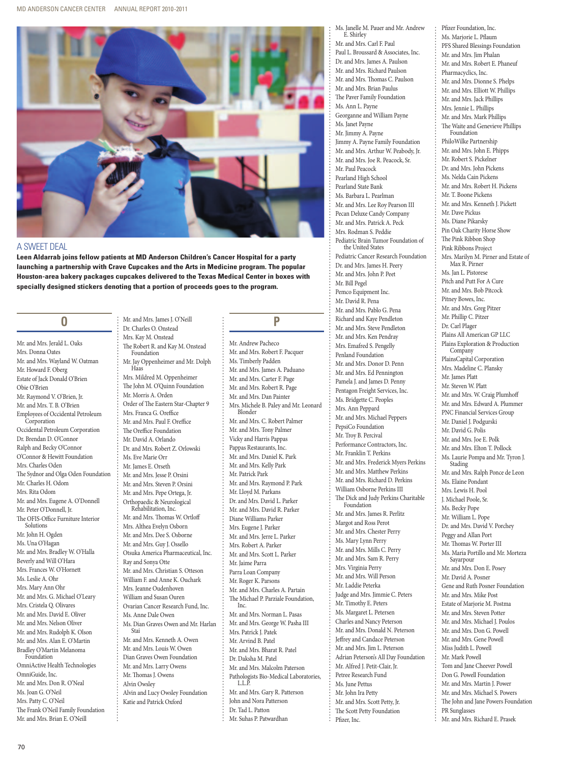## A SWEET DEAL

**Leen Aldarrab joins fellow patients at MD Anderson Children's Cancer Hospital for a party launching a partnership with Crave Cupcakes and the Arts in Medicine program. The popular Houston-area bakery packages cupcakes delivered to the Texas Medical Center in boxes with specially designed stickers denoting that a portion of proceeds goes to the program.**

## O

Mr. and Mrs. Jerald L. Oaks
Mrs. Donna Oates
Mr. and Mrs. Wayland W. Oatman
Mr. Howard F. Oberg
Estate of Jack Donald O'Brien
Obie O'Brien
Mr. Raymond V. O'Brien, Jr.
Mr. and Mrs. T. B. O'Brien
Employees of Occidental Petroleum Corporation
Occidental Petroleum Corporation
Dr. Brendan D. O'Connor
Ralph and Becky O'Connor
O'Connor & Hewitt Foundation
Mrs. Charles Oden
The Sydnor and Olga Oden Foundation
Mr. Charles H. Odom
Mrs. Rita Odom
Mr. and Mrs. Eugene A. O'Donnell
Mr. Peter O'Donnell, Jr.
The OFIS-Office Furniture Interior Solutions
Mr. John H. Ogden
Ms. Una O'Hagan
Mr. and Mrs. Bradley W. O'Halla
Beverly and Will O'Hara
Mrs. Frances W. O'Hornett
Ms. Leslie A. Ohr
Mrs. Mary Ann Ohr
Mr. and Mrs. G. Michael O'Leary
Mrs. Cristela Q. Olivares
Mr. and Mrs. David E. Oliver
Mr. and Mrs. Nelson Oliver
Mr. and Mrs. Rudolph K. Olson
Mr. and Mrs. Alan E. O'Martin
Bradley O'Martin Melanoma Foundation
OmniActive Health Technologies
OmniGuide, Inc.
Mr. and Mrs. Don R. O'Neal
Ms. Joan G. O'Neil
Mrs. Patty C. O'Neil
The Frank O'Neil Family Foundation
Mr. and Mrs. Brian E. O'Neill
Mr. and Mrs. James J. O'Neill
Dr. Charles O. Onstead
Mrs. Kay M. Onstead
The Robert R. and Kay M. Onstead Foundation
Mr. Jay Oppenheimer and Mr. Dolph Haas
Mrs. Mildred M. Oppenheimer
The John M. O'Quinn Foundation
Mr. Morris A. Orden
Order of The Eastern Star-Chapter 9
Mrs. Franca G. Oreffice
Mr. and Mrs. Paul F. Oreffice
The Oreffice Foundation
Mr. David A. Orlando
Dr. and Mrs. Robert Z. Orlowski
Ms. Eve Marie Orr
Mr. James E. Orseth
Mr. and Mrs. Jesse P. Orsini
Mr. and Mrs. Steven P. Orsini
Mr. and Mrs. Pepe Ortega, Jr.
Orthopaedic & Neurological Rehabilitation, Inc.
Mr. and Mrs. Thomas W. Ortloff
Mrs. Althea Evelyn Osborn
Mr. and Mrs. Dee S. Osborne
Mr. and Mrs. Guy J. Ossello
Otsuka America Pharmaceutical, Inc.
Ray and Sonya Otte
Mr. and Mrs. Christian S. Otteson
William F. and Anne K. Ouchark
Mrs. Jeanne Oudenhoven
William and Susan Ouren
Ovarian Cancer Research Fund, Inc.
Ms. Anne Dale Owen
Ms. Dian Graves Owen and Mr. Harlan Stai
Mr. and Mrs. Kenneth A. Owen
Mr. and Mrs. Louis W. Owen
Dian Graves Owen Foundation
Mr. and Mrs. Larry Owens
Mr. Thomas J. Owens
Alvin Owsley
Alvin and Lucy Owsley Foundation
Katie and Patrick Oxford

## P

Mr. Andrew Pacheco
Mr. and Mrs. Robert F. Pacquer
Ms. Timberly Padden
Mr. and Mrs. James A. Paduano
Mr. and Mrs. Carter F. Page
Mr. and Mrs. Robert R. Page
Mr. and Mrs. Dan Painter
Mrs. Michele B. Paley and Mr. Leonard Blonder
Mr. and Mrs. C. Robert Palmer
Mr. and Mrs. Tony Palmer
Vicky and Harris Pappas
Pappas Restaurants, Inc.
Mr. and Mrs. Daniel K. Park
Mr. and Mrs. Kelly Park
Mr. Patrick Park
Mr. and Mrs. Raymond P. Park
Mr. Lloyd M. Parkans
Dr. and Mrs. David L. Parker
Mr. and Mrs. David R. Parker
Diane Williams Parker
Mrs. Eugene J. Parker
Mr. and Mrs. Jerre L. Parker
Mrs. Robert A. Parker
Mr. and Mrs. Scott L. Parker
Mr. Jaime Parra
Parra Loan Company
Mr. Roger K. Parsons
Mr. and Mrs. Charles A. Partain
The Michael P. Parziale Foundation, Inc.
Mr. and Mrs. Norman L. Pasas
Mr. and Mrs. George W. Pasha III
Mrs. Patrick J. Patek
Mr. Arvind B. Patel
Mr. and Mrs. Bharat R. Patel
Dr. Daksha M. Patel
Mr. and Mrs. Malcolm Paterson
Pathologists Bio-Medical Laboratories, L.L.P.
Mr. and Mrs. Gary R. Patterson
John and Nora Patterson
Dr. Tad L. Patton
Mr. Suhas P. Patwardhan
Ms. Janelle M. Pauer and Mr. Andrew E. Shirley
Mr. and Mrs. Carl F. Paul
Paul L. Broussard & Associates, Inc.
Dr. and Mrs. James A. Paulson
Mr. and Mrs. Richard Paulson
Mr. and Mrs. Thomas C. Paulson
Mr. and Mrs. Brian Paulus
The Paver Family Foundation
Ms. Ann L. Payne
Georganne and William Payne
Ms. Janet Payne
Mr. Jimmy A. Payne
Jimmy A. Payne Family Foundation
Mr. and Mrs. Arthur W. Peabody, Jr.
Mr. and Mrs. Joe R. Peacock, Sr.
Mr. Paul Peacock
Pearland High School
Pearland State Bank
Ms. Barbara L. Pearlman
Mr. and Mrs. Lee Roy Pearson III
Pecan Deluxe Candy Company
Mr. and Mrs. Patrick A. Peck
Mrs. Rodman S. Peddie
Pediatric Brain Tumor Foundation of the United States
Pediatric Cancer Research Foundation
Dr. and Mrs. James H. Peery
Mr. and Mrs. John P. Peet
Mr. Bill Pegel
Pemco Equipment Inc.
Mr. David R. Pena
Mr. and Mrs. Pablo G. Pena
Richard and Kaye Pendleton
Mr. and Mrs. Steve Pendleton
Mr. and Mrs. Ken Pendray
Mrs. Emafred S. Pengelly
Penland Foundation
Mr. and Mrs. Donor D. Penn
Mr. and Mrs. Ed Pennington
Pamela J. and James D. Penny
Pentagon Freight Services, Inc.
Ms. Bridgette C. Peoples
Mrs. Ann Peppard
Mr. and Mrs. Michael Peppers
PepsiCo Foundation
Mr. Troy B. Percival
Performance Contractors, Inc.
Mr. Franklin T. Perkins
Mr. and Mrs. Frederick Myers Perkins
Mr. and Mrs. Matthew Perkins
Mr. and Mrs. Richard D. Perkins
William Osborne Perkins III
The Dick and Judy Perkins Charitable Foundation
Mr. and Mrs. James R. Perlitz
Margot and Ross Perot
Mr. and Mrs. Chester Perry
Ms. Mary Lynn Perry
Mr. and Mrs. Mills C. Perry
Mr. and Mrs. Sam R. Perry
Mrs. Virginia Perry
Mr. and Mrs. Will Person
Mr. Laddie Peterka
Judge and Mrs. Jimmie C. Peters
Mr. Timothy F. Peters
Ms. Margaret L. Petersen
Charles and Nancy Peterson
Mr. and Mrs. Donald N. Peterson
Jeffrey and Candace Peterson
Mr. and Mrs. Jim L. Peterson
Adrian Peterson's All Day Foundation
Mr. Alfred J. Petit-Clair, Jr.
Petree Research Fund
Ms. June Pettus
Mr. John Ira Petty
Mr. and Mrs. Scott Petty, Jr.
The Scott Petty Foundation
Pfizer, Inc.
Pfizer Foundation, Inc.
Ms. Marjorie L. Pflaum
PFS Shared Blessings Foundation
Mr. and Mrs. Jim Phalan
Mr. and Mrs. Robert E. Phaneuf
Pharmacyclics, Inc.
Mr. and Mrs. Dionne S. Phelps
Mr. and Mrs. Elliott W. Phillips
Mr. and Mrs. Jack Phillips
Mrs. Jennie L. Phillips
Mr. and Mrs. Mark Phillips
The Waite and Genevieve Phillips Foundation
PhiloWilke Partnership
Mr. and Mrs. John E. Phipps
Mr. Robert S. Pickelner
Dr. and Mrs. John Pickens
Ms. Nelda Cain Pickens
Mr. and Mrs. Robert H. Pickens
Mr. T. Boone Pickens
Mr. and Mrs. Kenneth J. Pickett
Mr. Dave Pickus
Ms. Diane Pikarsky
Pin Oak Charity Horse Show
The Pink Ribbon Shop
Pink Ribbons Project
Mrs. Marilyn M. Pirner and Estate of Max R. Pirner
Ms. Jan L. Pistorese
Pitch and Putt For A Cure
Mr. and Mrs. Bob Pitcock
Pitney Bowes, Inc.
Mr. and Mrs. Greg Pitzer
Mr. Phillip C. Pitzer
Dr. Carl Plager
Plains All American GP LLC
Plains Exploration & Production Company
PlainsCapital Corporation
Mrs. Madeline C. Plansky
Mr. James Platt
Mr. Steven W. Platt
Mr. and Mrs. W. Craig Plumhoff
Mr. and Mrs. Edward A. Plummer
PNC Financial Services Group
Mr. Daniel J. Podgurski
Mr. David G. Polis
Mr. and Mrs. Joe E. Polk
Mr. and Mrs. Elton T. Pollock
Ms. Laurie Pompa and Mr. Tyron J. Stading
Mr. and Mrs. Ralph Ponce de Leon
Ms. Elaine Pondant
Mrs. Lewis H. Pool
J. Michael Poole, Sr.
Ms. Becky Pope
Mr. William L. Pope
Dr. and Mrs. David V. Porchey
Peggy and Allan Port
Mr. Thomas W. Porter III
Ms. Maria Portillo and Mr. Morteza Sayarpour
Mr. and Mrs. Don E. Posey
Mr. David A. Posner
Gene and Ruth Posner Foundation
Mr. and Mrs. Mike Post
Estate of Marjorie M. Postma
Mr. and Mrs. Steven Potter
Mr. and Mrs. Michael J. Poulos
Mr. and Mrs. Don G. Powell
Mr. and Mrs. Gene Powell
Miss Judith L. Powell
Mr. Mark Powell
Tom and Jane Cheever Powell
Don G. Powell Foundation
Mr. and Mrs. Martin J. Power
Mr. and Mrs. Michael S. Powers
The John and Jane Powers Foundation
PR Sunglasses
Mr. and Mrs. Richard E. Prasek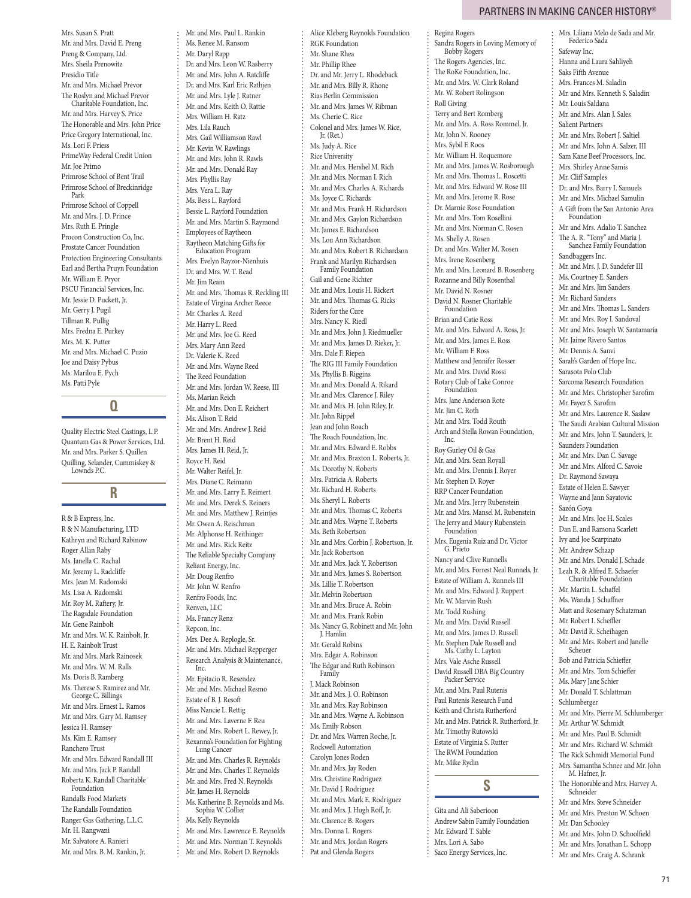Mrs. Susan S. Pratt
Mr. and Mrs. David E. Preng
Preng & Company, Ltd.
Mrs. Sheila Prenowitz
Presidio Title
Mr. and Mrs. Michael Prevor
The Roslyn and Michael Prevor Charitable Foundation, Inc.
Mr. and Mrs. Harvey S. Price
The Honorable and Mrs. John Price
Price Gregory International, Inc.
Ms. Lori F. Priess
PrimeWay Federal Credit Union
Mr. Joe Primo
Primrose School of Bent Trail
Primrose School of Breckinridge Park
Primrose School of Coppell
Mr. and Mrs. J. D. Prince
Mrs. Ruth E. Pringle
Procon Construction Co, Inc.
Prostate Cancer Foundation
Protection Engineering Consultants
Earl and Bertha Pruyn Foundation
Mr. William E. Pryor
PSCU Financial Services, Inc.
Mr. Jessie D. Puckett, Jr.
Mr. Gerry J. Pugil
Tillman R. Pullig
Mrs. Fredna E. Purkey
Mrs. M. K. Putter
Mr. and Mrs. Michael C. Puzio
Joe and Daisy Pybus
Ms. Marilou E. Pych
Ms. Patti Pyle

## Q

Quality Electric Steel Castings, L.P.
Quantum Gas & Power Services, Ltd.
Mr. and Mrs. Parker S. Quillen
Quilling, Selander, Cummiskey & Lownds P.C.

## R

R & B Express, Inc.
R & N Manufacturing, LTD
Kathryn and Richard Rabinow
Roger Allan Raby
Ms. Janella C. Rachal
Mr. Jeremy L. Radcliffe
Mrs. Jean M. Radomski
Ms. Lisa A. Radomski
Mr. Roy M. Raftery, Jr.
The Ragsdale Foundation
Mr. Gene Rainbolt
Mr. and Mrs. W. K. Rainbolt, Jr.
H. E. Rainbolt Trust
Mr. and Mrs. Mark Rainosek
Mr. and Mrs. W. M. Ralls
Ms. Doris B. Ramberg
Ms. Therese S. Ramirez and Mr. George C. Billings
Mr. and Mrs. Ernest L. Ramos
Mr. and Mrs. Gary M. Ramsey
Jessica H. Ramsey
Ms. Kim E. Ramsey
Ranchero Trust
Mr. and Mrs. Edward Randall III
Mr. and Mrs. Jack P. Randall
Roberta K. Randall Charitable Foundation
Randalls Food Markets
The Randalls Foundation
Ranger Gas Gathering, L.L.C.
Mr. H. Rangwani
Mr. Salvatore A. Ranieri
Mr. and Mrs. B. M. Rankin, Jr.
Mr. and Mrs. Paul L. Rankin
Ms. Renee M. Ransom
Mr. Daryl Rapp
Dr. and Mrs. Leon W. Rasberry
Mr. and Mrs. John A. Ratcliffe
Dr. and Mrs. Karl Eric Rathjen
Mr. and Mrs. Lyle J. Ratner
Mr. and Mrs. Keith O. Rattie
Mrs. William H. Ratz
Mrs. Lila Rauch
Mrs. Gail Williamson Rawl
Mr. Kevin W. Rawlings
Mr. and Mrs. John R. Rawls
Mr. and Mrs. Donald Ray
Mrs. Phyllis Ray
Mrs. Vera L. Ray
Ms. Bess L. Rayford
Bessie L. Rayford Foundation
Mr. and Mrs. Martin S. Raymond
Employees of Raytheon
Raytheon Matching Gifts for Education Program
Mrs. Evelyn Rayzor-Nienhuis
Dr. and Mrs. W. T. Read
Mr. Jim Ream
Mr. and Mrs. Thomas R. Reckling III
Estate of Virgina Archer Reece
Mr. Charles A. Reed
Mr. Harry L. Reed
Mr. and Mrs. Joe G. Reed
Mrs. Mary Ann Reed
Dr. Valerie K. Reed
Mr. and Mrs. Wayne Reed
The Reed Foundation
Mr. and Mrs. Jordan W. Reese, III
Ms. Marian Reich
Mr. and Mrs. Don E. Reichert
Ms. Alison T. Reid
Mr. and Mrs. Andrew J. Reid
Mr. Brent H. Reid
Mrs. James H. Reid, Jr.
Royce H. Reid
Mr. Walter Reifel, Jr.
Mrs. Diane C. Reimann
Mr. and Mrs. Larry E. Reimert
Mr. and Mrs. Derek S. Reiners
Mr. and Mrs. Matthew J. Reintjes
Mr. Owen A. Reischman
Mr. Alphonse H. Reithinger
Mr. and Mrs. Rick Reitz
The Reliable Specialty Company
Reliant Energy, Inc.
Mr. Doug Renfro
Mr. John W. Renfro
Renfro Foods, Inc.
Renven, LLC
Ms. Francy Renz
Repcon, Inc.
Mrs. Dee A. Replogle, Sr.
Mr. and Mrs. Michael Repperger
Research Analysis & Maintenance, Inc.
Mr. Epitacio R. Resendez
Mr. and Mrs. Michael Resmo
Estate of B. J. Resoft
Miss Nancie L. Rettig
Mr. and Mrs. Laverne F. Reu
Mr. and Mrs. Robert L. Rewey, Jr.
Rexanna's Foundation for Fighting Lung Cancer
Mr. and Mrs. Charles R. Reynolds
Mr. and Mrs. Charles T. Reynolds
Mr. and Mrs. Fred N. Reynolds
Mr. James H. Reynolds
Ms. Katherine B. Reynolds and Ms. Sophia W. Collier
Ms. Kelly Reynolds
Mr. and Mrs. Lawrence E. Reynolds
Mr. and Mrs. Norman T. Reynolds
Mr. and Mrs. Robert D. Reynolds
Alice Kleberg Reynolds Foundation
RGK Foundation
Mr. Shane Rhea
Mr. Phillip Rhee
Dr. and Mr. Jerry L. Rhodeback
Mr. and Mrs. Billy R. Rhone
Rias Berlin Commission
Mr. and Mrs. James W. Ribman
Ms. Cherie C. Rice
Colonel and Mrs. James W. Rice, Jr. (Ret.)
Ms. Judy A. Rice
Rice University
Mr. and Mrs. Hershel M. Rich
Mr. and Mrs. Norman I. Rich
Mr. and Mrs. Charles A. Richards
Ms. Joyce C. Richards
Mr. and Mrs. Frank H. Richardson
Mr. and Mrs. Gaylon Richardson
Mr. James E. Richardson
Ms. Lou Ann Richardson
Mr. and Mrs. Robert B. Richardson
Frank and Marilyn Richardson Family Foundation
Gail and Gene Richter
Mr. and Mrs. Louis H. Rickert
Mr. and Mrs. Thomas G. Ricks
Riders for the Cure
Mrs. Nancy K. Riedl
Mr. and Mrs. John J. Riedmueller
Mr. and Mrs. James D. Rieker, Jr.
Mrs. Dale F. Riepen
The RIG III Family Foundation
Ms. Phyllis B. Riggins
Mr. and Mrs. Donald A. Rikard
Mr. and Mrs. Clarence J. Riley
Mr. and Mrs. H. John Riley, Jr.
Mr. John Rippel
Jean and John Roach
The Roach Foundation, Inc.
Mr. and Mrs. Edward E. Robbs
Mr. and Mrs. Braxton L. Roberts, Jr.
Ms. Dorothy N. Roberts
Mrs. Patricia A. Roberts
Mr. Richard H. Roberts
Mrs. Sheryl L. Roberts
Mr. and Mrs. Thomas C. Roberts
Mr. and Mrs. Wayne T. Roberts
Ms. Beth Robertson
Mr. and Mrs. Corbin J. Robertson, Jr.
Mr. Jack Robertson
Mr. and Mrs. Jack Y. Robertson
Mr. and Mrs. James S. Robertson
Ms. Lillie T. Robertson
Mr. Melvin Robertson
Mr. and Mrs. Bruce A. Robin
Mr. and Mrs. Frank Robin
Ms. Nancy G. Robinett and Mr. John J. Hamlin
Mr. Gerald Robins
Mrs. Edgar A. Robinson
The Edgar and Ruth Robinson Family
J. Mack Robinson
Mr. and Mrs. J. O. Robinson
Mr. and Mrs. Ray Robinson
Mr. and Mrs. Wayne A. Robinson
Ms. Emily Robson
Dr. and Mrs. Warren Roche, Jr.
Rockwell Automation
Carolyn Jones Roden
Mr. and Mrs. Jay Roden
Mrs. Christine Rodriguez
Mr. David J. Rodriguez
Mr. and Mrs. Mark E. Rodriguez
Mr. and Mrs. J. Hugh Roff, Jr.
Mr. Clarence B. Rogers
Mrs. Donna L. Rogers
Mr. and Mrs. Jordan Rogers
Pat and Glenda Rogers
Regina Rogers
Sandra Rogers in Loving Memory of Bobby Rogers
The Rogers Agencies, Inc.
The RoKe Foundation, Inc.
Mr. and Mrs. W. Clark Roland
Mr. W. Robert Rolingson
Roll Giving
Terry and Bert Romberg
Mr. and Mrs. A. Ross Rommel, Jr.
Mr. John N. Rooney
Mrs. Sybil F. Roos
Mr. William H. Roquemore
Mr. and Mrs. James W. Rosborough
Mr. and Mrs. Thomas L. Roscetti
Mr. and Mrs. Edward W. Rose III
Mr. and Mrs. Jerome R. Rose
Dr. Marnie Rose Foundation
Mr. and Mrs. Tom Rosellini
Mr. and Mrs. Norman C. Rosen
Ms. Shelly A. Rosen
Dr. and Mrs. Walter M. Rosen
Mrs. Irene Rosenberg
Mr. and Mrs. Leonard B. Rosenberg
Rozanne and Billy Rosenthal
Mr. David N. Rosner
David N. Rosner Charitable Foundation
Brian and Catie Ross
Mr. and Mrs. Edward A. Ross, Jr.
Mr. and Mrs. James E. Ross
Mr. William F. Ross
Matthew and Jennifer Rosser
Mr. and Mrs. David Rossi
Rotary Club of Lake Conroe Foundation
Mrs. Jane Anderson Rote
Mr. Jim C. Roth
Mr. and Mrs. Todd Routh
Arch and Stella Rowan Foundation, Inc.
Roy Gurley Oil & Gas
Mr. and Mrs. Sean Royall
Mr. and Mrs. Dennis J. Royer
Mr. Stephen D. Royer
RRP Cancer Foundation
Mr. and Mrs. Jerry Rubenstein
Mr. and Mrs. Mansel M. Rubenstein
The Jerry and Maury Rubenstein Foundation
Mrs. Eugenia Ruiz and Dr. Victor G. Prieto
Nancy and Clive Runnells
Mr. and Mrs. Forrest Neal Runnels, Jr.
Estate of William A. Runnels III
Mr. and Mrs. Edward J. Ruppert
Mr. W. Marvin Rush
Mr. Todd Rushing
Mr. and Mrs. David Russell
Mr. and Mrs. James D. Russell
Mr. Stephen Dale Russell and Ms. Cathy L. Layton
Mrs. Vale Asche Russell
David Russell DBA Big Country Packer Service
Mr. and Mrs. Paul Rutenis
Paul Rutenis Research Fund
Keith and Christa Rutherford
Mr. and Mrs. Patrick R. Rutherford, Jr.
Mr. Timothy Rutowski
Estate of Virginia S. Rutter
The RWM Foundation
Mr. Mike Rydin

## S

Gita and Ali Saberioon
Andrew Sabin Family Foundation
Mr. Edward T. Sable
Mrs. Lori A. Sabo
Saco Energy Services, Inc.
Mrs. Liliana Melo de Sada and Mr. Federico Sada
Safeway Inc.
Hanna and Laura Sahliyeh
Saks Fifth Avenue
Mrs. Frances M. Saladin
Mr. and Mrs. Kenneth S. Saladin
Mr. Louis Saldana
Mr. and Mrs. Alan J. Sales
Salient Partners
Mr. and Mrs. Robert J. Saltiel
Mr. and Mrs. John A. Salzer, III
Sam Kane Beef Processors, Inc.
Mrs. Shirley Anne Samis
Mr. Cliff Samples
Dr. and Mrs. Barry I. Samuels
Mr. and Mrs. Michael Samulin
A Gift from the San Antonio Area Foundation
Mr. and Mrs. Adalio T. Sanchez
The A. R. "Tony" and Maria J. Sanchez Family Foundation
Sandbaggers Inc.
Mr. and Mrs. J. D. Sandefer III
Ms. Courtney E. Sanders
Mr. and Mrs. Jim Sanders
Mr. Richard Sanders
Mr. and Mrs. Thomas L. Sanders
Mr. and Mrs. Roy I. Sandoval
Mr. and Mrs. Joseph W. Santamaria
Mr. Jaime Rivero Santos
Mr. Dennis A. Sanvi
Sarah's Garden of Hope Inc.
Sarasota Polo Club
Sarcoma Research Foundation
Mr. and Mrs. Christopher Sarofim
Mr. Fayez S. Sarofim
Mr. and Mrs. Laurence R. Saslaw
The Saudi Arabian Cultural Mission
Mr. and Mrs. John T. Saunders, Jr.
Saunders Foundation
Mr. and Mrs. Dan C. Savage
Mr. and Mrs. Alford C. Savoie
Dr. Raymond Sawaya
Estate of Helen E. Sawyer
Wayne and Jann Sayatovic
Sazón Goya
Mr. and Mrs. Joe H. Scales
Dan E. and Ramona Scarlett
Ivy and Joe Scarpinato
Mr. Andrew Schaap
Mr. and Mrs. Donald J. Schade
Leah R. & Alfred E. Schaefer Charitable Foundation
Mr. Martin L. Schaffel
Ms. Wanda J. Schaffner
Matt and Rosemary Schatzman
Mr. Robert I. Scheffler
Mr. David R. Scheihagen
Mr. and Mrs. Robert and Janelle Scheuer
Bob and Patricia Schieffer
Mr. and Mrs. Tom Schieffer
Ms. Mary Jane Schier
Mr. Donald T. Schlattman
Schlumberger
Mr. and Mrs. Pierre M. Schlumberger
Mr. Arthur W. Schmidt
Mr. and Mrs. Paul B. Schmidt
Mr. and Mrs. Richard W. Schmidt
The Rick Schmidt Memorial Fund
Mrs. Samantha Schnee and Mr. John M. Hafner, Jr.
The Honorable and Mrs. Harvey A. Schneider
Mr. and Mrs. Steve Schneider
Mr. and Mrs. Preston W. Schoen
Mr. Dan Schooley
Mr. and Mrs. John D. Schoolfield
Mr. and Mrs. Jonathan L. Schopp
Mr. and Mrs. Craig A. Schrank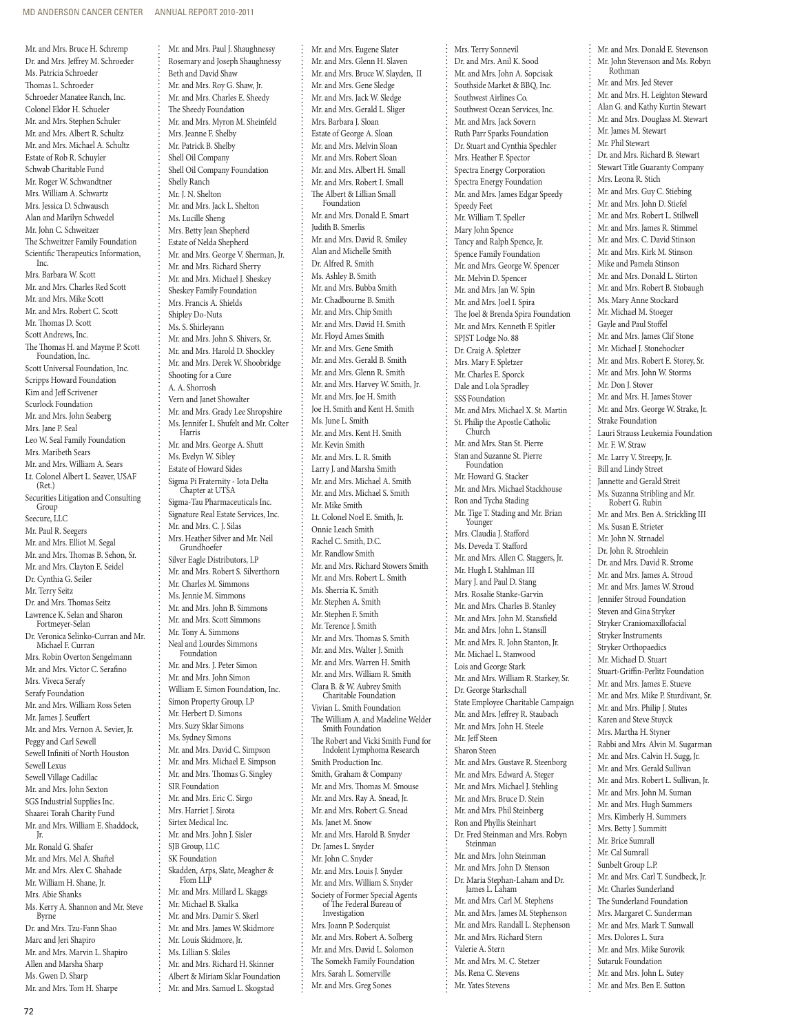Mr. and Mrs. Bruce H. Schremp
Dr. and Mrs. Jeffrey M. Schroeder
Ms. Patricia Schroeder
Thomas L. Schroeder
Schroeder Manatee Ranch, Inc.
Colonel Eldor H. Schueler
Mr. and Mrs. Stephen Schuler
Mr. and Mrs. Albert R. Schultz
Mr. and Mrs. Michael A. Schultz
Estate of Rob R. Schuyler
Schwab Charitable Fund
Mr. Roger W. Schwandtner
Mrs. William A. Schwartz
Mrs. Jessica D. Schwausch
Alan and Marilyn Schwedel
Mr. John C. Schweitzer
The Schweitzer Family Foundation
Scientific Therapeutics Information, Inc.
Mrs. Barbara W. Scott
Mr. and Mrs. Charles Red Scott
Mr. and Mrs. Mike Scott
Mr. and Mrs. Robert C. Scott
Mr. Thomas D. Scott
Scott Andrews, Inc.
The Thomas H. and Mayme P. Scott Foundation, Inc.
Scott Universal Foundation, Inc.
Scripps Howard Foundation
Kim and Jeff Scrivener
Scurlock Foundation
Mr. and Mrs. John Seaberg
Mrs. Jane P. Seal
Leo W. Seal Family Foundation
Mrs. Maribeth Sears
Mr. and Mrs. William A. Sears
Lt. Colonel Albert L. Seaver, USAF (Ret.)
Securities Litigation and Consulting Group
Seecure, LLC
Mr. Paul R. Seegers
Mr. and Mrs. Elliot M. Segal
Mr. and Mrs. Thomas B. Sehon, Sr.
Mr. and Mrs. Clayton E. Seidel
Dr. Cynthia G. Seiler
Mr. Terry Seitz
Dr. and Mrs. Thomas Seitz
Lawrence K. Selan and Sharon Fortmeyer-Selan
Dr. Veronica Selinko-Curran and Mr. Michael F. Curran
Mrs. Robin Overton Sengelmann
Mr. and Mrs. Victor C. Serafino
Mrs. Viveca Serafy
Serafy Foundation
Mr. and Mrs. William Ross Seten
Mr. James J. Seuffert
Mr. and Mrs. Vernon A. Sevier, Jr.
Peggy and Carl Sewell
Sewell Infiniti of North Houston
Sewell Lexus
Sewell Village Cadillac
Mr. and Mrs. John Sexton
SGS Industrial Supplies Inc.
Shaarei Torah Charity Fund
Mr. and Mrs. William E. Shaddock, Jr.
Mr. Ronald G. Shafer
Mr. and Mrs. Mel A. Shaftel
Mr. and Mrs. Alex C. Shahade
Mr. William H. Shane, Jr.
Mrs. Abie Shanks
Ms. Kerry A. Shannon and Mr. Steve Byrne
Dr. and Mrs. Tzu-Fann Shao
Marc and Jeri Shapiro
Mr. and Mrs. Marvin L. Shapiro
Allen and Marsha Sharp
Ms. Gwen D. Sharp
Mr. and Mrs. Tom H. Sharpe
Mr. and Mrs. Paul J. Shaughnessy
Rosemary and Joseph Shaughnessy
Beth and David Shaw
Mr. and Mrs. Roy G. Shaw, Jr.
Mr. and Mrs. Charles E. Sheedy
The Sheedy Foundation
Mr. and Mrs. Myron M. Sheinfeld
Mrs. Jeanne F. Shelby
Mr. Patrick B. Shelby
Shell Oil Company
Shell Oil Company Foundation
Shelly Ranch
Mr. J. N. Shelton
Mr. and Mrs. Jack L. Shelton
Ms. Lucille Sheng
Mrs. Betty Jean Shepherd
Estate of Nelda Shepherd
Mr. and Mrs. George V. Sherman, Jr.
Mr. and Mrs. Richard Sherry
Mr. and Mrs. Michael J. Sheskey
Sheskey Family Foundation
Mrs. Francis A. Shields
Shipley Do-Nuts
Ms. S. Shirleyann
Mr. and Mrs. John S. Shivers, Sr.
Mr. and Mrs. Harold D. Shockley
Mr. and Mrs. Derek W. Shoobridge
Shooting for a Cure
A. A. Shorrosh
Vern and Janet Showalter
Mr. and Mrs. Grady Lee Shropshire
Ms. Jennifer L. Shufelt and Mr. Colter Harris
Mr. and Mrs. George A. Shutt
Ms. Evelyn W. Sibley
Estate of Howard Sides
Sigma Pi Fraternity - Iota Delta Chapter at UTSA
Sigma-Tau Pharmaceuticals Inc.
Signature Real Estate Services, Inc.
Mr. and Mrs. C. J. Silas
Mrs. Heather Silver and Mr. Neil Grundhoefer
Silver Eagle Distributors, LP
Mr. and Mrs. Robert S. Silverthorn
Mr. Charles M. Simmons
Ms. Jennie M. Simmons
Mr. and Mrs. John B. Simmons
Mr. and Mrs. Scott Simmons
Mr. Tony A. Simmons
Neal and Lourdes Simmons Foundation
Mr. and Mrs. J. Peter Simon
Mr. and Mrs. John Simon
William E. Simon Foundation, Inc.
Simon Property Group, LP
Mr. Herbert D. Simons
Mrs. Suzy Sklar Simons
Ms. Sydney Simons
Mr. and Mrs. David C. Simpson
Mr. and Mrs. Michael E. Simpson
Mr. and Mrs. Thomas G. Singley
SIR Foundation
Mr. and Mrs. Eric C. Sirgo
Mrs. Harriet J. Sirota
Sirtex Medical Inc.
Mr. and Mrs. John J. Sisler
SJB Group, LLC
SK Foundation
Skadden, Arps, Slate, Meagher & Flom LLP
Mr. and Mrs. Millard L. Skaggs
Mr. Michael B. Skalka
Mr. and Mrs. Damir S. Skerl
Mr. and Mrs. James W. Skidmore
Mr. Louis Skidmore, Jr.
Ms. Lillian S. Skiles
Mr. and Mrs. Richard H. Skinner
Albert & Miriam Sklar Foundation
Mr. and Mrs. Samuel L. Skogstad
Mr. and Mrs. Eugene Slater
Mr. and Mrs. Glenn H. Slaven
Mr. and Mrs. Bruce W. Slayden, II
Mr. and Mrs. Gene Sledge
Mr. and Mrs. Jack W. Sledge
Mr. and Mrs. Gerald L. Sliger
Mrs. Barbara J. Sloan
Estate of George A. Sloan
Mr. and Mrs. Melvin Sloan
Mr. and Mrs. Robert Sloan
Mr. and Mrs. Albert H. Small
Mr. and Mrs. Robert I. Small
The Albert & Lillian Small Foundation
Mr. and Mrs. Donald E. Smart
Judith B. Smerlis
Mr. and Mrs. David R. Smiley
Alan and Michelle Smith
Dr. Alfred R. Smith
Ms. Ashley B. Smith
Mr. and Mrs. Bubba Smith
Mr. Chadbourne B. Smith
Mr. and Mrs. Chip Smith
Mr. and Mrs. David H. Smith
Mr. Floyd Ames Smith
Mr. and Mrs. Gene Smith
Mr. and Mrs. Gerald B. Smith
Mr. and Mrs. Glenn R. Smith
Mr. and Mrs. Harvey W. Smith, Jr.
Mr. and Mrs. Joe H. Smith
Joe H. Smith and Kent H. Smith
Ms. June L. Smith
Mr. and Mrs. Kent H. Smith
Mr. Kevin Smith
Mr. and Mrs. L. R. Smith
Larry J. and Marsha Smith
Mr. and Mrs. Michael A. Smith
Mr. and Mrs. Michael S. Smith
Mr. Mike Smith
Lt. Colonel Noel E. Smith, Jr.
Onnie Leach Smith
Rachel C. Smith, D.C.
Mr. Randlow Smith
Mr. and Mrs. Richard Stowers Smith
Mr. and Mrs. Robert L. Smith
Ms. Sherria K. Smith
Mr. Stephen A. Smith
Mr. Stephen F. Smith
Mr. Terence J. Smith
Mr. and Mrs. Thomas S. Smith
Mr. and Mrs. Walter J. Smith
Mr. and Mrs. Warren H. Smith
Mr. and Mrs. William R. Smith
Clara B. & W. Aubrey Smith Charitable Foundation
Vivian L. Smith Foundation
The William A. and Madeline Welder Smith Foundation
The Robert and Vicki Smith Fund for Indolent Lymphoma Research
Smith Production Inc.
Smith, Graham & Company
Mr. and Mrs. Thomas M. Smouse
Mr. and Mrs. Ray A. Snead, Jr.
Mr. and Mrs. Robert G. Snead
Ms. Janet M. Snow
Mr. and Mrs. Harold B. Snyder
Dr. James L. Snyder
Mr. John C. Snyder
Mr. and Mrs. Louis J. Snyder
Mr. and Mrs. William S. Snyder
Society of Former Special Agents of The Federal Bureau of Investigation
Mrs. Joann P. Soderquist
Mr. and Mrs. Robert A. Solberg
Mr. and Mrs. David L. Solomon
The Somekh Family Foundation
Mrs. Sarah L. Somerville
Mr. and Mrs. Greg Sones
Mrs. Terry Sonnevil
Dr. and Mrs. Anil K. Sood
Mr. and Mrs. John A. Sopcisak
Southside Market & BBQ, Inc.
Southwest Airlines Co.
Southwest Ocean Services, Inc.
Mr. and Mrs. Jack Sovern
Ruth Parr Sparks Foundation
Dr. Stuart and Cynthia Spechler
Mrs. Heather F. Spector
Spectra Energy Corporation
Spectra Energy Foundation
Mr. and Mrs. James Edgar Speedy
Speedy Feet
Mr. William T. Speller
Mary John Spence
Tancy and Ralph Spence, Jr.
Spence Family Foundation
Mr. and Mrs. George W. Spencer
Mr. Melvin D. Spencer
Mr. and Mrs. Jan W. Spin
Mr. and Mrs. Joel I. Spira
The Joel & Brenda Spira Foundation
Mr. and Mrs. Kenneth F. Spitler
SPJST Lodge No. 88
Dr. Craig A. Spletzer
Mrs. Mary F. Spletzer
Mr. Charles E. Sporck
Dale and Lola Spradley
SSS Foundation
Mr. and Mrs. Michael X. St. Martin
St. Philip the Apostle Catholic Church
Mr. and Mrs. Stan St. Pierre
Stan and Suzanne St. Pierre Foundation
Mr. Howard G. Stacker
Mr. and Mrs. Michael Stackhouse
Ron and Tycha Stading
Mr. Tige T. Stading and Mr. Brian Younger
Mrs. Claudia J. Stafford
Ms. Deveda T. Stafford
Mr. and Mrs. Allen C. Staggers, Jr.
Mr. Hugh I. Stahlman III
Mary J. and Paul D. Stang
Mrs. Rosalie Stanke-Garvin
Mr. and Mrs. Charles B. Stanley
Mr. and Mrs. John M. Stansfield
Mr. and Mrs. John L. Stansill
Mr. and Mrs. R. John Stanton, Jr.
Mr. Michael L. Stanwood
Lois and George Stark
Mr. and Mrs. William R. Starkey, Sr.
Dr. George Starkschall
State Employee Charitable Campaign
Mr. and Mrs. Jeffrey R. Staubach
Mr. and Mrs. John H. Steele
Mr. Jeff Steen
Sharon Steen
Mr. and Mrs. Gustave R. Steenborg
Mr. and Mrs. Edward A. Steger
Mr. and Mrs. Michael J. Stehling
Mr. and Mrs. Bruce D. Stein
Mr. and Mrs. Phil Steinberg
Ron and Phyllis Steinhart
Dr. Fred Steinman and Mrs. Robyn Steinman
Mr. and Mrs. John Steinman
Mr. and Mrs. John D. Stenson
Dr. Maria Stephan-Laham and Dr. James L. Laham
Mr. and Mrs. Carl M. Stephens
Mr. and Mrs. James M. Stephenson
Mr. and Mrs. Randall L. Stephenson
Mr. and Mrs. Richard Stern
Valerie A. Stern
Mr. and Mrs. M. C. Stetzer
Ms. Rena C. Stevens
Mr. Yates Stevens
Mr. and Mrs. Donald E. Stevenson
Mr. John Stevenson and Ms. Robyn Rothman
Mr. and Mrs. Jed Stever
Mr. and Mrs. H. Leighton Steward
Alan G. and Kathy Kurtin Stewart
Mr. and Mrs. Douglass M. Stewart
Mr. James M. Stewart
Mr. Phil Stewart
Dr. and Mrs. Richard B. Stewart
Stewart Title Guaranty Company
Mrs. Leona R. Stich
Mr. and Mrs. Guy C. Stiebing
Mr. and Mrs. John D. Stiefel
Mr. and Mrs. Robert L. Stillwell
Mr. and Mrs. James R. Stimmel
Mr. and Mrs. C. David Stinson
Mr. and Mrs. Kirk M. Stinson
Mike and Pamela Stinson
Mr. and Mrs. Donald L. Stirton
Mr. and Mrs. Robert B. Stobaugh
Ms. Mary Anne Stockard
Mr. Michael M. Stoeger
Gayle and Paul Stoffel
Mr. and Mrs. James Clif Stone
Mr. Michael J. Stonehocker
Mr. and Mrs. Robert E. Storey, Sr.
Mr. and Mrs. John W. Storms
Mr. Don J. Stover
Mr. and Mrs. H. James Stover
Mr. and Mrs. George W. Strake, Jr.
Strake Foundation
Lauri Strauss Leukemia Foundation
Mr. F. W. Straw
Mr. Larry V. Streepy, Jr.
Bill and Lindy Street
Jannette and Gerald Streit
Ms. Suzanna Stribling and Mr. Robert G. Rubin
Mr. and Mrs. Ben A. Strickling III
Ms. Susan E. Strieter
Mr. John N. Strnadel
Dr. John R. Stroehlein
Dr. and Mrs. David R. Strome
Mr. and Mrs. James A. Stroud
Mr. and Mrs. James W. Stroud
Jennifer Stroud Foundation
Steven and Gina Stryker
Stryker Craniomaxillofacial
Stryker Instruments
Stryker Orthopaedics
Mr. Michael D. Stuart
Stuart-Griffin-Perlitz Foundation
Mr. and Mrs. James E. Stueve
Mr. and Mrs. Mike P. Sturdivant, Sr.
Mr. and Mrs. Philip J. Stutes
Karen and Steve Stuyck
Mrs. Martha H. Styner
Rabbi and Mrs. Alvin M. Sugarman
Mr. and Mrs. Calvin H. Sugg, Jr.
Mr. and Mrs. Gerald Sullivan
Mr. and Mrs. Robert L. Sullivan, Jr.
Mr. and Mrs. John M. Suman
Mr. and Mrs. Hugh Summers
Mrs. Kimberly H. Summers
Mrs. Betty J. Summitt
Mr. Brice Sumrall
Mr. Cal Sumrall
Sunbelt Group L.P.
Mr. and Mrs. Carl T. Sundbeck, Jr.
Mr. Charles Sunderland
The Sunderland Foundation
Mrs. Margaret C. Sunderman
Mr. and Mrs. Mark T. Sunwall
Mrs. Dolores L. Sura
Mr. and Mrs. Mike Surovik
Sutaruk Foundation
Mr. and Mrs. John L. Sutey
Mr. and Mrs. Ben E. Sutton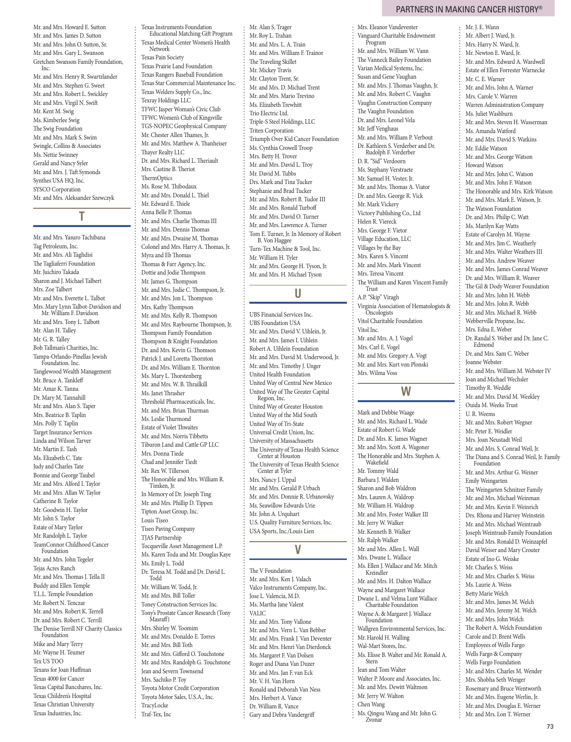Mr. and Mrs. Howard E. Sutton
Mr. and Mrs. James D. Sutton
Mr. and Mrs. John O. Sutton, Sr.
Mr. and Mrs. Gary L. Swanson
Gretchen Swanson Family Foundation, Inc.
Mr. and Mrs. Henry R. Swartzlander
Mr. and Mrs. Stephen G. Sweet
Mr. and Mrs. Robert L. Swickley
Mr. and Mrs. Virgil N. Swift
Mr. Kent M. Swig
Ms. Kimberlee Swig
The Swig Foundation
Mr. and Mrs. Mark S. Swim
Swingle, Collins & Associates
Ms. Nettie Swinney
Gerald and Nancy Syler
Mr. and Mrs. J. Taft Symonds
Synthes USA HQ, Inc.
SYSCO Corporation
Mr. and Mrs. Aleksander Szewczyk

## T

Mr. and Mrs. Yasuro Tachibana
Tag Petroleum, Inc.
Mr. and Mrs. Ali Taghdisi
The Tagliaferri Foundation
Mr. Juichiro Takada
Sharon and J. Michael Talbert
Mrs. Zoe Talbert
Mr. and Mrs. Everette L. Talbot
Mrs. Mary Lynn Talbot-Davidson and Mr. William F. Davidson
Mr. and Mrs. Tony L. Talbott
Mr. Alan H. Talley
Mr. G. R. Talley
Bob Tallman's Charities, Inc.
Tampa-Orlando-Pinellas Jewish Foundation. Inc.
Tanglewood Wealth Management
Mr. Bruce A. Tankleff
Mr. Amar K. Tanna
Dr. Mary M. Tannahill
Mr. and Mrs. Alan S. Taper
Mrs. Beatrice B. Taplin
Mrs. Polly T. Taplin
Target Insurance Services
Linda and Wilson Tarver
Mr. Martin E. Tash
Ms. Elizabeth C. Tate
Judy and Charles Tate
Bonnie and George Taubel
Mr. and Mrs. Alford I. Taylor
Mr. and Mrs. Allan W. Taylor
Catherine B. Taylor
Mr. Goodwin H. Taylor
Mr. John S. Taylor
Estate of Mary Taylor
Mr. Randolph L. Taylor
TeamConnor Childhood Cancer Foundation
Mr. and Mrs. John Tegeler
Tejas Acres Ranch
Mr. and Mrs. Thomas J. Tella II
Buddy and Ellen Temple
T.L.L. Temple Foundation
Mr. Robert N. Tenczar
Mr. and Mrs. Robert K. Terrell
Dr. and Mrs. Robert C. Terrill
The Denise Terrill NF Charity Classics Foundation
Mike and Mary Terry
Mr. Wayne H. Teumer
Tex US TOO
Texans for Joan Huffman
Texas 4000 for Cancer
Texas Capital Bancshares, Inc.
Texas Children's Hospital
Texas Christian University
Texas Industries, Inc.
Texas Instruments Foundation Educational Matching Gift Program
Texas Medical Center Women's Health Network
Texas Pain Society
Texas Prairie Land Foundation
Texas Rangers Baseball Foundation
Texas Star Commercial Maintenance Inc.
Texas Welders Supply Co., Inc.
Texray Holdings LLC
TFWC Jasper Woman's Civic Club
TFWC Women's Club of Kingsville
TGS-NOPEC Geophysical Company
Mr. Chester Allen Thames, Jr.
Mr. and Mrs. Matthew A. Thanheiser
Thayer Realty LLC
Dr. and Mrs. Richard L. Theriault
Mrs. Castine B. Theriot
ThermOptics
Ms. Rose M. Thibodaux
Mr. and Mrs. Donald L. Thiel
Mr. Edward E. Thiele
Anna Belle P. Thomas
Mr. and Mrs. Charlie Thomas III
Mr. and Mrs. Dennis Thomas
Mr. and Mrs. Dwaine M. Thomas
Colonel and Mrs. Harry A. Thomas, Jr.
Myra and Eb Thomas
Thomas & Farr Agency, Inc.
Dottie and Jodie Thompson
Mr. James G. Thompson
Mr. and Mrs. Jodie C. Thompson, Jr.
Mr. and Mrs. Jon L. Thompson
Mrs. Kathy Thompson
Mr. and Mrs. Kelly R. Thompson
Mr. and Mrs. Raybourne Thompson, Jr.
Thompson Family Foundation
Thompson & Knight Foundation
Dr. and Mrs. Kevin G. Thomson
Patrick J. and Loretta Thornton
Dr. and Mrs. William E. Thornton
Ms. Mary L. Thorstenberg
Mr. and Mrs. W. B. Thrailkill
Ms. Janet Thrasher
Threshold Pharmaceuticals, Inc.
Mr. and Mrs. Brian Thurman
Ms. Leslie Thurmond
Estate of Violet Thwaites
Mr. and Mrs. Norris Tibbetts
Tiburon Land and Cattle GP LLC
Mrs. Donna Tiede
Chad and Jennifer Tiedt
Mr. Rex W. Tillerson
The Honorable and Mrs. William R. Timken, Jr.
In Memory of Dr. Joseph Ting
Mr. and Mrs. Phillip D. Tippen
Tipton Asset Group, Inc.
Louis Tiseo
Tiseo Paving Company
TJAS Partnership
Tocqueville Asset Management L.P.
Ms. Karen Toda and Mr. Douglas Kaye
Ms. Emily L. Todd
Dr. Teresa M. Todd and Dr. David L. Todd
Mr. William W. Todd, Jr.
Mr. and Mrs. Bill Toller
Toney Construction Services Inc.
Tony's Prostate Cancer Research (Tony Masraff)
Mrs. Shirley W. Toomim
Mr. and Mrs. Donaldo E. Torres
Mr. and Mrs. Bill Toth
Mr. and Mrs. Gifford O. Touchstone
Mr. and Mrs. Randolph G. Touchstone
Jean and Severn Townsend
Mrs. Sachiko P. Toy
Toyota Motor Credit Corporation
Toyota Motor Sales, U.S.A., Inc.
TracyLocke
Traf-Tex, Inc
Mr. Alan S. Trager
Mr. Roy L. Trahan
Mr. and Mrs. L. A. Train
Mr. and Mrs. William F. Trainor
The Traveling Skillet
Mr. Mickey Travis
Mr. Clayton Trent, Sr.
Mr. and Mrs. D. Michael Trent
Mr. and Mrs. Mario Trevino
Ms. Elizabeth Trewhitt
Trio Electric Ltd.
Triple-S Steel Holdings, LLC
Triten Corporation
Triumph Over Kid Cancer Foundation
Ms. Cynthia Crowell Troop
Mrs. Betty H. Trover
Mr. and Mrs. David L. Troy
Mr. David M. Tubbs
Drs. Mark and Tina Tucker
Stephanie and Brad Tucker
Mr. and Mrs. Robert B. Tudor III
Mr. and Mrs. Ronald Turboff
Mr. and Mrs. David O. Turner
Mr. and Mrs. Lawrence A. Turner
Tom E. Turner, Jr. In Memory of Robert B. Von Haggee
Turn-Tex Machine & Tool, Inc.
Mr. William H. Tyler
Mr. and Mrs. George H. Tyson, Jr.
Mr. and Mrs. H. Michael Tyson

## U

UBS Financial Services Inc.
UBS Foundation USA
Mr. and Mrs. David V. Uihlein, Jr.
Mr. and Mrs. James I. Uihlein
Robert A. Uihlein Foundation
Mr. and Mrs. David M. Underwood, Jr.
Mr. and Mrs. Timothy J. Unger
United Health Foundation
United Way of Central New Mexico
United Way of The Greater Capital Region, Inc.
United Way of Greater Houston
United Way of the Mid South
United Way of Tri-State
Universal Credit Union, Inc.
University of Massachusetts
The University of Texas Health Science Center at Houston
The University of Texas Health Science Center at Tyler
Mrs. Nancy J. Uppal
Mr. and Mrs. Gerald P. Urbach
Mr. and Mrs. Donnie R. Urbanovsky
Ms. Seawillow Edwards Urie
Mr. John A. Urquhart
U.S. Quality Furniture Services, Inc.
USA Sports, Inc./Louis Lien

## V

The V Foundation
Mr. and Mrs. Ken J. Valach
Valco Instruments Company, Inc.
Jose L. Valencia, M.D.
Ms. Martha Jane Valent
VALIC
Mr. and Mrs. Tony Vallone
Mr. and Mrs. Vern L. Van Bebber
Mr. and Mrs. Frank J. Van Deventer
Mr. and Mrs. Henri Van Dierdonck
Ms. Margaret F. Van Dolsen
Roger and Diana Van Duzer
Mr. and Mrs. Jan F. van Eck
Mr. V. H. Van Horn
Ronald and Deborah Van Ness
Mrs. Herbert A. Vance
Dr. William R. Vance
Gary and Debra Vandergriff
Mrs. Eleanor Vandeventer
Vanguard Charitable Endowment Program
Mr. and Mrs. William W. Vann
The Vanneck Bailey Foundation
Varian Medical Systems, Inc.
Susan and Gene Vaughan
Mr. and Mrs. J. Thomas Vaughn, Jr.
Mr. and Mrs. Robert C. Vaughn
Vaughn Construction Company
The Vaughn Foundation
Dr. and Mrs. Leonel Vela
Mr. Jeff Venghaus
Mr. and Mrs. William P. Verbout
Dr. Kathleen S. Verderber and Dr. Rudolph F. Verderber
D. R. "Sid" Verdoorn
Ms. Stephany Verstraete
Mr. Samuel H. Vester, Jr.
Mr. and Mrs. Thomas A. Viator
Dr. and Mrs. George R. Vick
Mr. Mark Vickery
Victory Publishing Co., Ltd
Helen R. Viereck
Mrs. George F. Vietor
Village Education, LLC
Villages by the Bay
Mrs. Karen S. Vincent
Mr. and Mrs. Mark Vincent
Mrs. Teresa Vincent
The William and Karen Vincent Family Trust
A.P. "Skip" Viragh
Virginia Association of Hematologists & Oncologists
Vitol Charitable Foundation
Vitol Inc.
Mr. and Mrs. A. J. Vogel
Mrs. Carl E. Vogel
Mr. and Mrs. Gregory A. Vogt
Mr. and Mrs. Kurt von Plonski
Mrs. Wilma Voss

## W

Mark and Debbie Waage
Mr. and Mrs. Richard L. Wade
Estate of Robert G. Wade
Dr. and Mrs. K. James Wagner
Mr. and Mrs. Scott A. Wagoner
The Honorable and Mrs. Stephen A. Wakefield
Mr. Tommy Wald
Barbara J. Walden
Sharon and Bob Waldron
Mrs. Lauren A. Waldrop
Mr. William H. Waldrop
Mr. and Mrs. Foster Walker III
Mr. Jerry W. Walker
Mr. Kenneth B. Walker
Mr. Ralph Walker
Mr. and Mrs. Allen L. Wall
Mrs. Dwane L. Wallace
Ms. Ellen J. Wallace and Mr. Mitch Kreindler
Mr. and Mrs. H. Dalton Wallace
Wayne and Margaret Wallace
Dwane L. and Velma Lunt Wallace Charitable Foundation
Wayne A. & Margaret J. Wallace Foundation
Wallgren Environmental Services, Inc.
Mr. Harold H. Walling
Wal-Mart Stores, Inc.
Ms. Elisse B. Walter and Mr. Ronald A. Stern
Jean and Tom Walter
Walter P. Moore and Associates, Inc.
Mr. and Mrs. Dewitt Waltmon
Mr. Jerry W. Walton
Chen Wang
Ms. Qingsu Wang and Mr. John G. Zvonar
Mr. J. E. Wann
Mr. Albert J. Ward, Jr.
Mrs. Harry N. Ward, Jr.
Mr. Newton E. Ward, Jr.
Mr. and Mrs. Edward A. Wardwell
Estate of Ellen Forrester Warnecke
Mr. C. E. Warner
Mr. and Mrs. John A. Warner
Mrs. Carole V. Warren
Warren Administration Company
Ms. Juliet Washburn
Mr. and Mrs. Steven H. Wasserman
Ms. Amanda Watford
Mr. and Mrs. David S. Watkins
Mr. Eddie Watson
Mr. and Mrs. George Watson
Howard Watson
Mr. and Mrs. John C. Watson
Mr. and Mrs. John F. Watson
The Honorable and Mrs. Kirk Watson
Mr. and Mrs. Mark E. Watson, Jr.
The Watson Foundation
Dr. and Mrs. Philip C. Watt
Ms. Marilyn Kay Watts
Estate of Carolyn M. Wayne
Mr. and Mrs. Jim C. Weatherly
Mr. and Mrs. Walter Weathers III
Mr. and Mrs. Andrew Weaver
Mr. and Mrs. James Conrad Weaver
Dr. and Mrs. William R. Weaver
The Gil & Dody Weaver Foundation
Mr. and Mrs. John H. Webb
Mr. and Mrs. John R. Webb
Mr. and Mrs. Michael R. Webb
Webberville Propane, Inc.
Mrs. Edna E. Weber
Dr. Randal S. Weber and Dr. Jane C. Edmond
Dr. and Mrs. Sam C. Weber
Joanne Webster
Mr. and Mrs. William M. Webster IV
Joan and Michael Wechsler
Timothy R. Weddle
Mr. and Mrs. David M. Weekley
Ouida M. Weeks Trust
U. R. Weems
Mr. and Mrs. Robert Wegner
Mr. Peter E. Weidler
Mrs. Joan Neustadt Weil
Mr. and Mrs. S. Conrad Weil, Jr.
The Diana and S. Conrad Weil, Jr. Family Foundation
Mr. and Mrs. Arthur G. Weiner
Emily Weingarten
The Weingarten Schnitzer Family
Mr. and Mrs. Michael Weinman
Mr. and Mrs. Kevin F. Weinrich
Drs. Rhona and Harvey Weinstein
Mr. and Mrs. Michael Weintraub
Joseph Weintraub Family Foundation
Mr. and Mrs. Ronald D. Weinzapfel
David Weiser and Mary Crouter
Estate of Ino G. Weiske
Mr. Charles S. Weiss
Mr. and Mrs. Charles S. Weiss
Ms. Laurie A. Weiss
Betty Marie Welch
Mr. and Mrs. James M. Welch
Mr. and Mrs. Jeremy M. Welch
Mr. and Mrs. John Welch
The Robert A. Welch Foundation
Carole and D. Brent Wells
Employees of Wells Fargo
Wells Fargo & Company
Wells Fargo Foundation
Mr. and Mrs. Charles M. Wender
Mrs. Shobha Seth Wenger
Rosemary and Bruce Wentworth
Mr. and Mrs. Eugene Werlin, Jr.
Mr. and Mrs. Douglas E. Werner
Mr. and Mrs. Lon T. Werner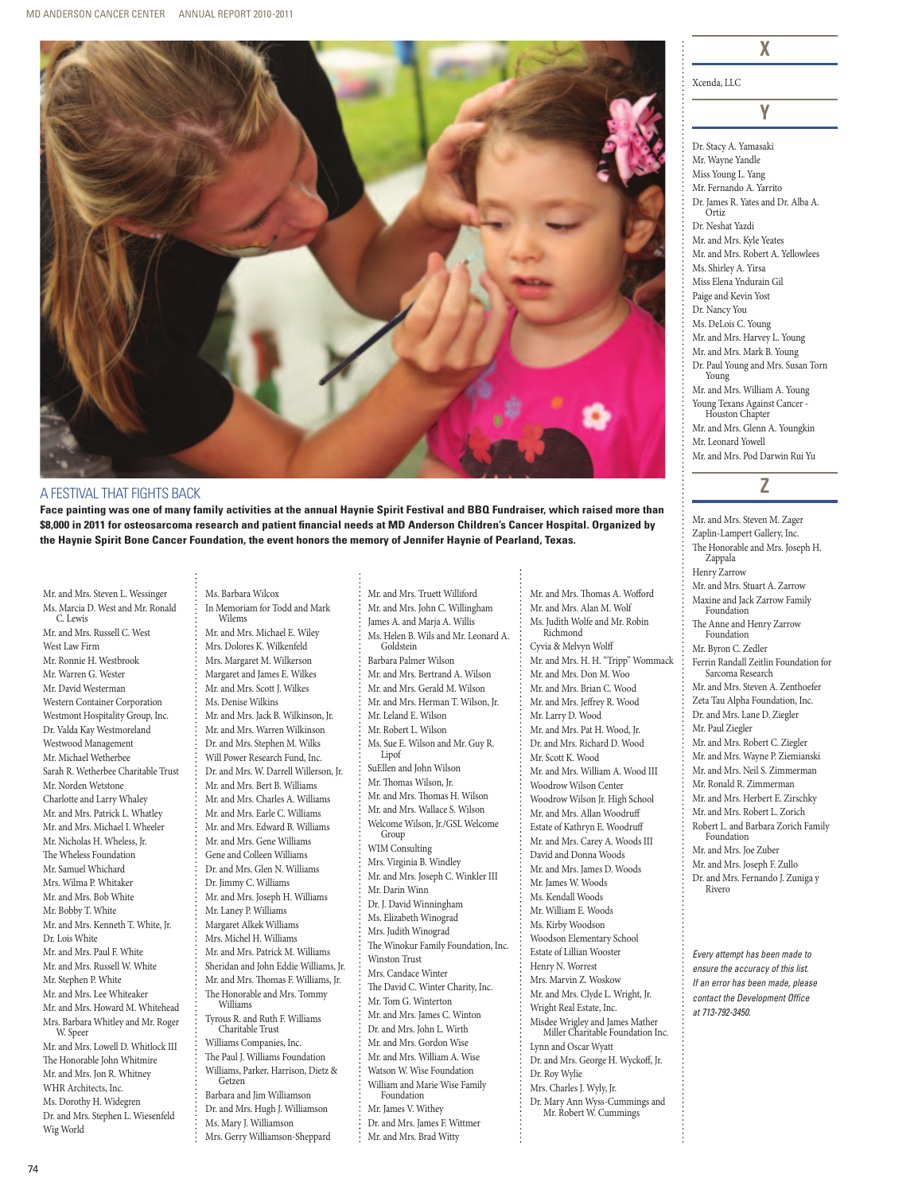## A FESTIVAL THAT FIGHTS BACK

**Face painting was one of many family activities at the annual Haynie Spirit Festival and BBQ Fundraiser, which raised more than $8,000 in 2011 for osteosarcoma research and patient financial needs at MD Anderson Children's Cancer Hospital. Organized by the Haynie Spirit Bone Cancer Foundation, the event honors the memory of Jennifer Haynie of Pearland, Texas.**

Mr. and Mrs. Steven L. Wessinger
Ms. Marcia D. West and Mr. Ronald C. Lewis
Mr. and Mrs. Russell C. West
West Law Firm
Mr. Ronnie H. Westbrook
Mr. Warren G. Wester
Mr. David Westerman
Western Container Corporation
Westmont Hospitality Group, Inc.
Dr. Valda Kay Westmoreland
Westwood Management
Mr. Michael Wetherbee
Sarah R. Wetherbee Charitable Trust
Mr. Norden Wetstone
Charlotte and Larry Whaley
Mr. and Mrs. Patrick L. Whatley
Mr. and Mrs. Michael I. Wheeler
Mr. Nicholas H. Wheless, Jr.
The Wheless Foundation
Mr. Samuel Whichard
Mrs. Wilma P. Whitaker
Mr. and Mrs. Bob White
Mr. Bobby T. White
Mr. and Mrs. Kenneth T. White, Jr.
Dr. Lois White
Mr. and Mrs. Paul F. White
Mr. and Mrs. Russell W. White
Mr. Stephen P. White
Mr. and Mrs. Lee Whiteaker
Mr. and Mrs. Howard M. Whitehead
Mrs. Barbara Whitley and Mr. Roger W. Speer
Mr. and Mrs. Lowell D. Whitlock III
The Honorable John Whitmire
Mr. and Mrs. Jon R. Whitney
WHR Architects, Inc.
Ms. Dorothy H. Widegren
Dr. and Mrs. Stephen L. Wiesenfeld
Wig World

Ms. Barbara Wilcox
In Memoriam for Todd and Mark Wilems
Mr. and Mrs. Michael E. Wiley
Mrs. Dolores K. Wilkenfeld
Mrs. Margaret M. Wilkerson
Margaret and James E. Wilkes
Mr. and Mrs. Scott J. Wilkes
Ms. Denise Wilkins
Mr. and Mrs. Jack B. Wilkinson, Jr.
Mr. and Mrs. Warren Wilkinson
Dr. and Mrs. Stephen M. Wilks
Will Power Research Fund, Inc.
Dr. and Mrs. W. Darrell Willerson, Jr.
Mr. and Mrs. Bert B. Williams
Mr. and Mrs. Charles A. Williams
Mr. and Mrs. Earle C. Williams
Mr. and Mrs. Edward B. Williams
Mr. and Mrs. Gene Williams
Gene and Colleen Williams
Dr. and Mrs. Glen N. Williams
Dr. Jimmy C. Williams
Mr. and Mrs. Joseph H. Williams
Mr. Laney P. Williams
Margaret Alkek Williams
Mrs. Michel H. Williams
Mr. and Mrs. Patrick M. Williams
Sheridan and John Eddie Williams, Jr.
Mr. and Mrs. Thomas F. Williams, Jr.
The Honorable and Mrs. Tommy Williams
Tyrous R. and Ruth F. Williams Charitable Trust
Williams Companies, Inc.
The Paul J. Williams Foundation
Williams, Parker, Harrison, Dietz & Getzen
Barbara and Jim Williamson
Dr. and Mrs. Hugh J. Williamson
Ms. Mary J. Williamson
Mrs. Gerry Williamson-Sheppard

Mr. and Mrs. Truett Williford
Mr. and Mrs. John C. Willingham
James A. and Marja A. Willis
Ms. Helen B. Wils and Mr. Leonard A. Goldstein
Barbara Palmer Wilson
Mr. and Mrs. Bertrand A. Wilson
Mr. and Mrs. Gerald M. Wilson
Mr. and Mrs. Herman T. Wilson, Jr.
Mr. Leland E. Wilson
Mr. Robert L. Wilson
Ms. Sue E. Wilson and Mr. Guy R. Lipof
SuEllen and John Wilson
Mr. Thomas Wilson, Jr.
Mr. and Mrs. Thomas H. Wilson
Mr. and Mrs. Wallace S. Wilson
Welcome Wilson, Jr./GSL Welcome Group
WIM Consulting
Mrs. Virginia B. Windley
Mr. and Mrs. Joseph C. Winkler III
Mr. Darin Winn
Dr. J. David Winningham
Ms. Elizabeth Winograd
Mrs. Judith Winograd
The Winokur Family Foundation, Inc.
Winston Trust
Mrs. Candace Winter
The David C. Winter Charity, Inc.
Mr. Tom G. Winterton
Mr. and Mrs. James C. Winton
Dr. and Mrs. John L. Wirth
Mr. and Mrs. Gordon Wise
Mr. and Mrs. William A. Wise
Watson W. Wise Foundation
William and Marie Wise Family Foundation
Mr. James V. Withey
Dr. and Mrs. James F. Wittmer
Mr. and Mrs. Brad Witty

Mr. and Mrs. Thomas A. Wofford
Mr. and Mrs. Alan M. Wolf
Ms. Judith Wolfe and Mr. Robin Richmond
Cyvia & Melvyn Wolff
Mr. and Mrs. H. H. "Tripp" Wommack
Mr. and Mrs. Don M. Woo
Mr. and Mrs. Brian C. Wood
Mr. and Mrs. Jeffrey R. Wood
Mr. Larry D. Wood
Mr. and Mrs. Pat H. Wood, Jr.
Dr. and Mrs. Richard D. Wood
Mr. Scott K. Wood
Mr. and Mrs. William A. Wood III
Woodrow Wilson Center
Woodrow Wilson Jr. High School
Mr. and Mrs. Allan Woodruff
Estate of Kathryn E. Woodruff
Mr. and Mrs. Carey A. Woods III
David and Donna Woods
Mr. and Mrs. James D. Woods
Mr. James W. Woods
Ms. Kendall Woods
Mr. William E. Woods
Ms. Kirby Woodson
Woodson Elementary School
Estate of Lillian Wooster
Henry N. Worrest
Mrs. Marvin Z. Woskow
Mr. and Mrs. Clyde L. Wright, Jr.
Wright Real Estate, Inc.
Misdee Wrigley and James Mather Miller Charitable Foundation Inc.
Lynn and Oscar Wyatt
Dr. and Mrs. George H. Wyckoff, Jr.
Dr. Roy Wylie
Mrs. Charles J. Wyly, Jr.
Dr. Mary Ann Wyss-Cummings and Mr. Robert W. Cummings

## X

Xcenda, LLC

## Y

Dr. Stacy A. Yamasaki
Mr. Wayne Yandle
Miss Young L. Yang
Mr. Fernando A. Yarrito
Dr. James R. Yates and Dr. Alba A. Ortiz
Dr. Neshat Yazdi
Mr. and Mrs. Kyle Yeates
Mr. and Mrs. Robert A. Yellowlees
Ms. Shirley A. Yirsa
Miss Elena Yndurain Gil
Paige and Kevin Yost
Dr. Nancy You
Ms. DeLois C. Young
Mr. and Mrs. Harvey L. Young
Mr. and Mrs. Mark B. Young
Dr. Paul Young and Mrs. Susan Torn Young
Mr. and Mrs. William A. Young
Young Texans Against Cancer - Houston Chapter
Mr. and Mrs. Glenn A. Youngkin
Mr. Leonard Yowell
Mr. and Mrs. Pod Darwin Rui Yu

## Z

Mr. and Mrs. Steven M. Zager
Zaplin-Lampert Gallery, Inc.
The Honorable and Mrs. Joseph H. Zappala
Henry Zarrow
Mr. and Mrs. Stuart A. Zarrow
Maxine and Jack Zarrow Family Foundation
The Anne and Henry Zarrow Foundation
Mr. Byron C. Zedler
Ferrin Randall Zeitlin Foundation for Sarcoma Research
Mr. and Mrs. Steven A. Zenthoefer
Zeta Tau Alpha Foundation, Inc.
Dr. and Mrs. Lane D. Ziegler
Mr. Paul Ziegler
Mr. and Mrs. Robert C. Ziegler
Mr. and Mrs. Wayne P. Ziemianski
Mr. and Mrs. Neil S. Zimmerman
Mr. Ronald R. Zimmerman
Mr. and Mrs. Herbert E. Zirschky
Mr. and Mrs. Robert L. Zorich
Robert L. and Barbara Zorich Family Foundation
Mr. and Mrs. Joe Zuber
Mr. and Mrs. Joseph F. Zullo
Dr. and Mrs. Fernando J. Zuniga y Rivero

*Every attempt has been made to ensure the accuracy of this list. If an error has been made, please contact the Development Office at 713-792-3450.*